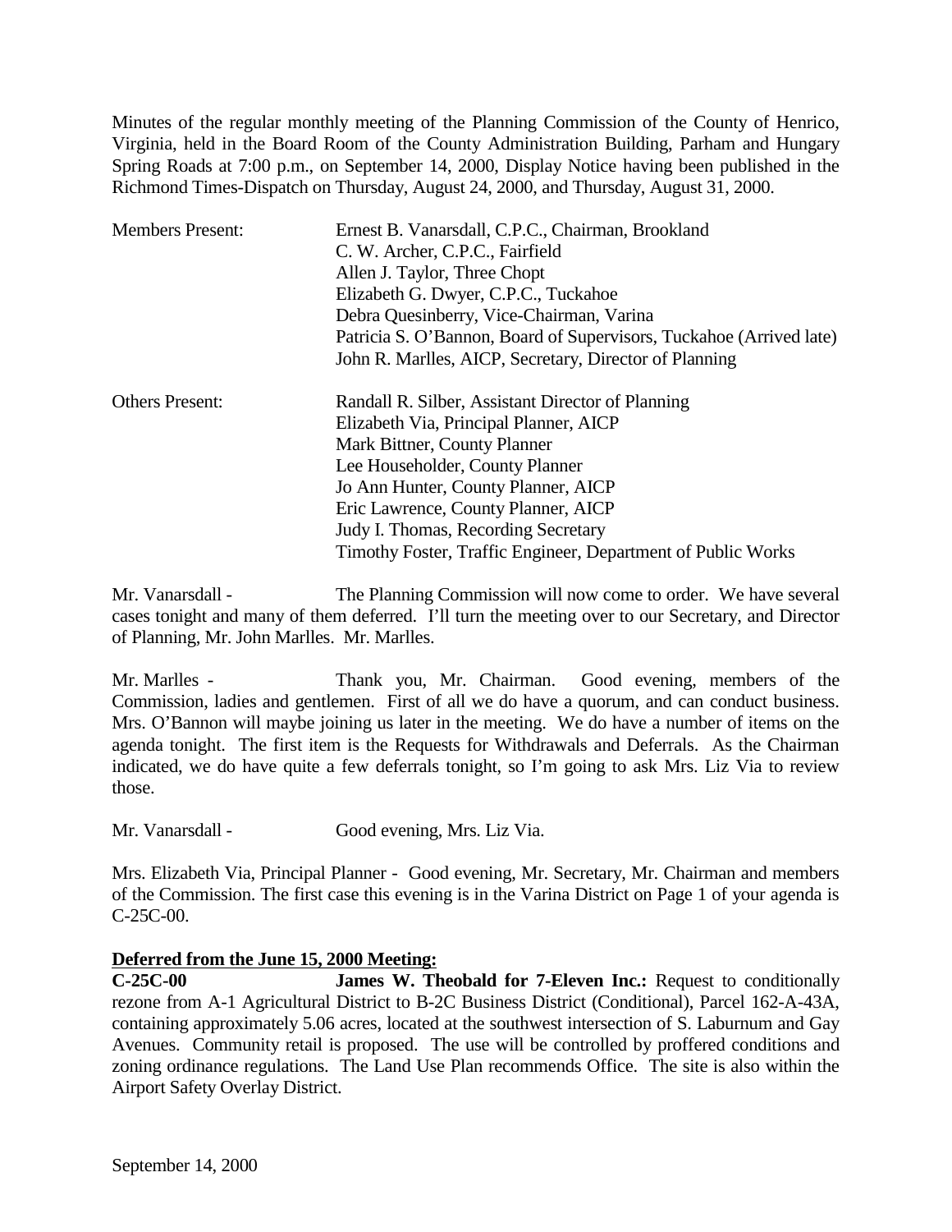Minutes of the regular monthly meeting of the Planning Commission of the County of Henrico, Virginia, held in the Board Room of the County Administration Building, Parham and Hungary Spring Roads at 7:00 p.m., on September 14, 2000, Display Notice having been published in the Richmond Times-Dispatch on Thursday, August 24, 2000, and Thursday, August 31, 2000.

| | |
|---|---|
| Members Present: | Ernest B. Vanarsdall, C.P.C., Chairman, Brookland |
| | C. W. Archer, C.P.C., Fairfield |
| | Allen J. Taylor, Three Chopt |
| | Elizabeth G. Dwyer, C.P.C., Tuckahoe |
| | Debra Quesinberry, Vice-Chairman, Varina |
| | Patricia S. O'Bannon, Board of Supervisors, Tuckahoe (Arrived late) |
| | John R. Marlles, AICP, Secretary, Director of Planning |
| Others Present: | Randall R. Silber, Assistant Director of Planning |
| | Elizabeth Via, Principal Planner, AICP |
| | Mark Bittner, County Planner |
| | Lee Householder, County Planner |
| | Jo Ann Hunter, County Planner, AICP |
| | Eric Lawrence, County Planner, AICP |
| | Judy I. Thomas, Recording Secretary |
| | Timothy Foster, Traffic Engineer, Department of Public Works |

Mr. Vanarsdall - The Planning Commission will now come to order. We have several cases tonight and many of them deferred. I'll turn the meeting over to our Secretary, and Director of Planning, Mr. John Marlles. Mr. Marlles.

Mr. Marlles - Thank you, Mr. Chairman. Good evening, members of the Commission, ladies and gentlemen. First of all we do have a quorum, and can conduct business. Mrs. O'Bannon will maybe joining us later in the meeting. We do have a number of items on the agenda tonight. The first item is the Requests for Withdrawals and Deferrals. As the Chairman indicated, we do have quite a few deferrals tonight, so I'm going to ask Mrs. Liz Via to review those.

Mr. Vanarsdall - Good evening, Mrs. Liz Via.

Mrs. Elizabeth Via, Principal Planner - Good evening, Mr. Secretary, Mr. Chairman and members of the Commission. The first case this evening is in the Varina District on Page 1 of your agenda is C-25C-00.

**Deferred from the June 15, 2000 Meeting:**

**C-25C-00 James W. Theobald for 7-Eleven Inc.:** Request to conditionally rezone from A-1 Agricultural District to B-2C Business District (Conditional), Parcel 162-A-43A, containing approximately 5.06 acres, located at the southwest intersection of S. Laburnum and Gay Avenues. Community retail is proposed. The use will be controlled by proffered conditions and zoning ordinance regulations. The Land Use Plan recommends Office. The site is also within the Airport Safety Overlay District.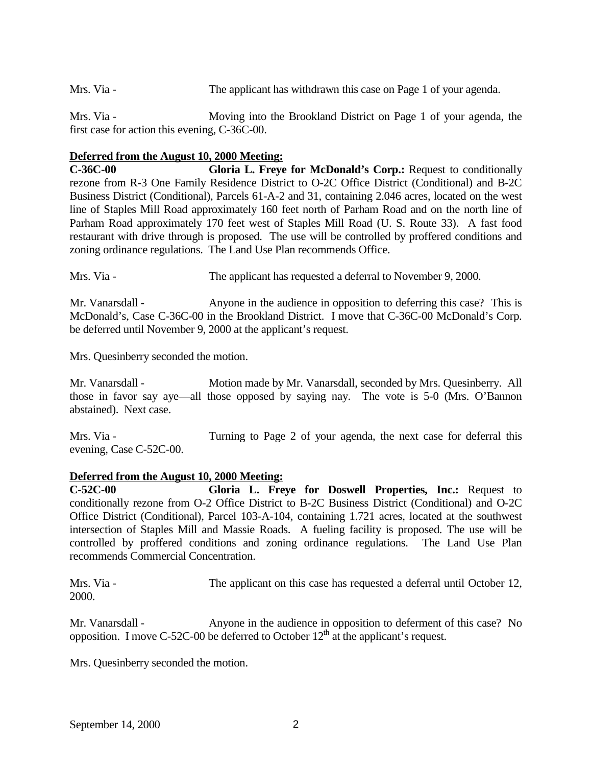Mrs. Via - The applicant has withdrawn this case on Page 1 of your agenda.

Mrs. Via - Moving into the Brookland District on Page 1 of your agenda, the first case for action this evening, C-36C-00.

**Deferred from the August 10, 2000 Meeting:**

**C-36C-00 Gloria L. Freye for McDonald's Corp.:** Request to conditionally rezone from R-3 One Family Residence District to O-2C Office District (Conditional) and B-2C Business District (Conditional), Parcels 61-A-2 and 31, containing 2.046 acres, located on the west line of Staples Mill Road approximately 160 feet north of Parham Road and on the north line of Parham Road approximately 170 feet west of Staples Mill Road (U. S. Route 33). A fast food restaurant with drive through is proposed. The use will be controlled by proffered conditions and zoning ordinance regulations. The Land Use Plan recommends Office.

Mrs. Via - The applicant has requested a deferral to November 9, 2000.

Mr. Vanarsdall - Anyone in the audience in opposition to deferring this case? This is McDonald's, Case C-36C-00 in the Brookland District. I move that C-36C-00 McDonald's Corp. be deferred until November 9, 2000 at the applicant's request.

Mrs. Quesinberry seconded the motion.

Mr. Vanarsdall - Motion made by Mr. Vanarsdall, seconded by Mrs. Quesinberry. All those in favor say aye—all those opposed by saying nay. The vote is 5-0 (Mrs. O'Bannon abstained). Next case.

Mrs. Via - Turning to Page 2 of your agenda, the next case for deferral this evening, Case C-52C-00.

**Deferred from the August 10, 2000 Meeting:**

**C-52C-00 Gloria L. Freye for Doswell Properties, Inc.:** Request to conditionally rezone from O-2 Office District to B-2C Business District (Conditional) and O-2C Office District (Conditional), Parcel 103-A-104, containing 1.721 acres, located at the southwest intersection of Staples Mill and Massie Roads. A fueling facility is proposed. The use will be controlled by proffered conditions and zoning ordinance regulations. The Land Use Plan recommends Commercial Concentration.

Mrs. Via - The applicant on this case has requested a deferral until October 12, 2000.

Mr. Vanarsdall - Anyone in the audience in opposition to deferment of this case? No opposition. I move C-52C-00 be deferred to October 12th at the applicant's request.

Mrs. Quesinberry seconded the motion.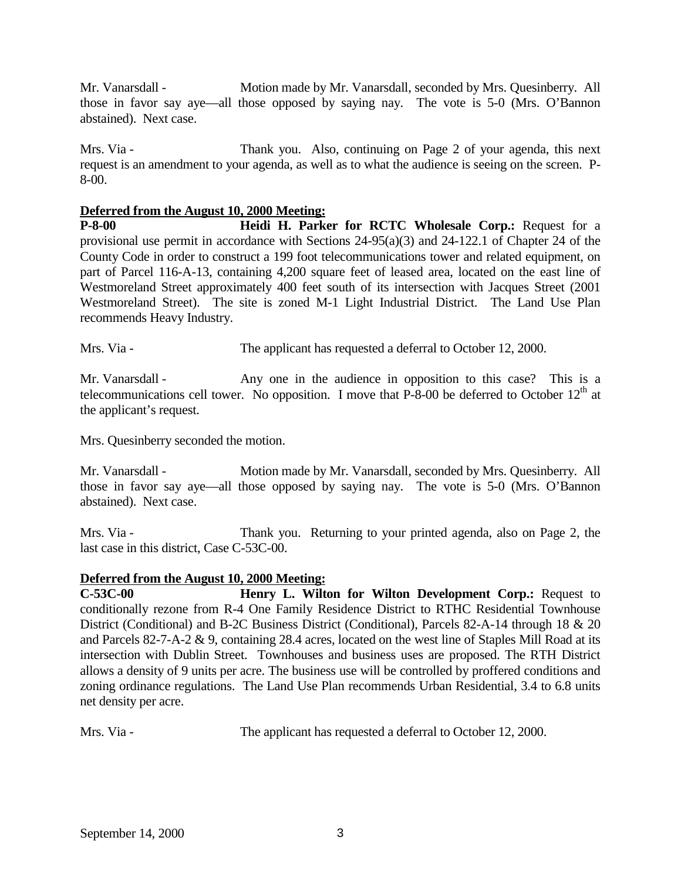Mr. Vanarsdall - Motion made by Mr. Vanarsdall, seconded by Mrs. Quesinberry. All those in favor say aye—all those opposed by saying nay. The vote is 5-0 (Mrs. O'Bannon abstained). Next case.

Mrs. Via - Thank you. Also, continuing on Page 2 of your agenda, this next request is an amendment to your agenda, as well as to what the audience is seeing on the screen. P-8-00.

**Deferred from the August 10, 2000 Meeting:**

**P-8-00 Heidi H. Parker for RCTC Wholesale Corp.:** Request for a provisional use permit in accordance with Sections 24-95(a)(3) and 24-122.1 of Chapter 24 of the County Code in order to construct a 199 foot telecommunications tower and related equipment, on part of Parcel 116-A-13, containing 4,200 square feet of leased area, located on the east line of Westmoreland Street approximately 400 feet south of its intersection with Jacques Street (2001 Westmoreland Street). The site is zoned M-1 Light Industrial District. The Land Use Plan recommends Heavy Industry.

Mrs. Via - The applicant has requested a deferral to October 12, 2000.

Mr. Vanarsdall - Any one in the audience in opposition to this case? This is a telecommunications cell tower. No opposition. I move that P-8-00 be deferred to October 12th at the applicant's request.

Mrs. Quesinberry seconded the motion.

Mr. Vanarsdall - Motion made by Mr. Vanarsdall, seconded by Mrs. Quesinberry. All those in favor say aye—all those opposed by saying nay. The vote is 5-0 (Mrs. O'Bannon abstained). Next case.

Mrs. Via - Thank you. Returning to your printed agenda, also on Page 2, the last case in this district, Case C-53C-00.

**Deferred from the August 10, 2000 Meeting:**

**C-53C-00 Henry L. Wilton for Wilton Development Corp.:** Request to conditionally rezone from R-4 One Family Residence District to RTHC Residential Townhouse District (Conditional) and B-2C Business District (Conditional), Parcels 82-A-14 through 18 & 20 and Parcels 82-7-A-2 & 9, containing 28.4 acres, located on the west line of Staples Mill Road at its intersection with Dublin Street. Townhouses and business uses are proposed. The RTH District allows a density of 9 units per acre. The business use will be controlled by proffered conditions and zoning ordinance regulations. The Land Use Plan recommends Urban Residential, 3.4 to 6.8 units net density per acre.

Mrs. Via - The applicant has requested a deferral to October 12, 2000.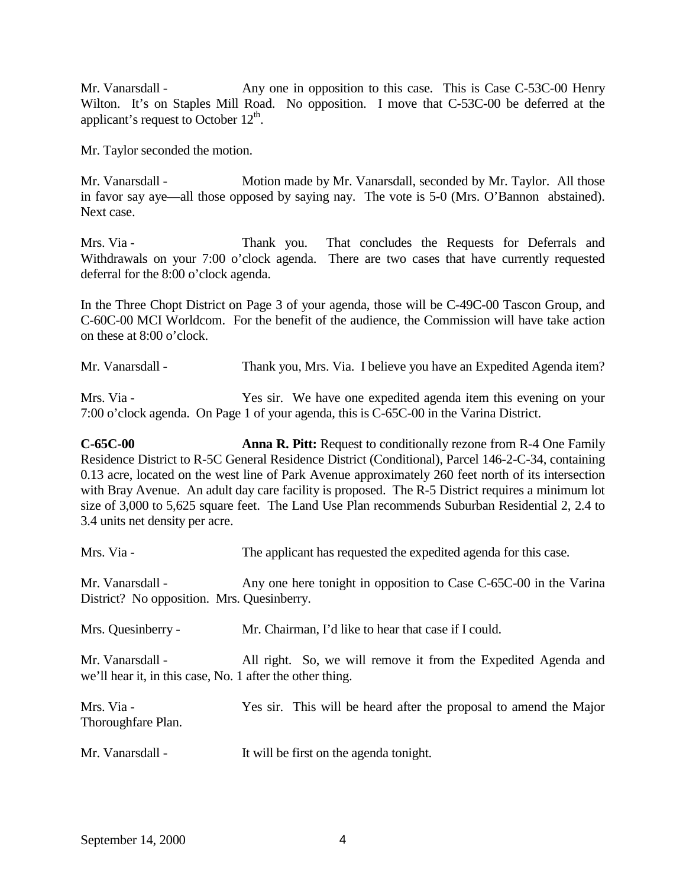Mr. Vanarsdall - Any one in opposition to this case. This is Case C-53C-00 Henry Wilton. It's on Staples Mill Road. No opposition. I move that C-53C-00 be deferred at the applicant's request to October 12th.

Mr. Taylor seconded the motion.

Mr. Vanarsdall - Motion made by Mr. Vanarsdall, seconded by Mr. Taylor. All those in favor say aye—all those opposed by saying nay. The vote is 5-0 (Mrs. O'Bannon abstained). Next case.

Mrs. Via - Thank you. That concludes the Requests for Deferrals and Withdrawals on your 7:00 o'clock agenda. There are two cases that have currently requested deferral for the 8:00 o'clock agenda.

In the Three Chopt District on Page 3 of your agenda, those will be C-49C-00 Tascon Group, and C-60C-00 MCI Worldcom. For the benefit of the audience, the Commission will have take action on these at 8:00 o'clock.

Mr. Vanarsdall - Thank you, Mrs. Via. I believe you have an Expedited Agenda item?

Mrs. Via - Yes sir. We have one expedited agenda item this evening on your 7:00 o'clock agenda. On Page 1 of your agenda, this is C-65C-00 in the Varina District.

**C-65C-00** **Anna R. Pitt:** Request to conditionally rezone from R-4 One Family Residence District to R-5C General Residence District (Conditional), Parcel 146-2-C-34, containing 0.13 acre, located on the west line of Park Avenue approximately 260 feet north of its intersection with Bray Avenue. An adult day care facility is proposed. The R-5 District requires a minimum lot size of 3,000 to 5,625 square feet. The Land Use Plan recommends Suburban Residential 2, 2.4 to 3.4 units net density per acre.

Mrs. Via - The applicant has requested the expedited agenda for this case.

Mr. Vanarsdall - Any one here tonight in opposition to Case C-65C-00 in the Varina District? No opposition. Mrs. Quesinberry.

Mrs. Quesinberry - Mr. Chairman, I'd like to hear that case if I could.

Mr. Vanarsdall - All right. So, we will remove it from the Expedited Agenda and we'll hear it, in this case, No. 1 after the other thing.

Mrs. Via - Yes sir. This will be heard after the proposal to amend the Major Thoroughfare Plan.

Mr. Vanarsdall - It will be first on the agenda tonight.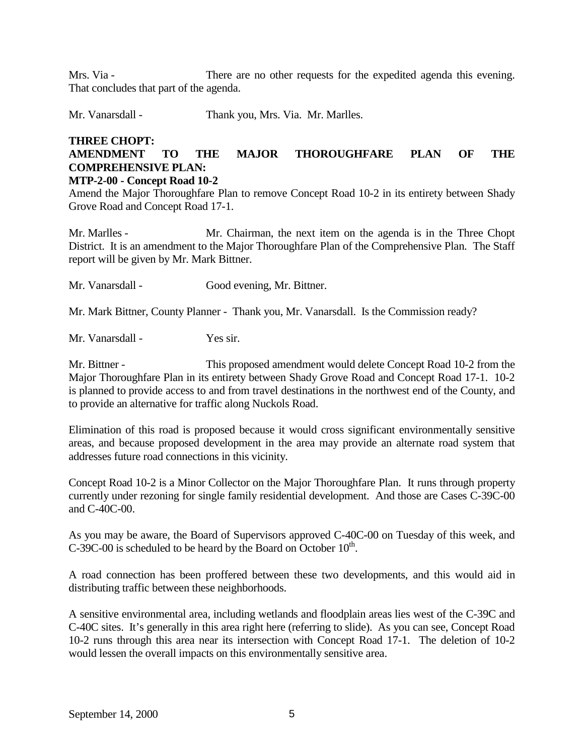Mrs. Via - There are no other requests for the expedited agenda this evening. That concludes that part of the agenda.

Mr. Vanarsdall - Thank you, Mrs. Via. Mr. Marlles.

**THREE CHOPT:**
**AMENDMENT TO THE MAJOR THOROUGHFARE PLAN OF THE COMPREHENSIVE PLAN:**
**MTP-2-00 - Concept Road 10-2**
Amend the Major Thoroughfare Plan to remove Concept Road 10-2 in its entirety between Shady Grove Road and Concept Road 17-1.

Mr. Marlles - Mr. Chairman, the next item on the agenda is in the Three Chopt District. It is an amendment to the Major Thoroughfare Plan of the Comprehensive Plan. The Staff report will be given by Mr. Mark Bittner.

Mr. Vanarsdall - Good evening, Mr. Bittner.

Mr. Mark Bittner, County Planner - Thank you, Mr. Vanarsdall. Is the Commission ready?

Mr. Vanarsdall - Yes sir.

Mr. Bittner - This proposed amendment would delete Concept Road 10-2 from the Major Thoroughfare Plan in its entirety between Shady Grove Road and Concept Road 17-1. 10-2 is planned to provide access to and from travel destinations in the northwest end of the County, and to provide an alternative for traffic along Nuckols Road.

Elimination of this road is proposed because it would cross significant environmentally sensitive areas, and because proposed development in the area may provide an alternate road system that addresses future road connections in this vicinity.

Concept Road 10-2 is a Minor Collector on the Major Thoroughfare Plan. It runs through property currently under rezoning for single family residential development. And those are Cases C-39C-00 and C-40C-00.

As you may be aware, the Board of Supervisors approved C-40C-00 on Tuesday of this week, and C-39C-00 is scheduled to be heard by the Board on October 10th.

A road connection has been proffered between these two developments, and this would aid in distributing traffic between these neighborhoods.

A sensitive environmental area, including wetlands and floodplain areas lies west of the C-39C and C-40C sites. It's generally in this area right here (referring to slide). As you can see, Concept Road 10-2 runs through this area near its intersection with Concept Road 17-1. The deletion of 10-2 would lessen the overall impacts on this environmentally sensitive area.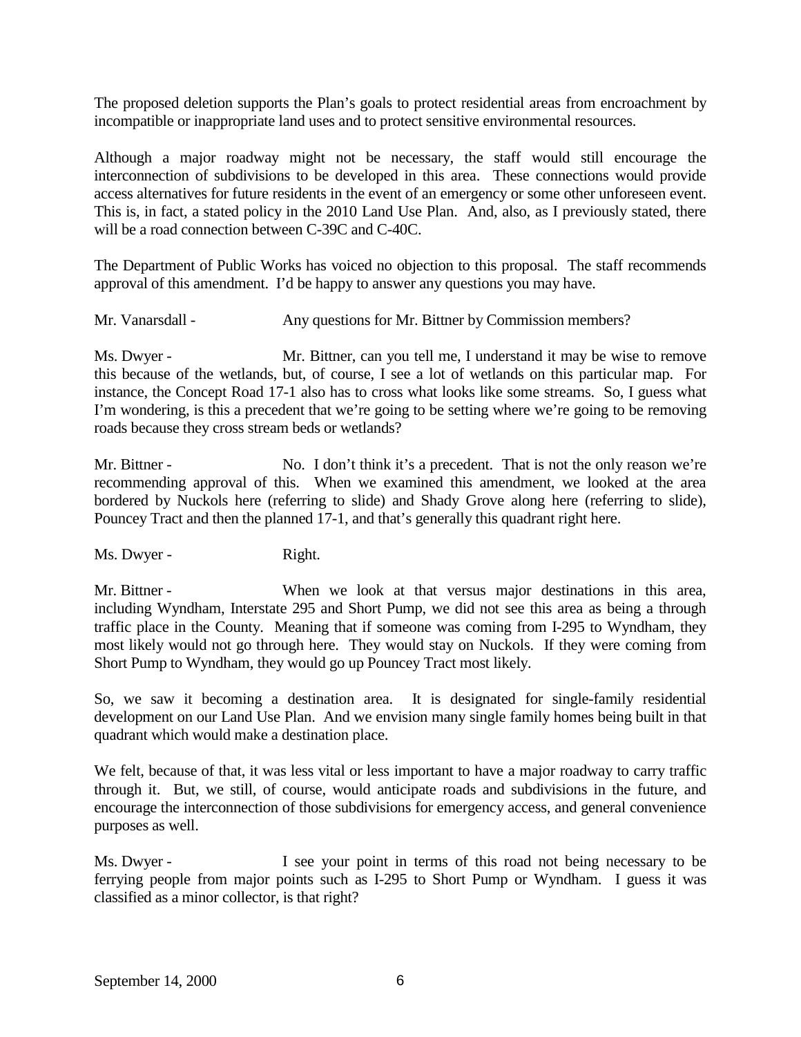The proposed deletion supports the Plan's goals to protect residential areas from encroachment by incompatible or inappropriate land uses and to protect sensitive environmental resources.

Although a major roadway might not be necessary, the staff would still encourage the interconnection of subdivisions to be developed in this area. These connections would provide access alternatives for future residents in the event of an emergency or some other unforeseen event. This is, in fact, a stated policy in the 2010 Land Use Plan. And, also, as I previously stated, there will be a road connection between C-39C and C-40C.

The Department of Public Works has voiced no objection to this proposal. The staff recommends approval of this amendment. I'd be happy to answer any questions you may have.

Mr. Vanarsdall - Any questions for Mr. Bittner by Commission members?

Ms. Dwyer - Mr. Bittner, can you tell me, I understand it may be wise to remove this because of the wetlands, but, of course, I see a lot of wetlands on this particular map. For instance, the Concept Road 17-1 also has to cross what looks like some streams. So, I guess what I'm wondering, is this a precedent that we're going to be setting where we're going to be removing roads because they cross stream beds or wetlands?

Mr. Bittner - No. I don't think it's a precedent. That is not the only reason we're recommending approval of this. When we examined this amendment, we looked at the area bordered by Nuckols here (referring to slide) and Shady Grove along here (referring to slide), Pouncey Tract and then the planned 17-1, and that's generally this quadrant right here.

Ms. Dwyer - Right.

Mr. Bittner - When we look at that versus major destinations in this area, including Wyndham, Interstate 295 and Short Pump, we did not see this area as being a through traffic place in the County. Meaning that if someone was coming from I-295 to Wyndham, they most likely would not go through here. They would stay on Nuckols. If they were coming from Short Pump to Wyndham, they would go up Pouncey Tract most likely.

So, we saw it becoming a destination area. It is designated for single-family residential development on our Land Use Plan. And we envision many single family homes being built in that quadrant which would make a destination place.

We felt, because of that, it was less vital or less important to have a major roadway to carry traffic through it. But, we still, of course, would anticipate roads and subdivisions in the future, and encourage the interconnection of those subdivisions for emergency access, and general convenience purposes as well.

Ms. Dwyer - I see your point in terms of this road not being necessary to be ferrying people from major points such as I-295 to Short Pump or Wyndham. I guess it was classified as a minor collector, is that right?

September 14, 2000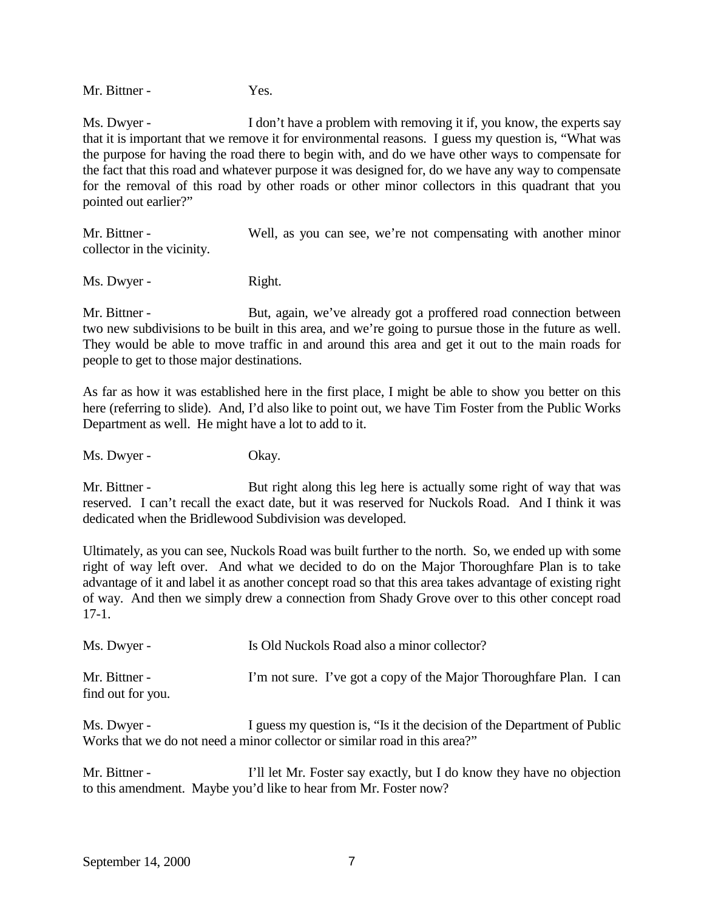Mr. Bittner - Yes.

Ms. Dwyer - I don't have a problem with removing it if, you know, the experts say that it is important that we remove it for environmental reasons. I guess my question is, "What was the purpose for having the road there to begin with, and do we have other ways to compensate for the fact that this road and whatever purpose it was designed for, do we have any way to compensate for the removal of this road by other roads or other minor collectors in this quadrant that you pointed out earlier?"

Mr. Bittner - Well, as you can see, we're not compensating with another minor collector in the vicinity.

Ms. Dwyer - Right.

Mr. Bittner - But, again, we've already got a proffered road connection between two new subdivisions to be built in this area, and we're going to pursue those in the future as well. They would be able to move traffic in and around this area and get it out to the main roads for people to get to those major destinations.

As far as how it was established here in the first place, I might be able to show you better on this here (referring to slide). And, I'd also like to point out, we have Tim Foster from the Public Works Department as well. He might have a lot to add to it.

Ms. Dwyer - Okay.

Mr. Bittner - But right along this leg here is actually some right of way that was reserved. I can't recall the exact date, but it was reserved for Nuckols Road. And I think it was dedicated when the Bridlewood Subdivision was developed.

Ultimately, as you can see, Nuckols Road was built further to the north. So, we ended up with some right of way left over. And what we decided to do on the Major Thoroughfare Plan is to take advantage of it and label it as another concept road so that this area takes advantage of existing right of way. And then we simply drew a connection from Shady Grove over to this other concept road 17-1.

Ms. Dwyer - Is Old Nuckols Road also a minor collector?

Mr. Bittner - I'm not sure. I've got a copy of the Major Thoroughfare Plan. I can find out for you.

Ms. Dwyer - I guess my question is, "Is it the decision of the Department of Public Works that we do not need a minor collector or similar road in this area?"

Mr. Bittner - I'll let Mr. Foster say exactly, but I do know they have no objection to this amendment. Maybe you'd like to hear from Mr. Foster now?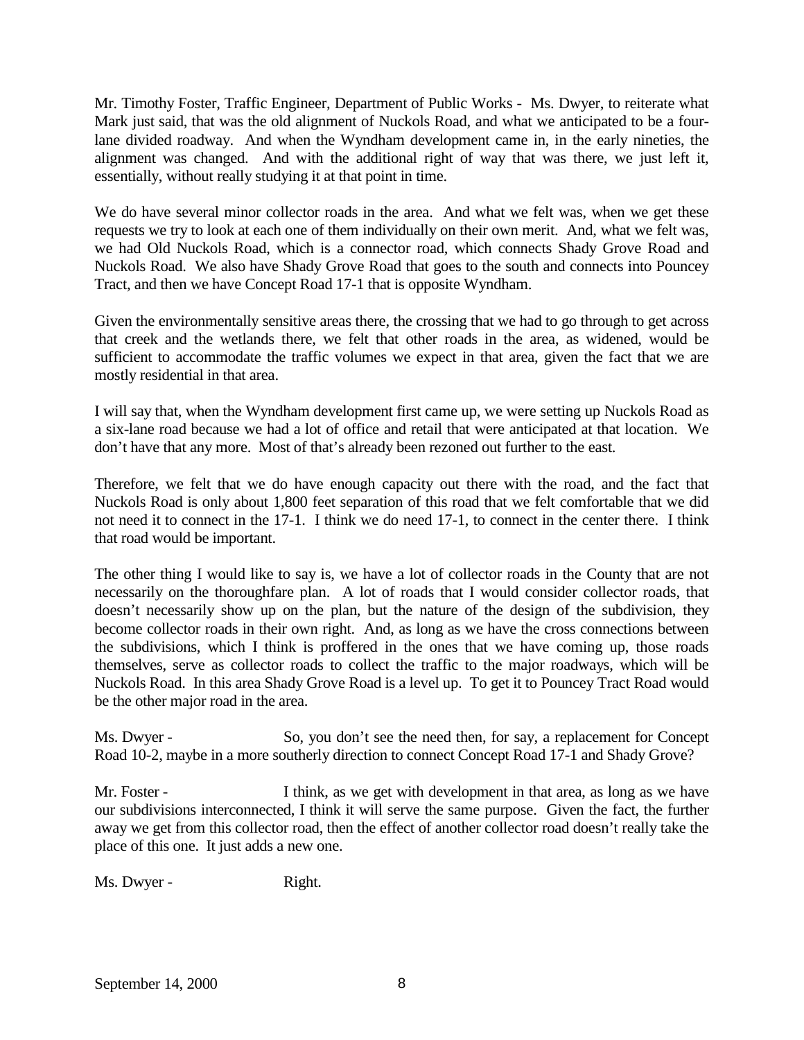Mr. Timothy Foster, Traffic Engineer, Department of Public Works - Ms. Dwyer, to reiterate what Mark just said, that was the old alignment of Nuckols Road, and what we anticipated to be a four-lane divided roadway. And when the Wyndham development came in, in the early nineties, the alignment was changed. And with the additional right of way that was there, we just left it, essentially, without really studying it at that point in time.

We do have several minor collector roads in the area. And what we felt was, when we get these requests we try to look at each one of them individually on their own merit. And, what we felt was, we had Old Nuckols Road, which is a connector road, which connects Shady Grove Road and Nuckols Road. We also have Shady Grove Road that goes to the south and connects into Pouncey Tract, and then we have Concept Road 17-1 that is opposite Wyndham.

Given the environmentally sensitive areas there, the crossing that we had to go through to get across that creek and the wetlands there, we felt that other roads in the area, as widened, would be sufficient to accommodate the traffic volumes we expect in that area, given the fact that we are mostly residential in that area.

I will say that, when the Wyndham development first came up, we were setting up Nuckols Road as a six-lane road because we had a lot of office and retail that were anticipated at that location. We don't have that any more. Most of that's already been rezoned out further to the east.

Therefore, we felt that we do have enough capacity out there with the road, and the fact that Nuckols Road is only about 1,800 feet separation of this road that we felt comfortable that we did not need it to connect in the 17-1. I think we do need 17-1, to connect in the center there. I think that road would be important.

The other thing I would like to say is, we have a lot of collector roads in the County that are not necessarily on the thoroughfare plan. A lot of roads that I would consider collector roads, that doesn't necessarily show up on the plan, but the nature of the design of the subdivision, they become collector roads in their own right. And, as long as we have the cross connections between the subdivisions, which I think is proffered in the ones that we have coming up, those roads themselves, serve as collector roads to collect the traffic to the major roadways, which will be Nuckols Road. In this area Shady Grove Road is a level up. To get it to Pouncey Tract Road would be the other major road in the area.

Ms. Dwyer - So, you don't see the need then, for say, a replacement for Concept Road 10-2, maybe in a more southerly direction to connect Concept Road 17-1 and Shady Grove?

Mr. Foster - I think, as we get with development in that area, as long as we have our subdivisions interconnected, I think it will serve the same purpose. Given the fact, the further away we get from this collector road, then the effect of another collector road doesn't really take the place of this one. It just adds a new one.

Ms. Dwyer - Right.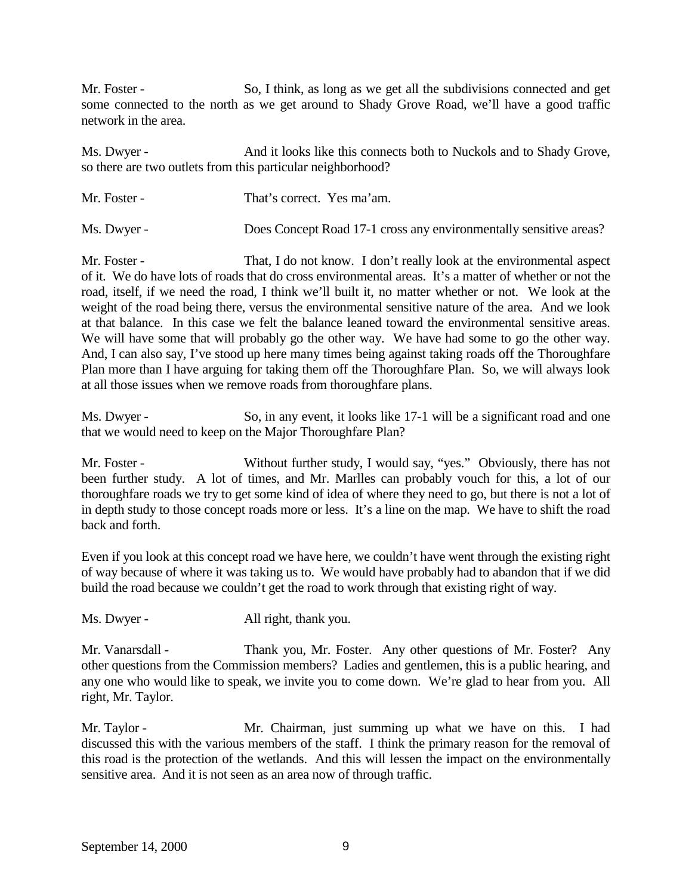Mr. Foster - So, I think, as long as we get all the subdivisions connected and get some connected to the north as we get around to Shady Grove Road, we'll have a good traffic network in the area.

Ms. Dwyer - And it looks like this connects both to Nuckols and to Shady Grove, so there are two outlets from this particular neighborhood?

Mr. Foster - That's correct. Yes ma'am.

Ms. Dwyer - Does Concept Road 17-1 cross any environmentally sensitive areas?

Mr. Foster - That, I do not know. I don't really look at the environmental aspect of it. We do have lots of roads that do cross environmental areas. It's a matter of whether or not the road, itself, if we need the road, I think we'll built it, no matter whether or not. We look at the weight of the road being there, versus the environmental sensitive nature of the area. And we look at that balance. In this case we felt the balance leaned toward the environmental sensitive areas. We will have some that will probably go the other way. We have had some to go the other way. And, I can also say, I've stood up here many times being against taking roads off the Thoroughfare Plan more than I have arguing for taking them off the Thoroughfare Plan. So, we will always look at all those issues when we remove roads from thoroughfare plans.

Ms. Dwyer - So, in any event, it looks like 17-1 will be a significant road and one that we would need to keep on the Major Thoroughfare Plan?

Mr. Foster - Without further study, I would say, "yes." Obviously, there has not been further study. A lot of times, and Mr. Marlles can probably vouch for this, a lot of our thoroughfare roads we try to get some kind of idea of where they need to go, but there is not a lot of in depth study to those concept roads more or less. It's a line on the map. We have to shift the road back and forth.

Even if you look at this concept road we have here, we couldn't have went through the existing right of way because of where it was taking us to. We would have probably had to abandon that if we did build the road because we couldn't get the road to work through that existing right of way.

Ms. Dwyer - All right, thank you.

Mr. Vanarsdall - Thank you, Mr. Foster. Any other questions of Mr. Foster? Any other questions from the Commission members? Ladies and gentlemen, this is a public hearing, and any one who would like to speak, we invite you to come down. We're glad to hear from you. All right, Mr. Taylor.

Mr. Taylor - Mr. Chairman, just summing up what we have on this. I had discussed this with the various members of the staff. I think the primary reason for the removal of this road is the protection of the wetlands. And this will lessen the impact on the environmentally sensitive area. And it is not seen as an area now of through traffic.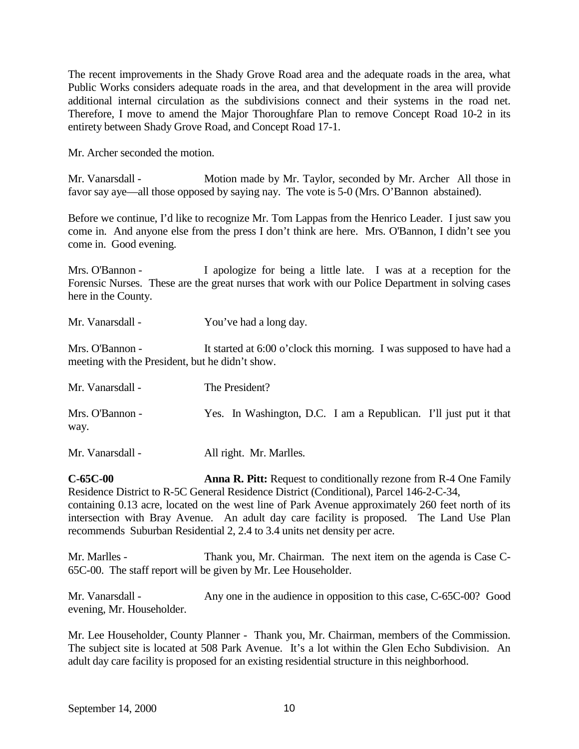The recent improvements in the Shady Grove Road area and the adequate roads in the area, what Public Works considers adequate roads in the area, and that development in the area will provide additional internal circulation as the subdivisions connect and their systems in the road net. Therefore, I move to amend the Major Thoroughfare Plan to remove Concept Road 10-2 in its entirety between Shady Grove Road, and Concept Road 17-1.

Mr. Archer seconded the motion.

Mr. Vanarsdall - Motion made by Mr. Taylor, seconded by Mr. Archer All those in favor say aye—all those opposed by saying nay. The vote is 5-0 (Mrs. O'Bannon abstained).

Before we continue, I'd like to recognize Mr. Tom Lappas from the Henrico Leader. I just saw you come in. And anyone else from the press I don't think are here. Mrs. O'Bannon, I didn't see you come in. Good evening.

Mrs. O'Bannon - I apologize for being a little late. I was at a reception for the Forensic Nurses. These are the great nurses that work with our Police Department in solving cases here in the County.

Mr. Vanarsdall - You've had a long day.

Mrs. O'Bannon - It started at 6:00 o'clock this morning. I was supposed to have had a meeting with the President, but he didn't show.

Mr. Vanarsdall - The President?

Mrs. O'Bannon - Yes. In Washington, D.C. I am a Republican. I'll just put it that way.

Mr. Vanarsdall - All right. Mr. Marlles.

**C-65C-00** **Anna R. Pitt:** Request to conditionally rezone from R-4 One Family Residence District to R-5C General Residence District (Conditional), Parcel 146-2-C-34, containing 0.13 acre, located on the west line of Park Avenue approximately 260 feet north of its intersection with Bray Avenue. An adult day care facility is proposed. The Land Use Plan recommends Suburban Residential 2, 2.4 to 3.4 units net density per acre.

Mr. Marlles - Thank you, Mr. Chairman. The next item on the agenda is Case C-65C-00. The staff report will be given by Mr. Lee Householder.

Mr. Vanarsdall - Any one in the audience in opposition to this case, C-65C-00? Good evening, Mr. Householder.

Mr. Lee Householder, County Planner - Thank you, Mr. Chairman, members of the Commission. The subject site is located at 508 Park Avenue. It's a lot within the Glen Echo Subdivision. An adult day care facility is proposed for an existing residential structure in this neighborhood.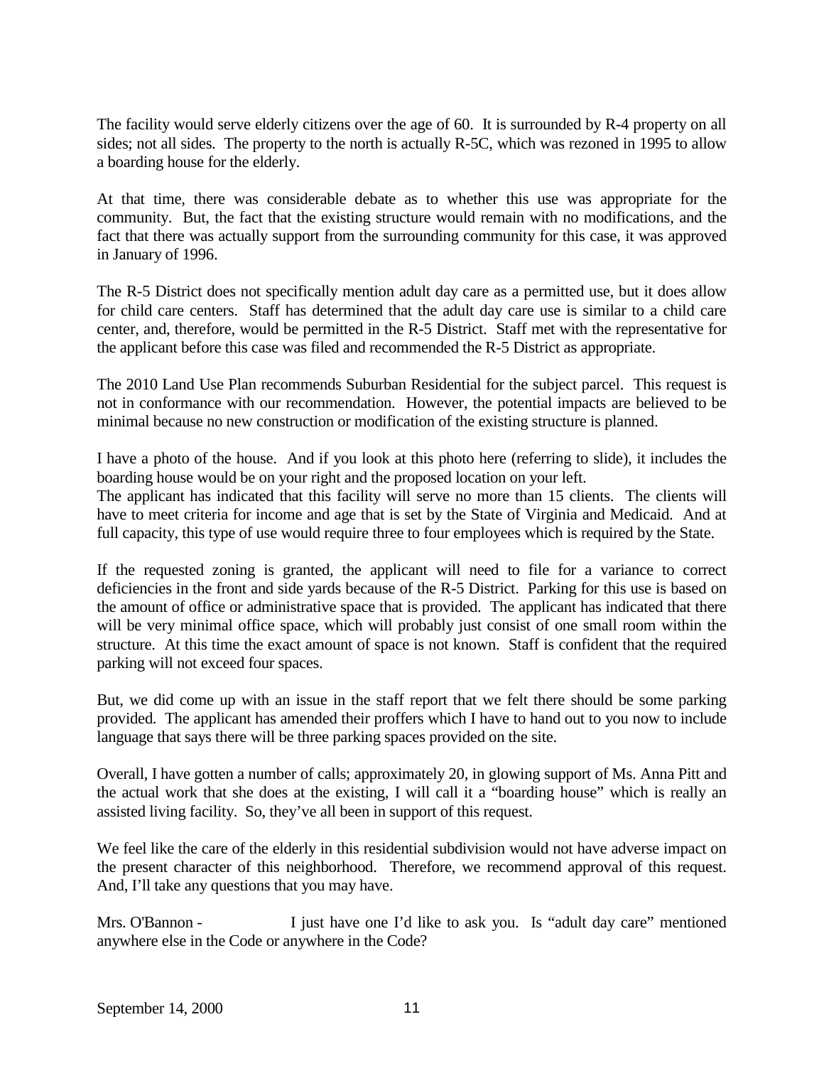The facility would serve elderly citizens over the age of 60. It is surrounded by R-4 property on all sides; not all sides. The property to the north is actually R-5C, which was rezoned in 1995 to allow a boarding house for the elderly.

At that time, there was considerable debate as to whether this use was appropriate for the community. But, the fact that the existing structure would remain with no modifications, and the fact that there was actually support from the surrounding community for this case, it was approved in January of 1996.

The R-5 District does not specifically mention adult day care as a permitted use, but it does allow for child care centers. Staff has determined that the adult day care use is similar to a child care center, and, therefore, would be permitted in the R-5 District. Staff met with the representative for the applicant before this case was filed and recommended the R-5 District as appropriate.

The 2010 Land Use Plan recommends Suburban Residential for the subject parcel. This request is not in conformance with our recommendation. However, the potential impacts are believed to be minimal because no new construction or modification of the existing structure is planned.

I have a photo of the house. And if you look at this photo here (referring to slide), it includes the boarding house would be on your right and the proposed location on your left.
The applicant has indicated that this facility will serve no more than 15 clients. The clients will have to meet criteria for income and age that is set by the State of Virginia and Medicaid. And at full capacity, this type of use would require three to four employees which is required by the State.

If the requested zoning is granted, the applicant will need to file for a variance to correct deficiencies in the front and side yards because of the R-5 District. Parking for this use is based on the amount of office or administrative space that is provided. The applicant has indicated that there will be very minimal office space, which will probably just consist of one small room within the structure. At this time the exact amount of space is not known. Staff is confident that the required parking will not exceed four spaces.

But, we did come up with an issue in the staff report that we felt there should be some parking provided. The applicant has amended their proffers which I have to hand out to you now to include language that says there will be three parking spaces provided on the site.

Overall, I have gotten a number of calls; approximately 20, in glowing support of Ms. Anna Pitt and the actual work that she does at the existing, I will call it a "boarding house" which is really an assisted living facility. So, they've all been in support of this request.

We feel like the care of the elderly in this residential subdivision would not have adverse impact on the present character of this neighborhood. Therefore, we recommend approval of this request. And, I'll take any questions that you may have.

Mrs. O'Bannon - I just have one I'd like to ask you. Is "adult day care" mentioned anywhere else in the Code or anywhere in the Code?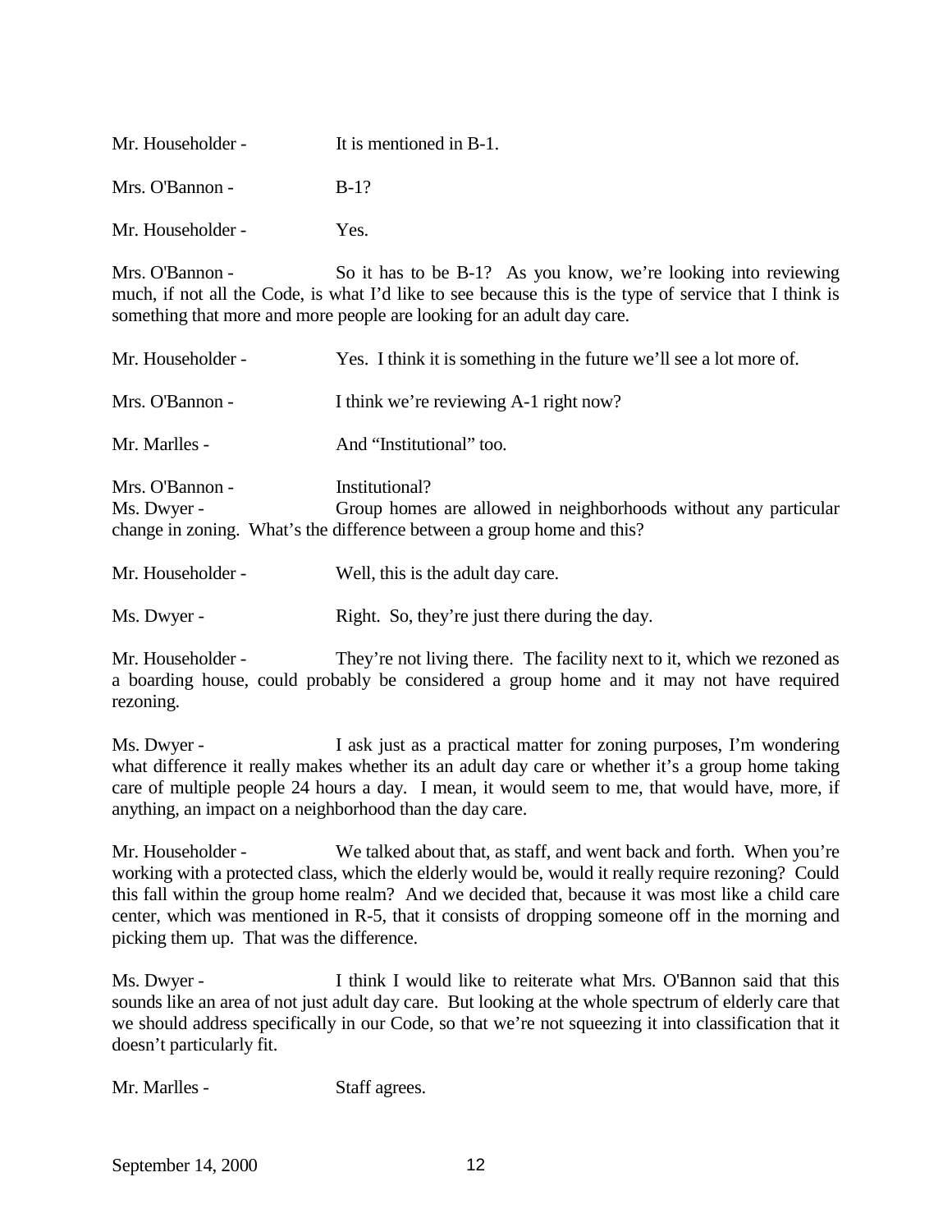Mr. Householder - It is mentioned in B-1.

Mrs. O'Bannon - B-1?

Mr. Householder - Yes.

Mrs. O'Bannon - So it has to be B-1? As you know, we're looking into reviewing much, if not all the Code, is what I'd like to see because this is the type of service that I think is something that more and more people are looking for an adult day care.

Mr. Householder - Yes. I think it is something in the future we'll see a lot more of.

Mrs. O'Bannon - I think we're reviewing A-1 right now?

Mr. Marlles - And "Institutional" too.

Mrs. O'Bannon - Institutional?

Ms. Dwyer - Group homes are allowed in neighborhoods without any particular change in zoning. What's the difference between a group home and this?

Mr. Householder - Well, this is the adult day care.

Ms. Dwyer - Right. So, they're just there during the day.

Mr. Householder - They're not living there. The facility next to it, which we rezoned as a boarding house, could probably be considered a group home and it may not have required rezoning.

Ms. Dwyer - I ask just as a practical matter for zoning purposes, I'm wondering what difference it really makes whether its an adult day care or whether it's a group home taking care of multiple people 24 hours a day. I mean, it would seem to me, that would have, more, if anything, an impact on a neighborhood than the day care.

Mr. Householder - We talked about that, as staff, and went back and forth. When you're working with a protected class, which the elderly would be, would it really require rezoning? Could this fall within the group home realm? And we decided that, because it was most like a child care center, which was mentioned in R-5, that it consists of dropping someone off in the morning and picking them up. That was the difference.

Ms. Dwyer - I think I would like to reiterate what Mrs. O'Bannon said that this sounds like an area of not just adult day care. But looking at the whole spectrum of elderly care that we should address specifically in our Code, so that we're not squeezing it into classification that it doesn't particularly fit.

Mr. Marlles - Staff agrees.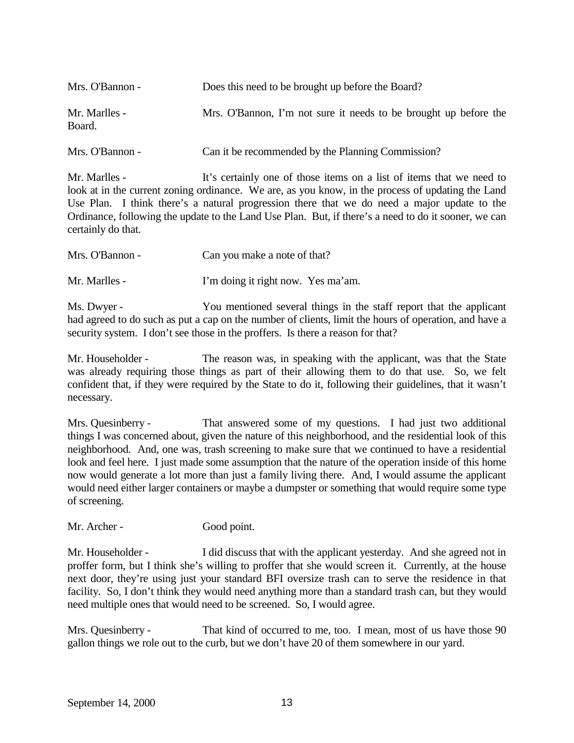Mrs. O'Bannon - Does this need to be brought up before the Board?

Mr. Marlles - Mrs. O'Bannon, I'm not sure it needs to be brought up before the Board.

Mrs. O'Bannon - Can it be recommended by the Planning Commission?

Mr. Marlles - It's certainly one of those items on a list of items that we need to look at in the current zoning ordinance. We are, as you know, in the process of updating the Land Use Plan. I think there's a natural progression there that we do need a major update to the Ordinance, following the update to the Land Use Plan. But, if there's a need to do it sooner, we can certainly do that.

Mrs. O'Bannon - Can you make a note of that?

Mr. Marlles - I'm doing it right now. Yes ma'am.

Ms. Dwyer - You mentioned several things in the staff report that the applicant had agreed to do such as put a cap on the number of clients, limit the hours of operation, and have a security system. I don't see those in the proffers. Is there a reason for that?

Mr. Householder - The reason was, in speaking with the applicant, was that the State was already requiring those things as part of their allowing them to do that use. So, we felt confident that, if they were required by the State to do it, following their guidelines, that it wasn't necessary.

Mrs. Quesinberry - That answered some of my questions. I had just two additional things I was concerned about, given the nature of this neighborhood, and the residential look of this neighborhood. And, one was, trash screening to make sure that we continued to have a residential look and feel here. I just made some assumption that the nature of the operation inside of this home now would generate a lot more than just a family living there. And, I would assume the applicant would need either larger containers or maybe a dumpster or something that would require some type of screening.

Mr. Archer - Good point.

Mr. Householder - I did discuss that with the applicant yesterday. And she agreed not in proffer form, but I think she's willing to proffer that she would screen it. Currently, at the house next door, they're using just your standard BFI oversize trash can to serve the residence in that facility. So, I don't think they would need anything more than a standard trash can, but they would need multiple ones that would need to be screened. So, I would agree.

Mrs. Quesinberry - That kind of occurred to me, too. I mean, most of us have those 90 gallon things we role out to the curb, but we don't have 20 of them somewhere in our yard.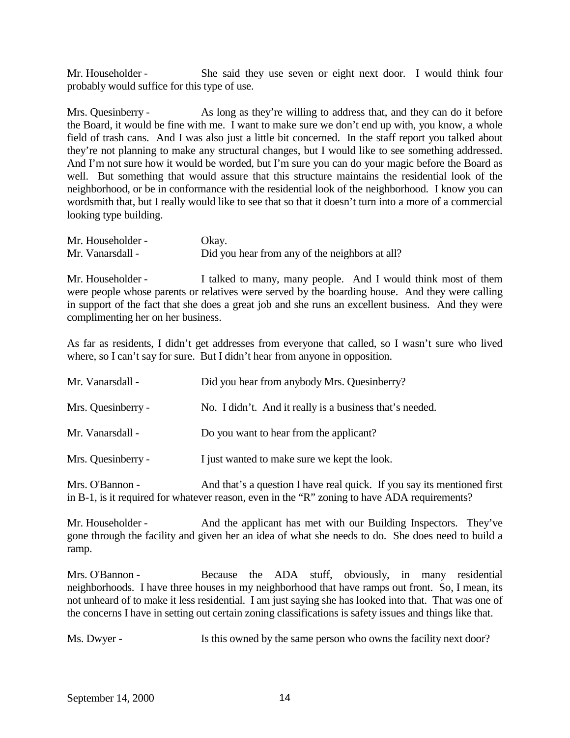Mr. Householder - She said they use seven or eight next door. I would think four probably would suffice for this type of use.

Mrs. Quesinberry - As long as they're willing to address that, and they can do it before the Board, it would be fine with me. I want to make sure we don't end up with, you know, a whole field of trash cans. And I was also just a little bit concerned. In the staff report you talked about they're not planning to make any structural changes, but I would like to see something addressed. And I'm not sure how it would be worded, but I'm sure you can do your magic before the Board as well. But something that would assure that this structure maintains the residential look of the neighborhood, or be in conformance with the residential look of the neighborhood. I know you can wordsmith that, but I really would like to see that so that it doesn't turn into a more of a commercial looking type building.

Mr. Householder - Okay.

Mr. Vanarsdall - Did you hear from any of the neighbors at all?

Mr. Householder - I talked to many, many people. And I would think most of them were people whose parents or relatives were served by the boarding house. And they were calling in support of the fact that she does a great job and she runs an excellent business. And they were complimenting her on her business.

As far as residents, I didn't get addresses from everyone that called, so I wasn't sure who lived where, so I can't say for sure. But I didn't hear from anyone in opposition.

Mr. Vanarsdall - Did you hear from anybody Mrs. Quesinberry?

Mrs. Quesinberry - No. I didn't. And it really is a business that's needed.

Mr. Vanarsdall - Do you want to hear from the applicant?

Mrs. Quesinberry - I just wanted to make sure we kept the look.

Mrs. O'Bannon - And that's a question I have real quick. If you say its mentioned first in B-1, is it required for whatever reason, even in the "R" zoning to have ADA requirements?

Mr. Householder - And the applicant has met with our Building Inspectors. They've gone through the facility and given her an idea of what she needs to do. She does need to build a ramp.

Mrs. O'Bannon - Because the ADA stuff, obviously, in many residential neighborhoods. I have three houses in my neighborhood that have ramps out front. So, I mean, its not unheard of to make it less residential. I am just saying she has looked into that. That was one of the concerns I have in setting out certain zoning classifications is safety issues and things like that.

Ms. Dwyer - Is this owned by the same person who owns the facility next door?

September 14, 2000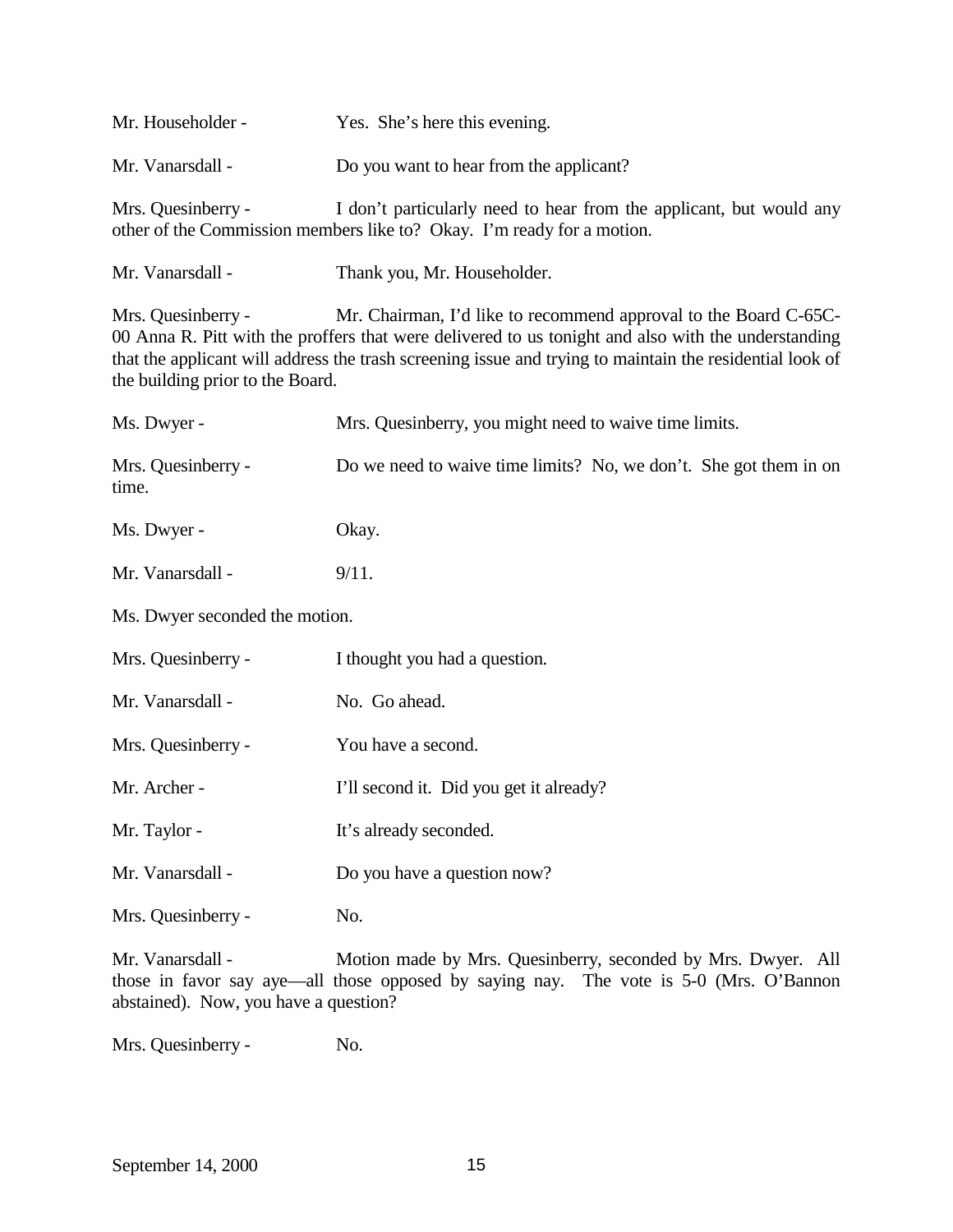Mr. Householder - Yes. She's here this evening.

Mr. Vanarsdall - Do you want to hear from the applicant?

Mrs. Quesinberry - I don't particularly need to hear from the applicant, but would any other of the Commission members like to? Okay. I'm ready for a motion.

Mr. Vanarsdall - Thank you, Mr. Householder.

Mrs. Quesinberry - Mr. Chairman, I'd like to recommend approval to the Board C-65C-00 Anna R. Pitt with the proffers that were delivered to us tonight and also with the understanding that the applicant will address the trash screening issue and trying to maintain the residential look of the building prior to the Board.

Ms. Dwyer - Mrs. Quesinberry, you might need to waive time limits.

Mrs. Quesinberry - Do we need to waive time limits? No, we don't. She got them in on time.

Ms. Dwyer - Okay.

Mr. Vanarsdall - 9/11.

Ms. Dwyer seconded the motion.

Mrs. Quesinberry - I thought you had a question.

Mr. Vanarsdall - No. Go ahead.

Mrs. Quesinberry - You have a second.

Mr. Archer - I'll second it. Did you get it already?

Mr. Taylor - It's already seconded.

Mr. Vanarsdall - Do you have a question now?

Mrs. Quesinberry - No.

Mr. Vanarsdall - Motion made by Mrs. Quesinberry, seconded by Mrs. Dwyer. All those in favor say aye—all those opposed by saying nay. The vote is 5-0 (Mrs. O'Bannon abstained). Now, you have a question?

Mrs. Quesinberry - No.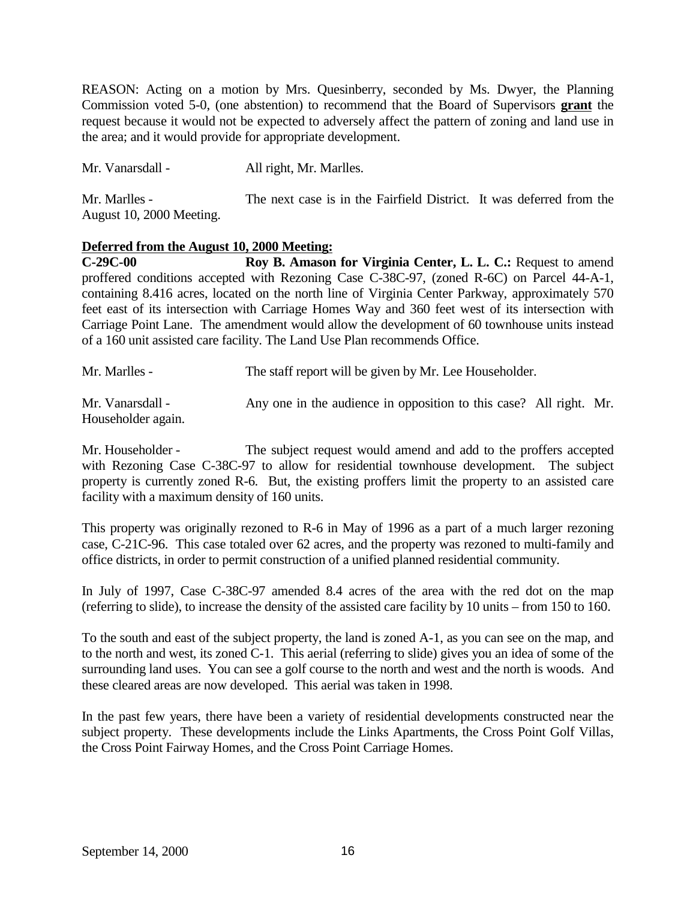REASON: Acting on a motion by Mrs. Quesinberry, seconded by Ms. Dwyer, the Planning Commission voted 5-0, (one abstention) to recommend that the Board of Supervisors **grant** the request because it would not be expected to adversely affect the pattern of zoning and land use in the area; and it would provide for appropriate development.

Mr. Vanarsdall - All right, Mr. Marlles.

Mr. Marlles - The next case is in the Fairfield District. It was deferred from the August 10, 2000 Meeting.

**Deferred from the August 10, 2000 Meeting:**

**C-29C-00 Roy B. Amason for Virginia Center, L. L. C.:** Request to amend proffered conditions accepted with Rezoning Case C-38C-97, (zoned R-6C) on Parcel 44-A-1, containing 8.416 acres, located on the north line of Virginia Center Parkway, approximately 570 feet east of its intersection with Carriage Homes Way and 360 feet west of its intersection with Carriage Point Lane. The amendment would allow the development of 60 townhouse units instead of a 160 unit assisted care facility. The Land Use Plan recommends Office.

Mr. Marlles - The staff report will be given by Mr. Lee Householder.

Mr. Vanarsdall - Any one in the audience in opposition to this case? All right. Mr. Householder again.

Mr. Householder - The subject request would amend and add to the proffers accepted with Rezoning Case C-38C-97 to allow for residential townhouse development. The subject property is currently zoned R-6. But, the existing proffers limit the property to an assisted care facility with a maximum density of 160 units.

This property was originally rezoned to R-6 in May of 1996 as a part of a much larger rezoning case, C-21C-96. This case totaled over 62 acres, and the property was rezoned to multi-family and office districts, in order to permit construction of a unified planned residential community.

In July of 1997, Case C-38C-97 amended 8.4 acres of the area with the red dot on the map (referring to slide), to increase the density of the assisted care facility by 10 units – from 150 to 160.

To the south and east of the subject property, the land is zoned A-1, as you can see on the map, and to the north and west, its zoned C-1. This aerial (referring to slide) gives you an idea of some of the surrounding land uses. You can see a golf course to the north and west and the north is woods. And these cleared areas are now developed. This aerial was taken in 1998.

In the past few years, there have been a variety of residential developments constructed near the subject property. These developments include the Links Apartments, the Cross Point Golf Villas, the Cross Point Fairway Homes, and the Cross Point Carriage Homes.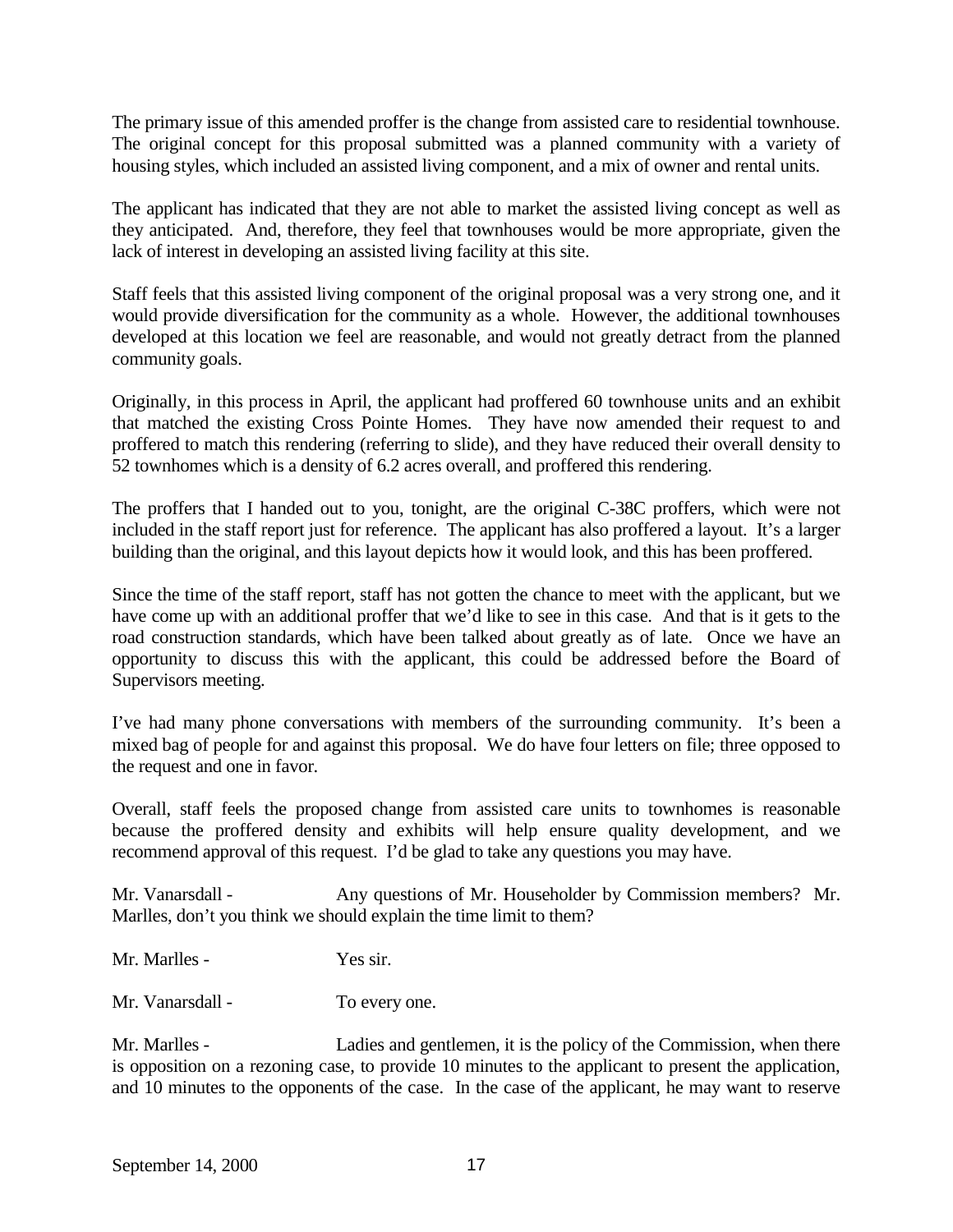The primary issue of this amended proffer is the change from assisted care to residential townhouse. The original concept for this proposal submitted was a planned community with a variety of housing styles, which included an assisted living component, and a mix of owner and rental units.

The applicant has indicated that they are not able to market the assisted living concept as well as they anticipated. And, therefore, they feel that townhouses would be more appropriate, given the lack of interest in developing an assisted living facility at this site.

Staff feels that this assisted living component of the original proposal was a very strong one, and it would provide diversification for the community as a whole. However, the additional townhouses developed at this location we feel are reasonable, and would not greatly detract from the planned community goals.

Originally, in this process in April, the applicant had proffered 60 townhouse units and an exhibit that matched the existing Cross Pointe Homes. They have now amended their request to and proffered to match this rendering (referring to slide), and they have reduced their overall density to 52 townhomes which is a density of 6.2 acres overall, and proffered this rendering.

The proffers that I handed out to you, tonight, are the original C-38C proffers, which were not included in the staff report just for reference. The applicant has also proffered a layout. It's a larger building than the original, and this layout depicts how it would look, and this has been proffered.

Since the time of the staff report, staff has not gotten the chance to meet with the applicant, but we have come up with an additional proffer that we'd like to see in this case. And that is it gets to the road construction standards, which have been talked about greatly as of late. Once we have an opportunity to discuss this with the applicant, this could be addressed before the Board of Supervisors meeting.

I've had many phone conversations with members of the surrounding community. It's been a mixed bag of people for and against this proposal. We do have four letters on file; three opposed to the request and one in favor.

Overall, staff feels the proposed change from assisted care units to townhomes is reasonable because the proffered density and exhibits will help ensure quality development, and we recommend approval of this request. I'd be glad to take any questions you may have.

Mr. Vanarsdall - Any questions of Mr. Householder by Commission members? Mr. Marlles, don't you think we should explain the time limit to them?

Mr. Marlles - Yes sir.

Mr. Vanarsdall - To every one.

Mr. Marlles - Ladies and gentlemen, it is the policy of the Commission, when there is opposition on a rezoning case, to provide 10 minutes to the applicant to present the application, and 10 minutes to the opponents of the case. In the case of the applicant, he may want to reserve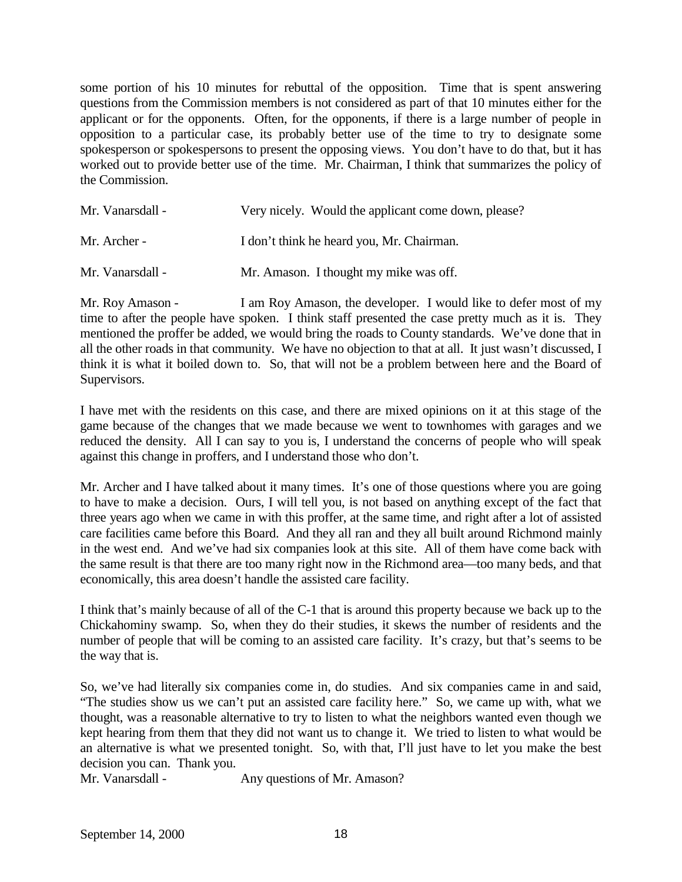some portion of his 10 minutes for rebuttal of the opposition. Time that is spent answering questions from the Commission members is not considered as part of that 10 minutes either for the applicant or for the opponents. Often, for the opponents, if there is a large number of people in opposition to a particular case, its probably better use of the time to try to designate some spokesperson or spokespersons to present the opposing views. You don't have to do that, but it has worked out to provide better use of the time. Mr. Chairman, I think that summarizes the policy of the Commission.

Mr. Vanarsdall - Very nicely. Would the applicant come down, please?

Mr. Archer - I don't think he heard you, Mr. Chairman.

Mr. Vanarsdall - Mr. Amason. I thought my mike was off.

Mr. Roy Amason - I am Roy Amason, the developer. I would like to defer most of my time to after the people have spoken. I think staff presented the case pretty much as it is. They mentioned the proffer be added, we would bring the roads to County standards. We've done that in all the other roads in that community. We have no objection to that at all. It just wasn't discussed, I think it is what it boiled down to. So, that will not be a problem between here and the Board of Supervisors.

I have met with the residents on this case, and there are mixed opinions on it at this stage of the game because of the changes that we made because we went to townhomes with garages and we reduced the density. All I can say to you is, I understand the concerns of people who will speak against this change in proffers, and I understand those who don't.

Mr. Archer and I have talked about it many times. It's one of those questions where you are going to have to make a decision. Ours, I will tell you, is not based on anything except of the fact that three years ago when we came in with this proffer, at the same time, and right after a lot of assisted care facilities came before this Board. And they all ran and they all built around Richmond mainly in the west end. And we've had six companies look at this site. All of them have come back with the same result is that there are too many right now in the Richmond area—too many beds, and that economically, this area doesn't handle the assisted care facility.

I think that's mainly because of all of the C-1 that is around this property because we back up to the Chickahominy swamp. So, when they do their studies, it skews the number of residents and the number of people that will be coming to an assisted care facility. It's crazy, but that's seems to be the way that is.

So, we've had literally six companies come in, do studies. And six companies came in and said, "The studies show us we can't put an assisted care facility here." So, we came up with, what we thought, was a reasonable alternative to try to listen to what the neighbors wanted even though we kept hearing from them that they did not want us to change it. We tried to listen to what would be an alternative is what we presented tonight. So, with that, I'll just have to let you make the best decision you can. Thank you.

Mr. Vanarsdall - Any questions of Mr. Amason?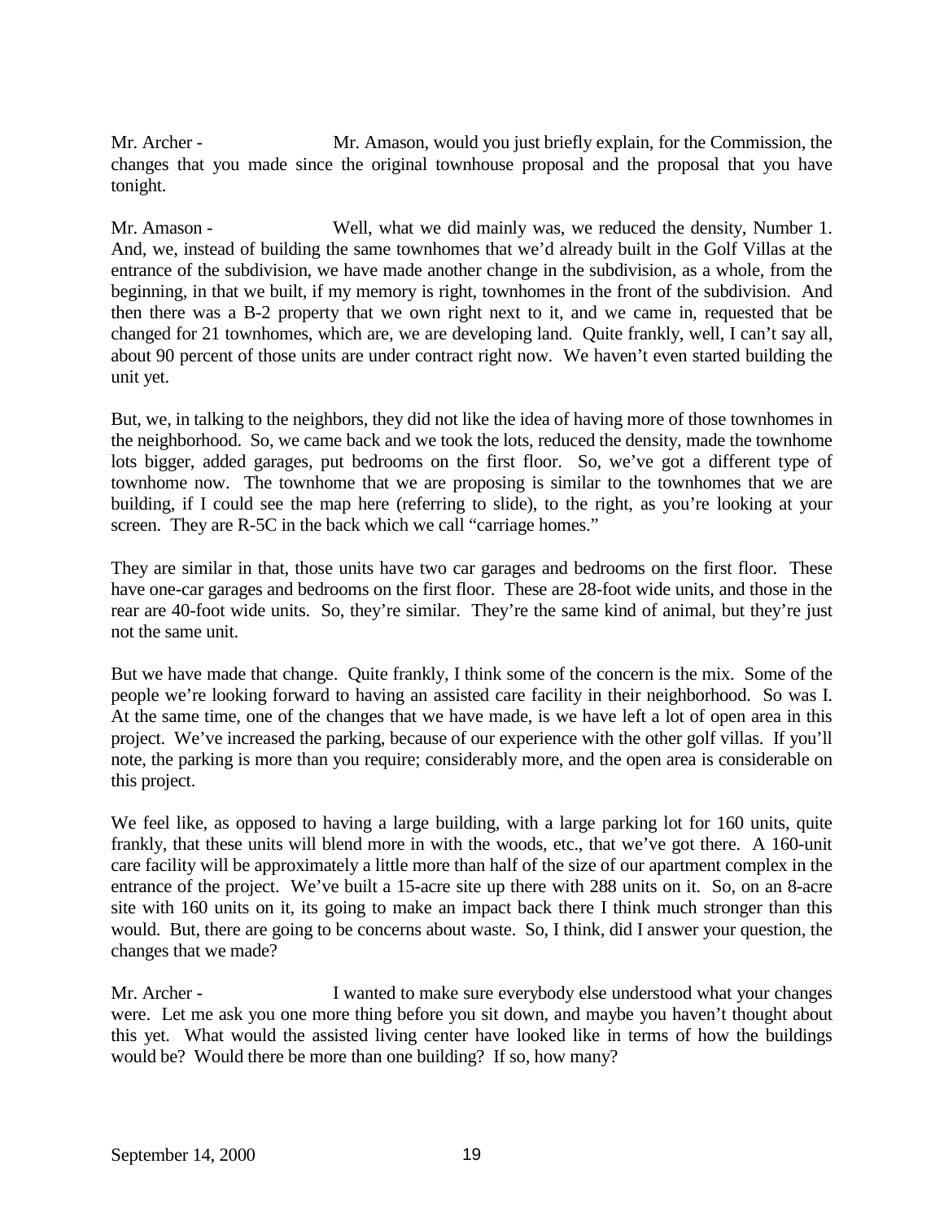Mr. Archer - Mr. Amason, would you just briefly explain, for the Commission, the changes that you made since the original townhouse proposal and the proposal that you have tonight.

Mr. Amason - Well, what we did mainly was, we reduced the density, Number 1. And, we, instead of building the same townhomes that we'd already built in the Golf Villas at the entrance of the subdivision, we have made another change in the subdivision, as a whole, from the beginning, in that we built, if my memory is right, townhomes in the front of the subdivision. And then there was a B-2 property that we own right next to it, and we came in, requested that be changed for 21 townhomes, which are, we are developing land. Quite frankly, well, I can't say all, about 90 percent of those units are under contract right now. We haven't even started building the unit yet.

But, we, in talking to the neighbors, they did not like the idea of having more of those townhomes in the neighborhood. So, we came back and we took the lots, reduced the density, made the townhome lots bigger, added garages, put bedrooms on the first floor. So, we've got a different type of townhome now. The townhome that we are proposing is similar to the townhomes that we are building, if I could see the map here (referring to slide), to the right, as you're looking at your screen. They are R-5C in the back which we call "carriage homes."

They are similar in that, those units have two car garages and bedrooms on the first floor. These have one-car garages and bedrooms on the first floor. These are 28-foot wide units, and those in the rear are 40-foot wide units. So, they're similar. They're the same kind of animal, but they're just not the same unit.

But we have made that change. Quite frankly, I think some of the concern is the mix. Some of the people we're looking forward to having an assisted care facility in their neighborhood. So was I. At the same time, one of the changes that we have made, is we have left a lot of open area in this project. We've increased the parking, because of our experience with the other golf villas. If you'll note, the parking is more than you require; considerably more, and the open area is considerable on this project.

We feel like, as opposed to having a large building, with a large parking lot for 160 units, quite frankly, that these units will blend more in with the woods, etc., that we've got there. A 160-unit care facility will be approximately a little more than half of the size of our apartment complex in the entrance of the project. We've built a 15-acre site up there with 288 units on it. So, on an 8-acre site with 160 units on it, its going to make an impact back there I think much stronger than this would. But, there are going to be concerns about waste. So, I think, did I answer your question, the changes that we made?

Mr. Archer - I wanted to make sure everybody else understood what your changes were. Let me ask you one more thing before you sit down, and maybe you haven't thought about this yet. What would the assisted living center have looked like in terms of how the buildings would be? Would there be more than one building? If so, how many?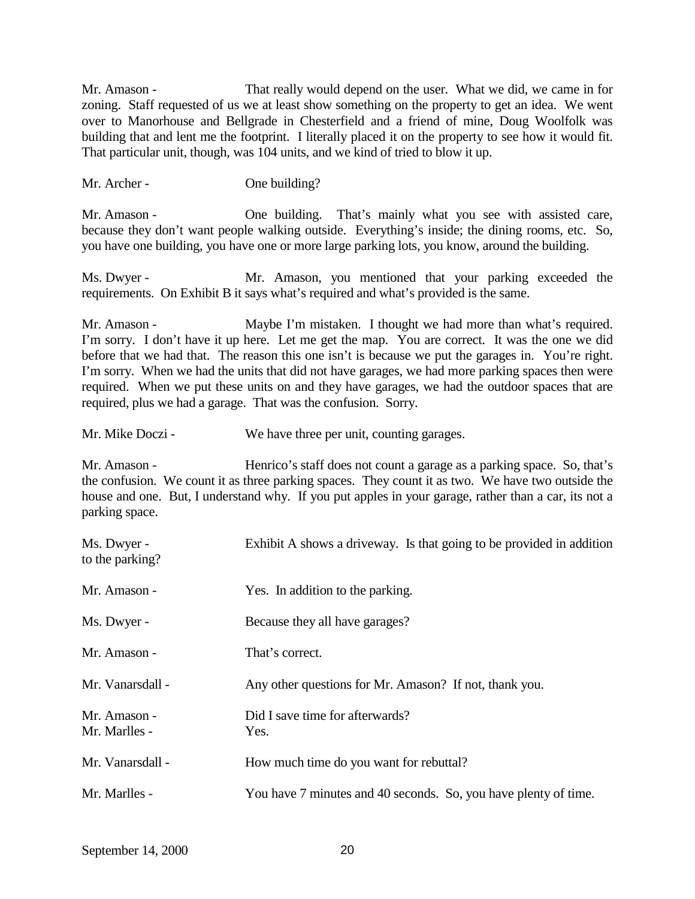Mr. Amason - That really would depend on the user. What we did, we came in for zoning. Staff requested of us we at least show something on the property to get an idea. We went over to Manorhouse and Bellgrade in Chesterfield and a friend of mine, Doug Woolfolk was building that and lent me the footprint. I literally placed it on the property to see how it would fit. That particular unit, though, was 104 units, and we kind of tried to blow it up.

Mr. Archer - One building?

Mr. Amason - One building. That's mainly what you see with assisted care, because they don't want people walking outside. Everything's inside; the dining rooms, etc. So, you have one building, you have one or more large parking lots, you know, around the building.

Ms. Dwyer - Mr. Amason, you mentioned that your parking exceeded the requirements. On Exhibit B it says what's required and what's provided is the same.

Mr. Amason - Maybe I'm mistaken. I thought we had more than what's required. I'm sorry. I don't have it up here. Let me get the map. You are correct. It was the one we did before that we had that. The reason this one isn't is because we put the garages in. You're right. I'm sorry. When we had the units that did not have garages, we had more parking spaces then were required. When we put these units on and they have garages, we had the outdoor spaces that are required, plus we had a garage. That was the confusion. Sorry.

Mr. Mike Doczi - We have three per unit, counting garages.

Mr. Amason - Henrico's staff does not count a garage as a parking space. So, that's the confusion. We count it as three parking spaces. They count it as two. We have two outside the house and one. But, I understand why. If you put apples in your garage, rather than a car, its not a parking space.

Ms. Dwyer - Exhibit A shows a driveway. Is that going to be provided in addition to the parking?

Mr. Amason - Yes. In addition to the parking.

Ms. Dwyer - Because they all have garages?

Mr. Amason - That's correct.

Mr. Vanarsdall - Any other questions for Mr. Amason? If not, thank you.

Mr. Amason - Did I save time for afterwards?
Mr. Marlles - Yes.

Mr. Vanarsdall - How much time do you want for rebuttal?

Mr. Marlles - You have 7 minutes and 40 seconds. So, you have plenty of time.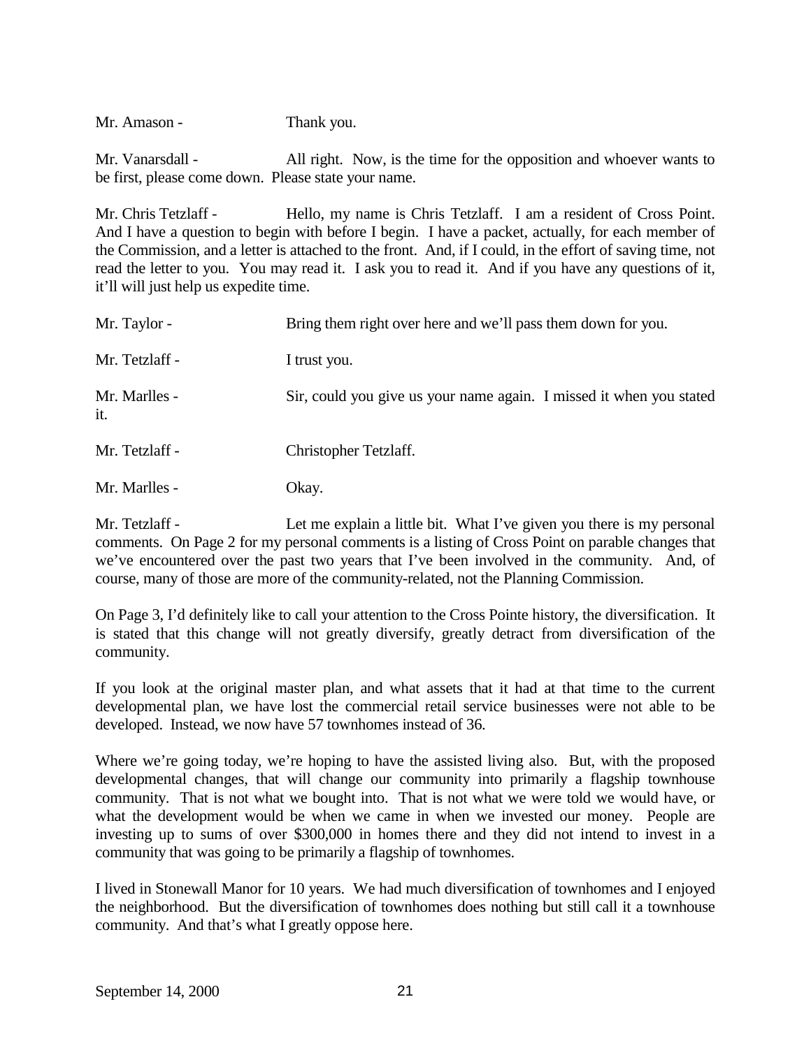Mr. Amason - Thank you.

Mr. Vanarsdall - All right. Now, is the time for the opposition and whoever wants to be first, please come down. Please state your name.

Mr. Chris Tetzlaff - Hello, my name is Chris Tetzlaff. I am a resident of Cross Point. And I have a question to begin with before I begin. I have a packet, actually, for each member of the Commission, and a letter is attached to the front. And, if I could, in the effort of saving time, not read the letter to you. You may read it. I ask you to read it. And if you have any questions of it, it'll will just help us expedite time.

Mr. Taylor - Bring them right over here and we'll pass them down for you.

Mr. Tetzlaff - I trust you.

Mr. Marlles - Sir, could you give us your name again. I missed it when you stated it.

Mr. Tetzlaff - Christopher Tetzlaff.

Mr. Marlles - Okay.

Mr. Tetzlaff - Let me explain a little bit. What I've given you there is my personal comments. On Page 2 for my personal comments is a listing of Cross Point on parable changes that we've encountered over the past two years that I've been involved in the community. And, of course, many of those are more of the community-related, not the Planning Commission.

On Page 3, I'd definitely like to call your attention to the Cross Pointe history, the diversification. It is stated that this change will not greatly diversify, greatly detract from diversification of the community.

If you look at the original master plan, and what assets that it had at that time to the current developmental plan, we have lost the commercial retail service businesses were not able to be developed. Instead, we now have 57 townhomes instead of 36.

Where we're going today, we're hoping to have the assisted living also. But, with the proposed developmental changes, that will change our community into primarily a flagship townhouse community. That is not what we bought into. That is not what we were told we would have, or what the development would be when we came in when we invested our money. People are investing up to sums of over $300,000 in homes there and they did not intend to invest in a community that was going to be primarily a flagship of townhomes.

I lived in Stonewall Manor for 10 years. We had much diversification of townhomes and I enjoyed the neighborhood. But the diversification of townhomes does nothing but still call it a townhouse community. And that's what I greatly oppose here.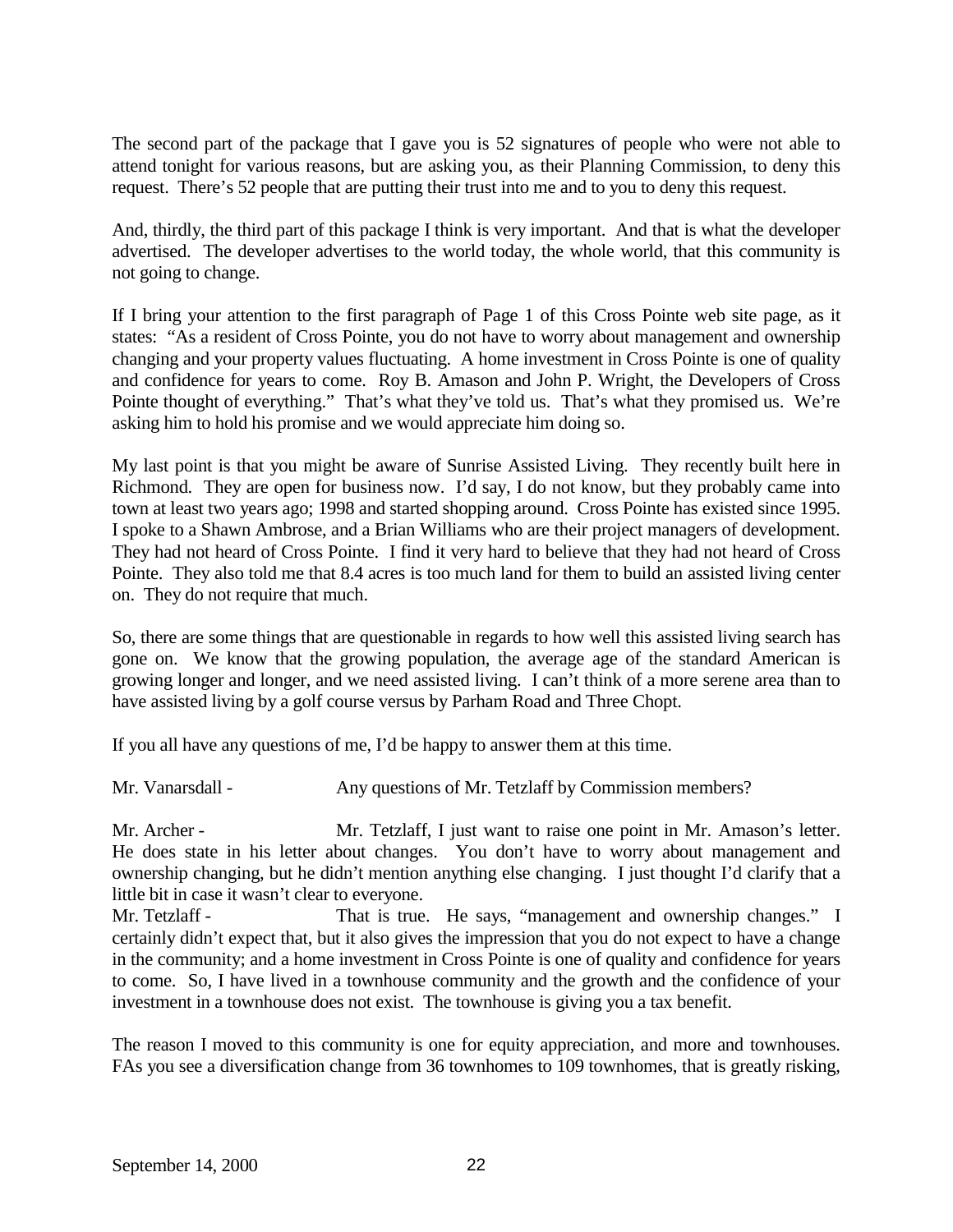The second part of the package that I gave you is 52 signatures of people who were not able to attend tonight for various reasons, but are asking you, as their Planning Commission, to deny this request. There's 52 people that are putting their trust into me and to you to deny this request.

And, thirdly, the third part of this package I think is very important. And that is what the developer advertised. The developer advertises to the world today, the whole world, that this community is not going to change.

If I bring your attention to the first paragraph of Page 1 of this Cross Pointe web site page, as it states: "As a resident of Cross Pointe, you do not have to worry about management and ownership changing and your property values fluctuating. A home investment in Cross Pointe is one of quality and confidence for years to come. Roy B. Amason and John P. Wright, the Developers of Cross Pointe thought of everything." That's what they've told us. That's what they promised us. We're asking him to hold his promise and we would appreciate him doing so.

My last point is that you might be aware of Sunrise Assisted Living. They recently built here in Richmond. They are open for business now. I'd say, I do not know, but they probably came into town at least two years ago; 1998 and started shopping around. Cross Pointe has existed since 1995. I spoke to a Shawn Ambrose, and a Brian Williams who are their project managers of development. They had not heard of Cross Pointe. I find it very hard to believe that they had not heard of Cross Pointe. They also told me that 8.4 acres is too much land for them to build an assisted living center on. They do not require that much.

So, there are some things that are questionable in regards to how well this assisted living search has gone on. We know that the growing population, the average age of the standard American is growing longer and longer, and we need assisted living. I can't think of a more serene area than to have assisted living by a golf course versus by Parham Road and Three Chopt.

If you all have any questions of me, I'd be happy to answer them at this time.

Mr. Vanarsdall - Any questions of Mr. Tetzlaff by Commission members?

Mr. Archer - Mr. Tetzlaff, I just want to raise one point in Mr. Amason's letter. He does state in his letter about changes. You don't have to worry about management and ownership changing, but he didn't mention anything else changing. I just thought I'd clarify that a little bit in case it wasn't clear to everyone.

Mr. Tetzlaff - That is true. He says, "management and ownership changes." I certainly didn't expect that, but it also gives the impression that you do not expect to have a change in the community; and a home investment in Cross Pointe is one of quality and confidence for years to come. So, I have lived in a townhouse community and the growth and the confidence of your investment in a townhouse does not exist. The townhouse is giving you a tax benefit.

The reason I moved to this community is one for equity appreciation, and more and townhouses. FAs you see a diversification change from 36 townhomes to 109 townhomes, that is greatly risking,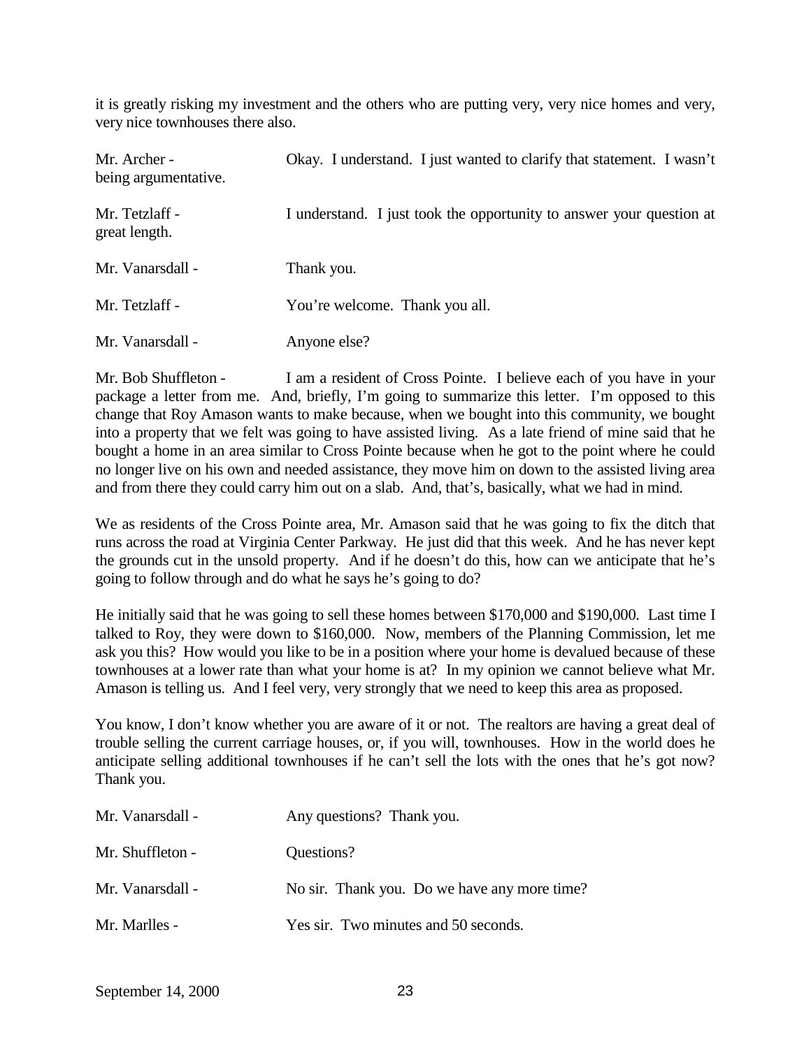it is greatly risking my investment and the others who are putting very, very nice homes and very, very nice townhouses there also.

Mr. Archer - Okay. I understand. I just wanted to clarify that statement. I wasn't being argumentative.

Mr. Tetzlaff - I understand. I just took the opportunity to answer your question at great length.

Mr. Vanarsdall - Thank you.

Mr. Tetzlaff - You're welcome. Thank you all.

Mr. Vanarsdall - Anyone else?

Mr. Bob Shuffleton - I am a resident of Cross Pointe. I believe each of you have in your package a letter from me. And, briefly, I'm going to summarize this letter. I'm opposed to this change that Roy Amason wants to make because, when we bought into this community, we bought into a property that we felt was going to have assisted living. As a late friend of mine said that he bought a home in an area similar to Cross Pointe because when he got to the point where he could no longer live on his own and needed assistance, they move him on down to the assisted living area and from there they could carry him out on a slab. And, that's, basically, what we had in mind.

We as residents of the Cross Pointe area, Mr. Amason said that he was going to fix the ditch that runs across the road at Virginia Center Parkway. He just did that this week. And he has never kept the grounds cut in the unsold property. And if he doesn't do this, how can we anticipate that he's going to follow through and do what he says he's going to do?

He initially said that he was going to sell these homes between $170,000 and $190,000. Last time I talked to Roy, they were down to $160,000. Now, members of the Planning Commission, let me ask you this? How would you like to be in a position where your home is devalued because of these townhouses at a lower rate than what your home is at? In my opinion we cannot believe what Mr. Amason is telling us. And I feel very, very strongly that we need to keep this area as proposed.

You know, I don't know whether you are aware of it or not. The realtors are having a great deal of trouble selling the current carriage houses, or, if you will, townhouses. How in the world does he anticipate selling additional townhouses if he can't sell the lots with the ones that he's got now? Thank you.

Mr. Vanarsdall - Any questions? Thank you.

Mr. Shuffleton - Questions?

Mr. Vanarsdall - No sir. Thank you. Do we have any more time?

Mr. Marlles - Yes sir. Two minutes and 50 seconds.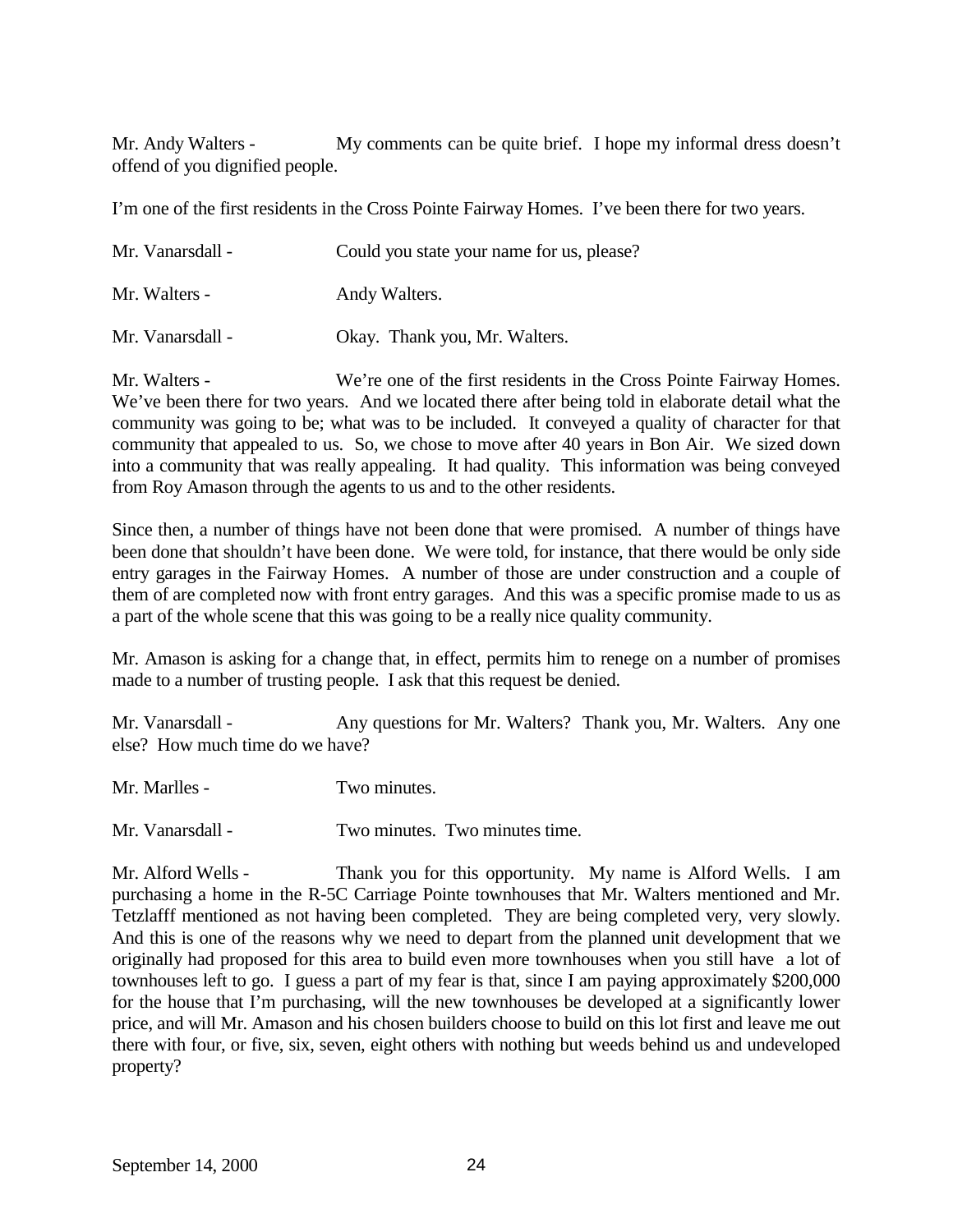Mr. Andy Walters - My comments can be quite brief. I hope my informal dress doesn't offend of you dignified people.

I'm one of the first residents in the Cross Pointe Fairway Homes. I've been there for two years.

Mr. Vanarsdall - Could you state your name for us, please?

Mr. Walters - Andy Walters.

Mr. Vanarsdall - Okay. Thank you, Mr. Walters.

Mr. Walters - We're one of the first residents in the Cross Pointe Fairway Homes. We've been there for two years. And we located there after being told in elaborate detail what the community was going to be; what was to be included. It conveyed a quality of character for that community that appealed to us. So, we chose to move after 40 years in Bon Air. We sized down into a community that was really appealing. It had quality. This information was being conveyed from Roy Amason through the agents to us and to the other residents.

Since then, a number of things have not been done that were promised. A number of things have been done that shouldn't have been done. We were told, for instance, that there would be only side entry garages in the Fairway Homes. A number of those are under construction and a couple of them of are completed now with front entry garages. And this was a specific promise made to us as a part of the whole scene that this was going to be a really nice quality community.

Mr. Amason is asking for a change that, in effect, permits him to renege on a number of promises made to a number of trusting people. I ask that this request be denied.

Mr. Vanarsdall - Any questions for Mr. Walters? Thank you, Mr. Walters. Any one else? How much time do we have?

Mr. Marlles - Two minutes.

Mr. Vanarsdall - Two minutes. Two minutes time.

Mr. Alford Wells - Thank you for this opportunity. My name is Alford Wells. I am purchasing a home in the R-5C Carriage Pointe townhouses that Mr. Walters mentioned and Mr. Tetzlafff mentioned as not having been completed. They are being completed very, very slowly. And this is one of the reasons why we need to depart from the planned unit development that we originally had proposed for this area to build even more townhouses when you still have a lot of townhouses left to go. I guess a part of my fear is that, since I am paying approximately $200,000 for the house that I'm purchasing, will the new townhouses be developed at a significantly lower price, and will Mr. Amason and his chosen builders choose to build on this lot first and leave me out there with four, or five, six, seven, eight others with nothing but weeds behind us and undeveloped property?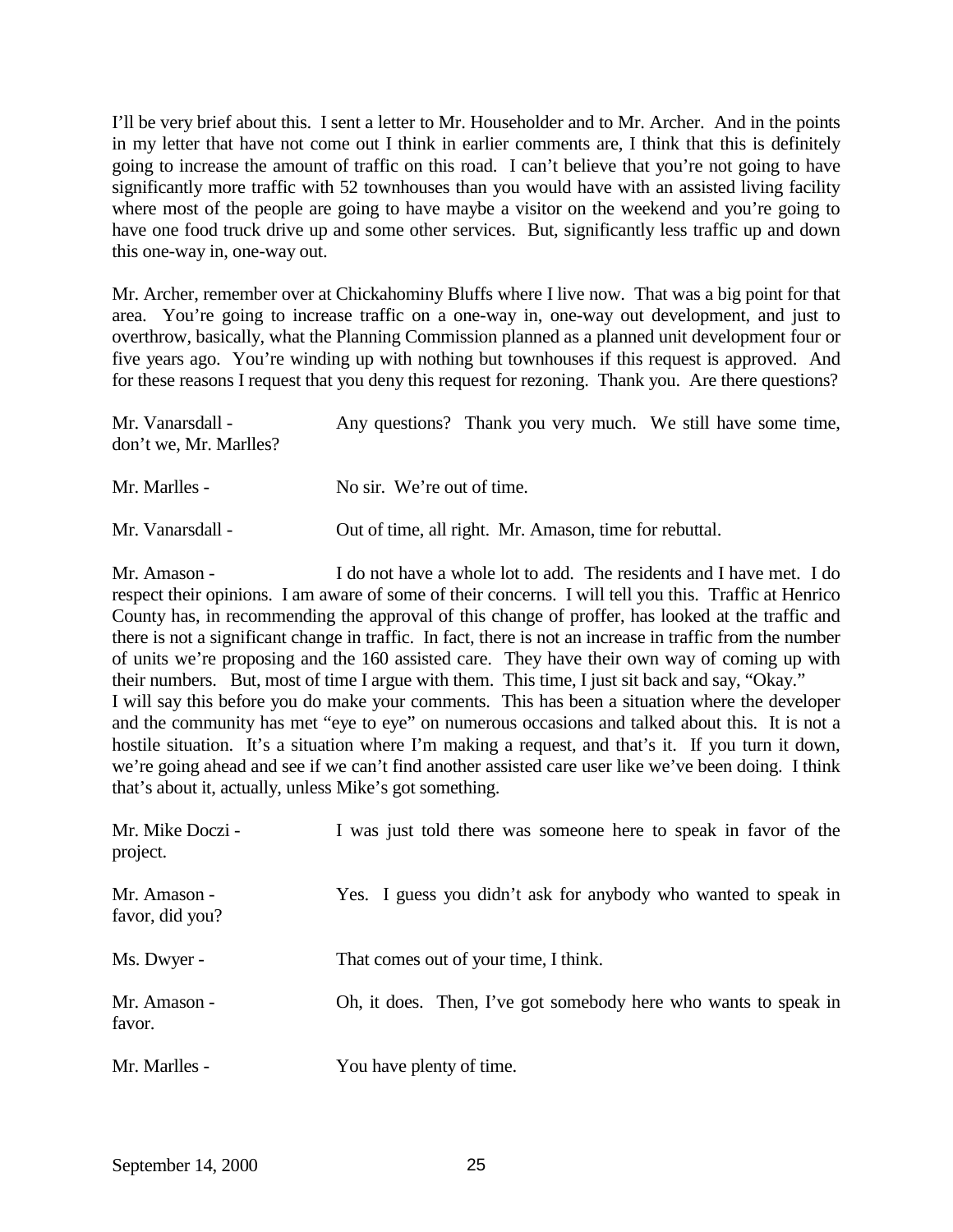I'll be very brief about this. I sent a letter to Mr. Householder and to Mr. Archer. And in the points in my letter that have not come out I think in earlier comments are, I think that this is definitely going to increase the amount of traffic on this road. I can't believe that you're not going to have significantly more traffic with 52 townhouses than you would have with an assisted living facility where most of the people are going to have maybe a visitor on the weekend and you're going to have one food truck drive up and some other services. But, significantly less traffic up and down this one-way in, one-way out.

Mr. Archer, remember over at Chickahominy Bluffs where I live now. That was a big point for that area. You're going to increase traffic on a one-way in, one-way out development, and just to overthrow, basically, what the Planning Commission planned as a planned unit development four or five years ago. You're winding up with nothing but townhouses if this request is approved. And for these reasons I request that you deny this request for rezoning. Thank you. Are there questions?

Mr. Vanarsdall - Any questions? Thank you very much. We still have some time, don't we, Mr. Marlles?

Mr. Marlles - No sir. We're out of time.

Mr. Vanarsdall - Out of time, all right. Mr. Amason, time for rebuttal.

Mr. Amason - I do not have a whole lot to add. The residents and I have met. I do respect their opinions. I am aware of some of their concerns. I will tell you this. Traffic at Henrico County has, in recommending the approval of this change of proffer, has looked at the traffic and there is not a significant change in traffic. In fact, there is not an increase in traffic from the number of units we're proposing and the 160 assisted care. They have their own way of coming up with their numbers. But, most of time I argue with them. This time, I just sit back and say, "Okay." I will say this before you do make your comments. This has been a situation where the developer and the community has met "eye to eye" on numerous occasions and talked about this. It is not a hostile situation. It's a situation where I'm making a request, and that's it. If you turn it down, we're going ahead and see if we can't find another assisted care user like we've been doing. I think that's about it, actually, unless Mike's got something.

Mr. Mike Doczi - I was just told there was someone here to speak in favor of the project.

Mr. Amason - Yes. I guess you didn't ask for anybody who wanted to speak in favor, did you?

Ms. Dwyer - That comes out of your time, I think.

Mr. Amason - Oh, it does. Then, I've got somebody here who wants to speak in favor.

Mr. Marlles - You have plenty of time.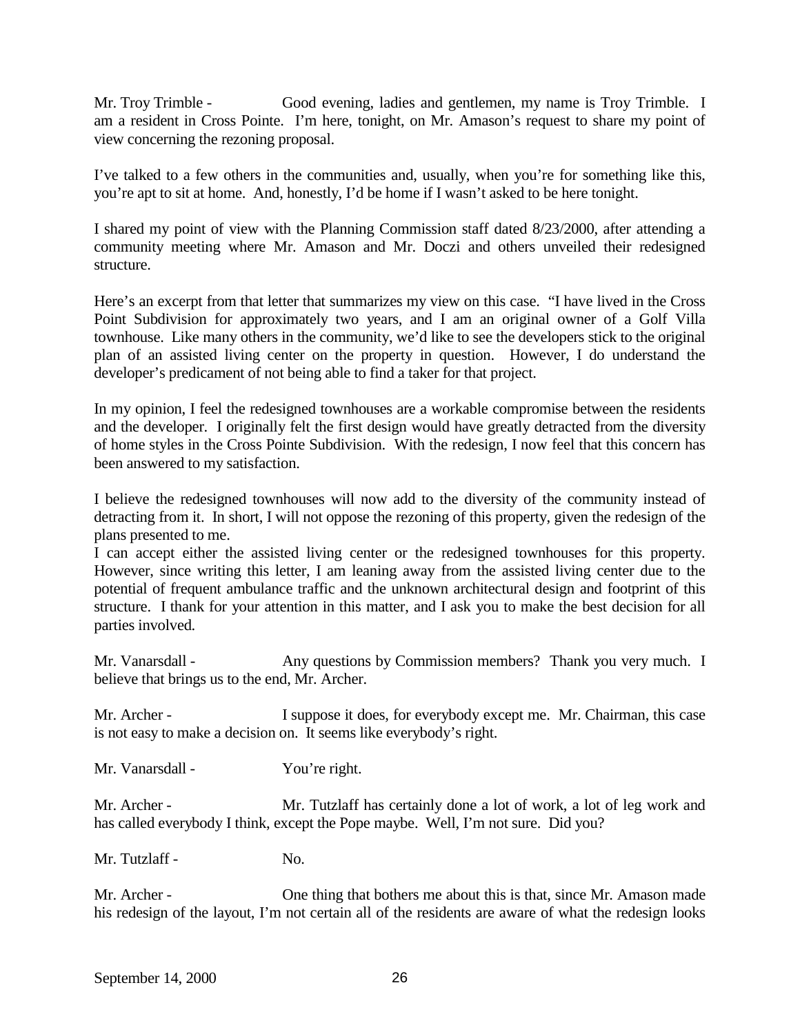Mr. Troy Trimble - Good evening, ladies and gentlemen, my name is Troy Trimble. I am a resident in Cross Pointe. I'm here, tonight, on Mr. Amason's request to share my point of view concerning the rezoning proposal.

I've talked to a few others in the communities and, usually, when you're for something like this, you're apt to sit at home. And, honestly, I'd be home if I wasn't asked to be here tonight.

I shared my point of view with the Planning Commission staff dated 8/23/2000, after attending a community meeting where Mr. Amason and Mr. Doczi and others unveiled their redesigned structure.

Here's an excerpt from that letter that summarizes my view on this case. "I have lived in the Cross Point Subdivision for approximately two years, and I am an original owner of a Golf Villa townhouse. Like many others in the community, we'd like to see the developers stick to the original plan of an assisted living center on the property in question. However, I do understand the developer's predicament of not being able to find a taker for that project.

In my opinion, I feel the redesigned townhouses are a workable compromise between the residents and the developer. I originally felt the first design would have greatly detracted from the diversity of home styles in the Cross Pointe Subdivision. With the redesign, I now feel that this concern has been answered to my satisfaction.

I believe the redesigned townhouses will now add to the diversity of the community instead of detracting from it. In short, I will not oppose the rezoning of this property, given the redesign of the plans presented to me.

I can accept either the assisted living center or the redesigned townhouses for this property. However, since writing this letter, I am leaning away from the assisted living center due to the potential of frequent ambulance traffic and the unknown architectural design and footprint of this structure. I thank for your attention in this matter, and I ask you to make the best decision for all parties involved.

Mr. Vanarsdall - Any questions by Commission members? Thank you very much. I believe that brings us to the end, Mr. Archer.

Mr. Archer - I suppose it does, for everybody except me. Mr. Chairman, this case is not easy to make a decision on. It seems like everybody's right.

Mr. Vanarsdall - You're right.

Mr. Archer - Mr. Tutzlaff has certainly done a lot of work, a lot of leg work and has called everybody I think, except the Pope maybe. Well, I'm not sure. Did you?

Mr. Tutzlaff - No.

Mr. Archer - One thing that bothers me about this is that, since Mr. Amason made his redesign of the layout, I'm not certain all of the residents are aware of what the redesign looks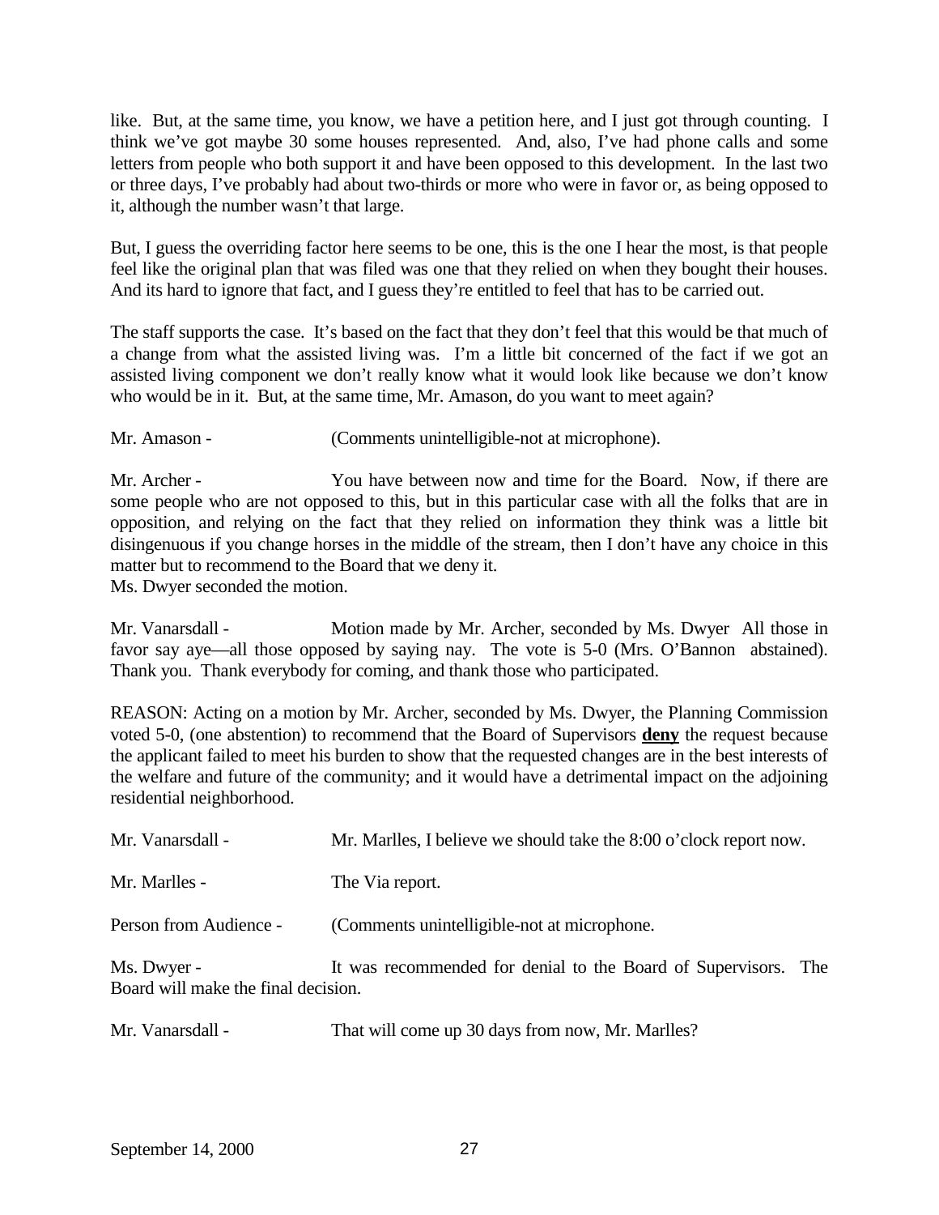like. But, at the same time, you know, we have a petition here, and I just got through counting. I think we've got maybe 30 some houses represented. And, also, I've had phone calls and some letters from people who both support it and have been opposed to this development. In the last two or three days, I've probably had about two-thirds or more who were in favor or, as being opposed to it, although the number wasn't that large.

But, I guess the overriding factor here seems to be one, this is the one I hear the most, is that people feel like the original plan that was filed was one that they relied on when they bought their houses. And its hard to ignore that fact, and I guess they're entitled to feel that has to be carried out.

The staff supports the case. It's based on the fact that they don't feel that this would be that much of a change from what the assisted living was. I'm a little bit concerned of the fact if we got an assisted living component we don't really know what it would look like because we don't know who would be in it. But, at the same time, Mr. Amason, do you want to meet again?

Mr. Amason - (Comments unintelligible-not at microphone).

Mr. Archer - You have between now and time for the Board. Now, if there are some people who are not opposed to this, but in this particular case with all the folks that are in opposition, and relying on the fact that they relied on information they think was a little bit disingenuous if you change horses in the middle of the stream, then I don't have any choice in this matter but to recommend to the Board that we deny it.
Ms. Dwyer seconded the motion.

Mr. Vanarsdall - Motion made by Mr. Archer, seconded by Ms. Dwyer All those in favor say aye—all those opposed by saying nay. The vote is 5-0 (Mrs. O'Bannon abstained). Thank you. Thank everybody for coming, and thank those who participated.

REASON: Acting on a motion by Mr. Archer, seconded by Ms. Dwyer, the Planning Commission voted 5-0, (one abstention) to recommend that the Board of Supervisors **deny** the request because the applicant failed to meet his burden to show that the requested changes are in the best interests of the welfare and future of the community; and it would have a detrimental impact on the adjoining residential neighborhood.

Mr. Vanarsdall - Mr. Marlles, I believe we should take the 8:00 o'clock report now.

Mr. Marlles - The Via report.

Person from Audience - (Comments unintelligible-not at microphone.

Ms. Dwyer - It was recommended for denial to the Board of Supervisors. The Board will make the final decision.

Mr. Vanarsdall - That will come up 30 days from now, Mr. Marlles?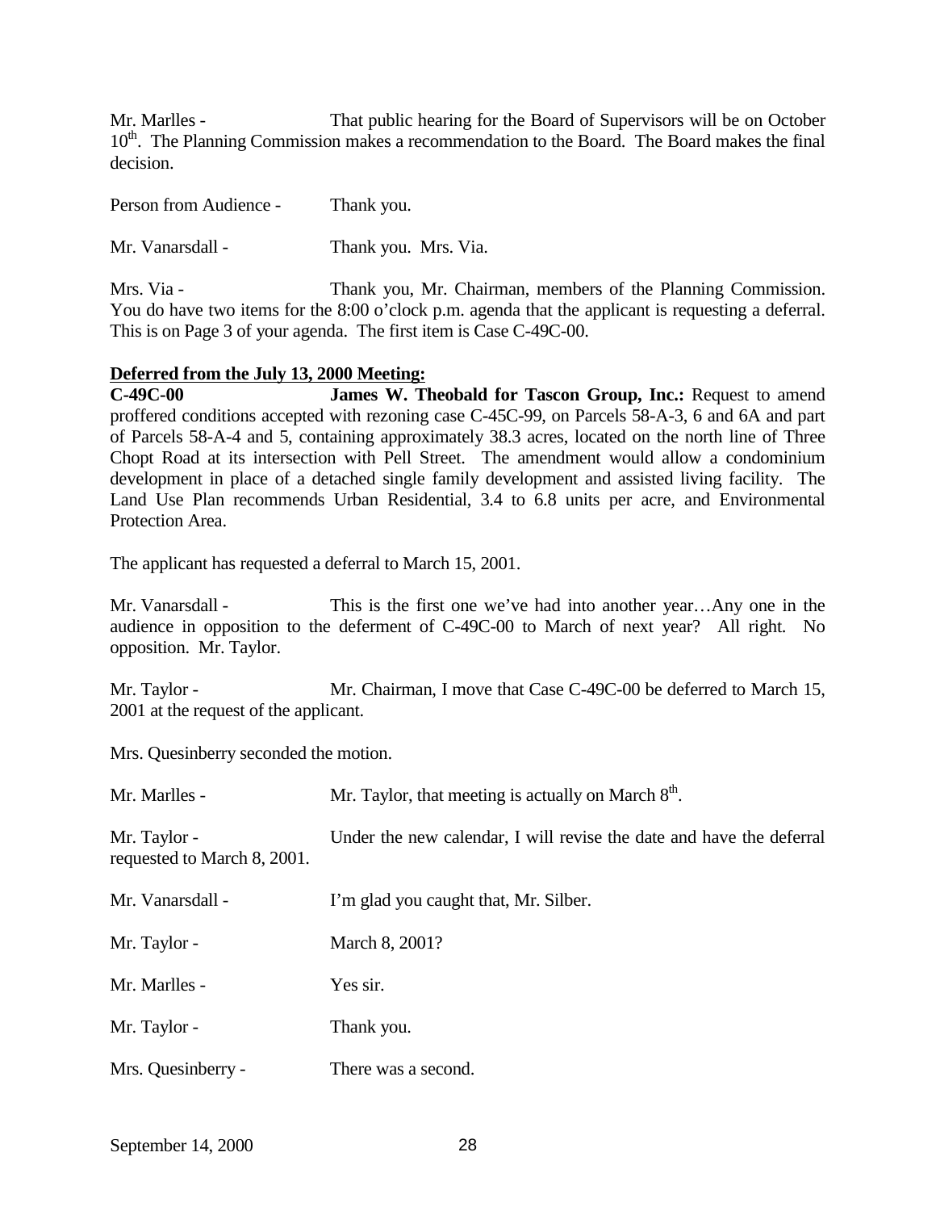Mr. Marlles - That public hearing for the Board of Supervisors will be on October 10th. The Planning Commission makes a recommendation to the Board. The Board makes the final decision.

Person from Audience - Thank you.

Mr. Vanarsdall - Thank you. Mrs. Via.

Mrs. Via - Thank you, Mr. Chairman, members of the Planning Commission. You do have two items for the 8:00 o'clock p.m. agenda that the applicant is requesting a deferral. This is on Page 3 of your agenda. The first item is Case C-49C-00.

**Deferred from the July 13, 2000 Meeting:**

**C-49C-00 James W. Theobald for Tascon Group, Inc.:** Request to amend proffered conditions accepted with rezoning case C-45C-99, on Parcels 58-A-3, 6 and 6A and part of Parcels 58-A-4 and 5, containing approximately 38.3 acres, located on the north line of Three Chopt Road at its intersection with Pell Street. The amendment would allow a condominium development in place of a detached single family development and assisted living facility. The Land Use Plan recommends Urban Residential, 3.4 to 6.8 units per acre, and Environmental Protection Area.

The applicant has requested a deferral to March 15, 2001.

Mr. Vanarsdall - This is the first one we've had into another year…Any one in the audience in opposition to the deferment of C-49C-00 to March of next year? All right. No opposition. Mr. Taylor.

Mr. Taylor - Mr. Chairman, I move that Case C-49C-00 be deferred to March 15, 2001 at the request of the applicant.

Mrs. Quesinberry seconded the motion.

Mr. Marlles - Mr. Taylor, that meeting is actually on March 8th.

Mr. Taylor - Under the new calendar, I will revise the date and have the deferral requested to March 8, 2001.

Mr. Vanarsdall - I'm glad you caught that, Mr. Silber.

Mr. Taylor - March 8, 2001?

Mr. Marlles - Yes sir.

Mr. Taylor - Thank you.

Mrs. Quesinberry - There was a second.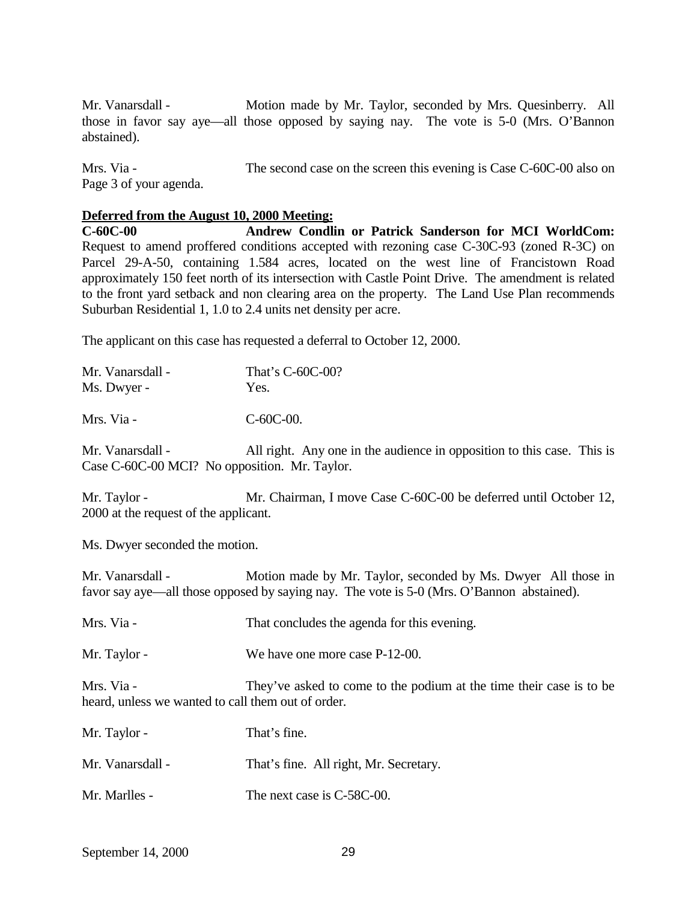Mr. Vanarsdall - Motion made by Mr. Taylor, seconded by Mrs. Quesinberry. All those in favor say aye—all those opposed by saying nay. The vote is 5-0 (Mrs. O'Bannon abstained).

Mrs. Via - The second case on the screen this evening is Case C-60C-00 also on Page 3 of your agenda.

**Deferred from the August 10, 2000 Meeting:**

**C-60C-00 Andrew Condlin or Patrick Sanderson for MCI WorldCom:** Request to amend proffered conditions accepted with rezoning case C-30C-93 (zoned R-3C) on Parcel 29-A-50, containing 1.584 acres, located on the west line of Francistown Road approximately 150 feet north of its intersection with Castle Point Drive. The amendment is related to the front yard setback and non clearing area on the property. The Land Use Plan recommends Suburban Residential 1, 1.0 to 2.4 units net density per acre.

The applicant on this case has requested a deferral to October 12, 2000.

Mr. Vanarsdall - That's C-60C-00?
Ms. Dwyer - Yes.

Mrs. Via - C-60C-00.

Mr. Vanarsdall - All right. Any one in the audience in opposition to this case. This is Case C-60C-00 MCI? No opposition. Mr. Taylor.

Mr. Taylor - Mr. Chairman, I move Case C-60C-00 be deferred until October 12, 2000 at the request of the applicant.

Ms. Dwyer seconded the motion.

Mr. Vanarsdall - Motion made by Mr. Taylor, seconded by Ms. Dwyer All those in favor say aye—all those opposed by saying nay. The vote is 5-0 (Mrs. O'Bannon abstained).

Mrs. Via - That concludes the agenda for this evening.

Mr. Taylor - We have one more case P-12-00.

Mrs. Via - They've asked to come to the podium at the time their case is to be heard, unless we wanted to call them out of order.

Mr. Taylor - That's fine.

Mr. Vanarsdall - That's fine. All right, Mr. Secretary.

Mr. Marlles - The next case is C-58C-00.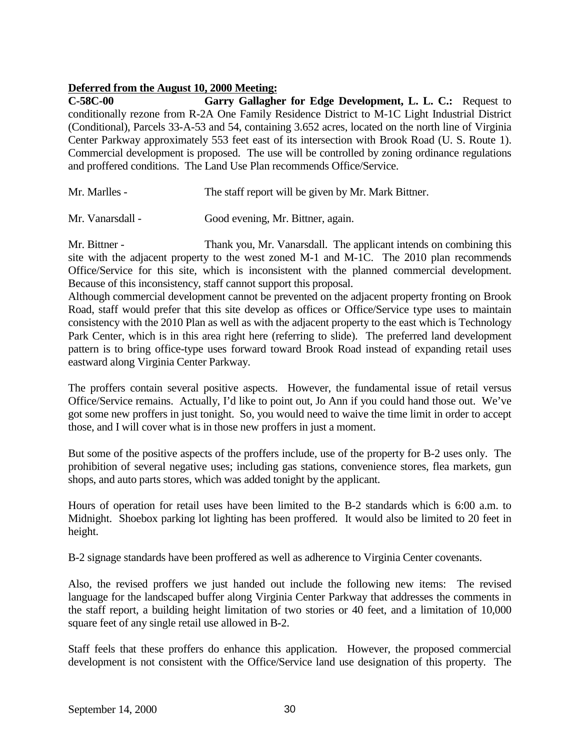**Deferred from the August 10, 2000 Meeting:**

**C-58C-00 Garry Gallagher for Edge Development, L. L. C.:** Request to conditionally rezone from R-2A One Family Residence District to M-1C Light Industrial District (Conditional), Parcels 33-A-53 and 54, containing 3.652 acres, located on the north line of Virginia Center Parkway approximately 553 feet east of its intersection with Brook Road (U. S. Route 1). Commercial development is proposed. The use will be controlled by zoning ordinance regulations and proffered conditions. The Land Use Plan recommends Office/Service.

Mr. Marlles - The staff report will be given by Mr. Mark Bittner.

Mr. Vanarsdall - Good evening, Mr. Bittner, again.

Mr. Bittner - Thank you, Mr. Vanarsdall. The applicant intends on combining this site with the adjacent property to the west zoned M-1 and M-1C. The 2010 plan recommends Office/Service for this site, which is inconsistent with the planned commercial development. Because of this inconsistency, staff cannot support this proposal.

Although commercial development cannot be prevented on the adjacent property fronting on Brook Road, staff would prefer that this site develop as offices or Office/Service type uses to maintain consistency with the 2010 Plan as well as with the adjacent property to the east which is Technology Park Center, which is in this area right here (referring to slide). The preferred land development pattern is to bring office-type uses forward toward Brook Road instead of expanding retail uses eastward along Virginia Center Parkway.

The proffers contain several positive aspects. However, the fundamental issue of retail versus Office/Service remains. Actually, I'd like to point out, Jo Ann if you could hand those out. We've got some new proffers in just tonight. So, you would need to waive the time limit in order to accept those, and I will cover what is in those new proffers in just a moment.

But some of the positive aspects of the proffers include, use of the property for B-2 uses only. The prohibition of several negative uses; including gas stations, convenience stores, flea markets, gun shops, and auto parts stores, which was added tonight by the applicant.

Hours of operation for retail uses have been limited to the B-2 standards which is 6:00 a.m. to Midnight. Shoebox parking lot lighting has been proffered. It would also be limited to 20 feet in height.

B-2 signage standards have been proffered as well as adherence to Virginia Center covenants.

Also, the revised proffers we just handed out include the following new items: The revised language for the landscaped buffer along Virginia Center Parkway that addresses the comments in the staff report, a building height limitation of two stories or 40 feet, and a limitation of 10,000 square feet of any single retail use allowed in B-2.

Staff feels that these proffers do enhance this application. However, the proposed commercial development is not consistent with the Office/Service land use designation of this property. The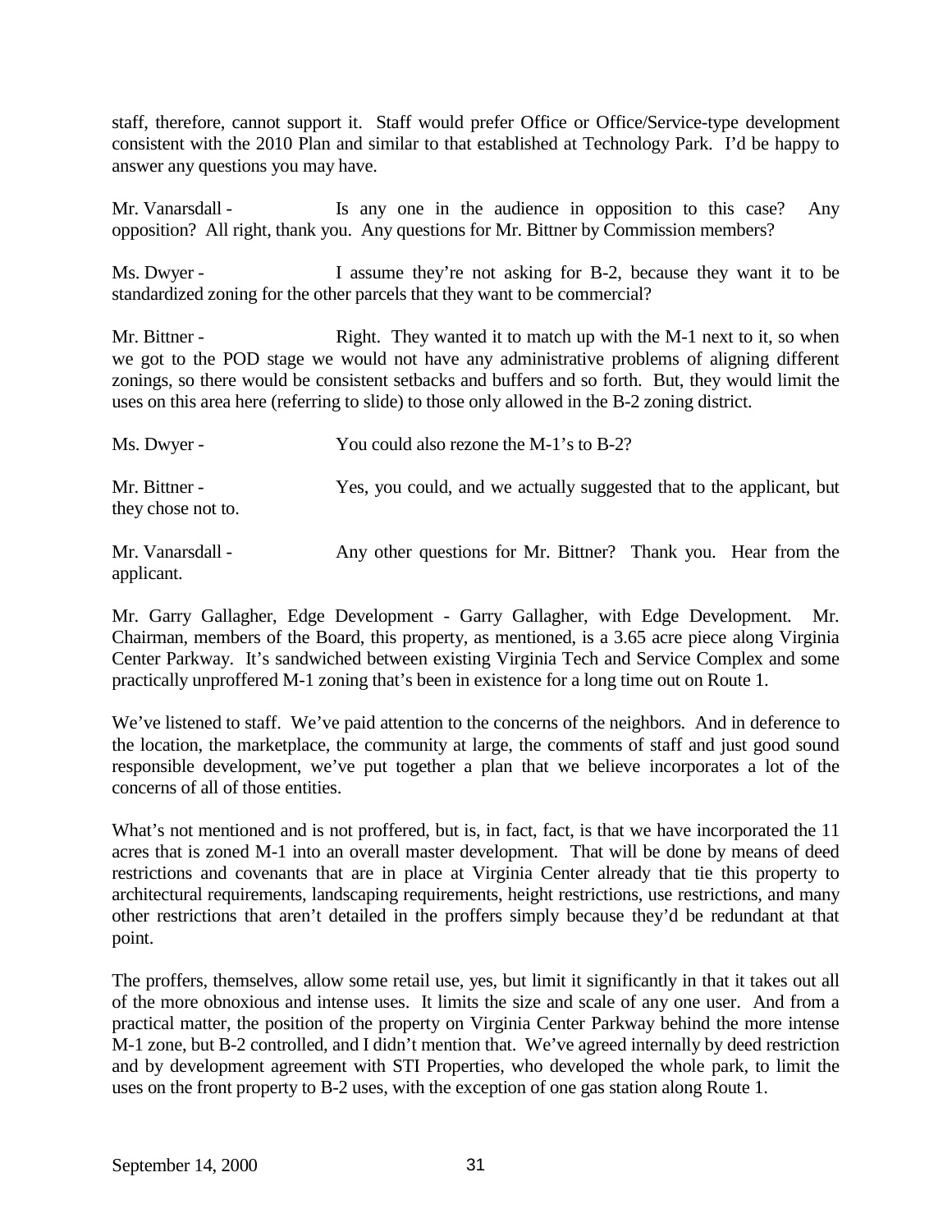staff, therefore, cannot support it. Staff would prefer Office or Office/Service-type development consistent with the 2010 Plan and similar to that established at Technology Park. I'd be happy to answer any questions you may have.

Mr. Vanarsdall - Is any one in the audience in opposition to this case? Any opposition? All right, thank you. Any questions for Mr. Bittner by Commission members?

Ms. Dwyer - I assume they're not asking for B-2, because they want it to be standardized zoning for the other parcels that they want to be commercial?

Mr. Bittner - Right. They wanted it to match up with the M-1 next to it, so when we got to the POD stage we would not have any administrative problems of aligning different zonings, so there would be consistent setbacks and buffers and so forth. But, they would limit the uses on this area here (referring to slide) to those only allowed in the B-2 zoning district.

Ms. Dwyer - You could also rezone the M-1's to B-2?

Mr. Bittner - Yes, you could, and we actually suggested that to the applicant, but they chose not to.

Mr. Vanarsdall - Any other questions for Mr. Bittner? Thank you. Hear from the applicant.

Mr. Garry Gallagher, Edge Development - Garry Gallagher, with Edge Development. Mr. Chairman, members of the Board, this property, as mentioned, is a 3.65 acre piece along Virginia Center Parkway. It's sandwiched between existing Virginia Tech and Service Complex and some practically unproffered M-1 zoning that's been in existence for a long time out on Route 1.

We've listened to staff. We've paid attention to the concerns of the neighbors. And in deference to the location, the marketplace, the community at large, the comments of staff and just good sound responsible development, we've put together a plan that we believe incorporates a lot of the concerns of all of those entities.

What's not mentioned and is not proffered, but is, in fact, fact, is that we have incorporated the 11 acres that is zoned M-1 into an overall master development. That will be done by means of deed restrictions and covenants that are in place at Virginia Center already that tie this property to architectural requirements, landscaping requirements, height restrictions, use restrictions, and many other restrictions that aren't detailed in the proffers simply because they'd be redundant at that point.

The proffers, themselves, allow some retail use, yes, but limit it significantly in that it takes out all of the more obnoxious and intense uses. It limits the size and scale of any one user. And from a practical matter, the position of the property on Virginia Center Parkway behind the more intense M-1 zone, but B-2 controlled, and I didn't mention that. We've agreed internally by deed restriction and by development agreement with STI Properties, who developed the whole park, to limit the uses on the front property to B-2 uses, with the exception of one gas station along Route 1.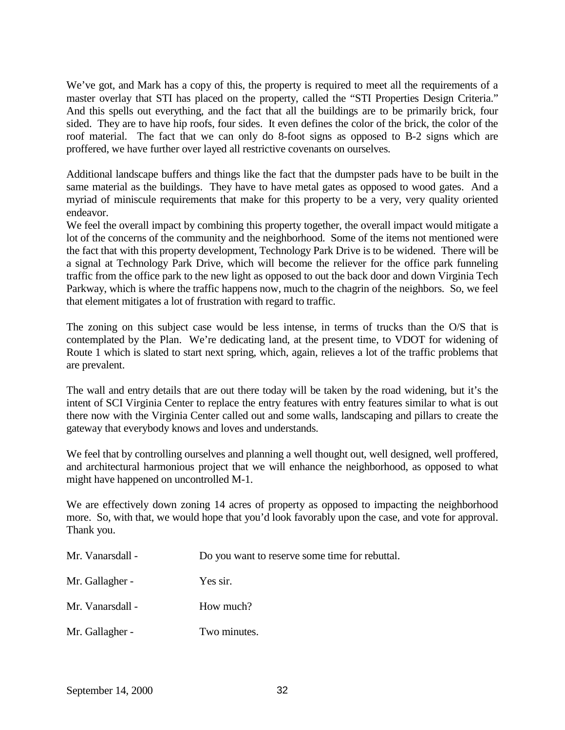We've got, and Mark has a copy of this, the property is required to meet all the requirements of a master overlay that STI has placed on the property, called the "STI Properties Design Criteria." And this spells out everything, and the fact that all the buildings are to be primarily brick, four sided. They are to have hip roofs, four sides. It even defines the color of the brick, the color of the roof material. The fact that we can only do 8-foot signs as opposed to B-2 signs which are proffered, we have further over layed all restrictive covenants on ourselves.

Additional landscape buffers and things like the fact that the dumpster pads have to be built in the same material as the buildings. They have to have metal gates as opposed to wood gates. And a myriad of miniscule requirements that make for this property to be a very, very quality oriented endeavor.

We feel the overall impact by combining this property together, the overall impact would mitigate a lot of the concerns of the community and the neighborhood. Some of the items not mentioned were the fact that with this property development, Technology Park Drive is to be widened. There will be a signal at Technology Park Drive, which will become the reliever for the office park funneling traffic from the office park to the new light as opposed to out the back door and down Virginia Tech Parkway, which is where the traffic happens now, much to the chagrin of the neighbors. So, we feel that element mitigates a lot of frustration with regard to traffic.

The zoning on this subject case would be less intense, in terms of trucks than the O/S that is contemplated by the Plan. We're dedicating land, at the present time, to VDOT for widening of Route 1 which is slated to start next spring, which, again, relieves a lot of the traffic problems that are prevalent.

The wall and entry details that are out there today will be taken by the road widening, but it's the intent of SCI Virginia Center to replace the entry features with entry features similar to what is out there now with the Virginia Center called out and some walls, landscaping and pillars to create the gateway that everybody knows and loves and understands.

We feel that by controlling ourselves and planning a well thought out, well designed, well proffered, and architectural harmonious project that we will enhance the neighborhood, as opposed to what might have happened on uncontrolled M-1.

We are effectively down zoning 14 acres of property as opposed to impacting the neighborhood more. So, with that, we would hope that you'd look favorably upon the case, and vote for approval. Thank you.

Mr. Vanarsdall - Do you want to reserve some time for rebuttal.

Mr. Gallagher - Yes sir.

Mr. Vanarsdall - How much?

Mr. Gallagher - Two minutes.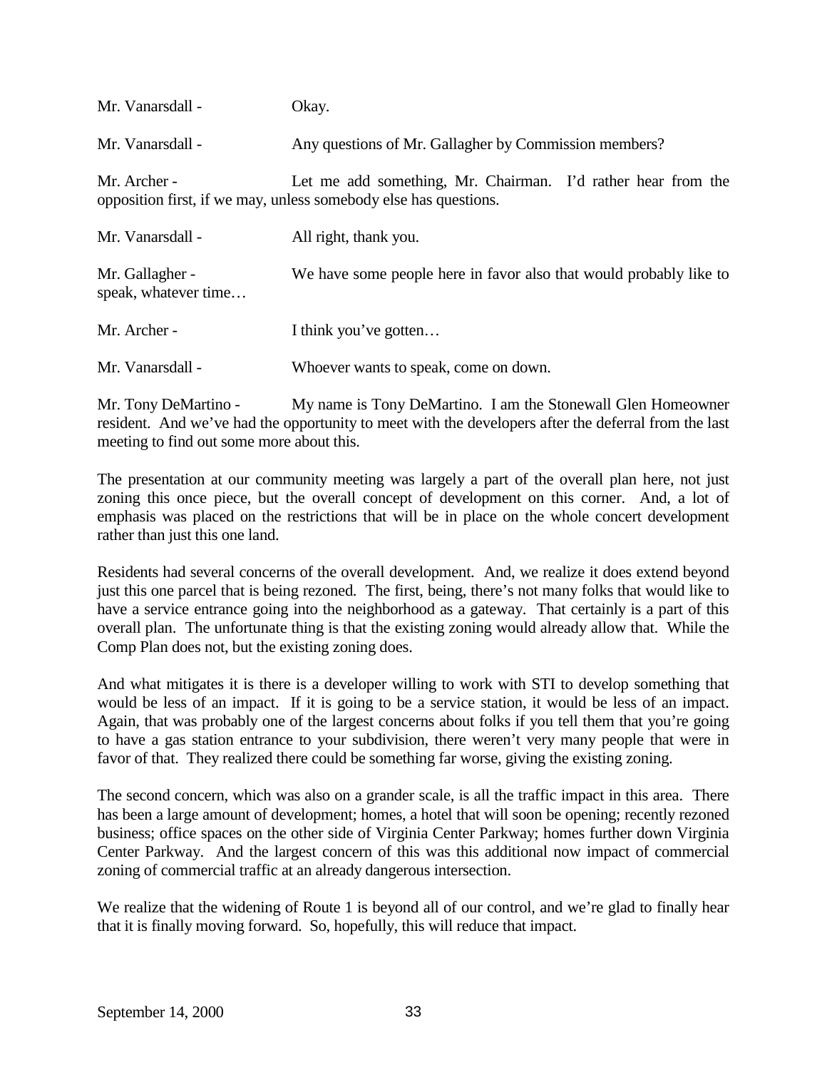Mr. Vanarsdall - Okay.

Mr. Vanarsdall - Any questions of Mr. Gallagher by Commission members?

Mr. Archer - Let me add something, Mr. Chairman. I'd rather hear from the opposition first, if we may, unless somebody else has questions.

Mr. Vanarsdall - All right, thank you.

Mr. Gallagher - We have some people here in favor also that would probably like to speak, whatever time…

Mr. Archer - I think you've gotten…

Mr. Vanarsdall - Whoever wants to speak, come on down.

Mr. Tony DeMartino - My name is Tony DeMartino. I am the Stonewall Glen Homeowner resident. And we've had the opportunity to meet with the developers after the deferral from the last meeting to find out some more about this.

The presentation at our community meeting was largely a part of the overall plan here, not just zoning this once piece, but the overall concept of development on this corner. And, a lot of emphasis was placed on the restrictions that will be in place on the whole concert development rather than just this one land.

Residents had several concerns of the overall development. And, we realize it does extend beyond just this one parcel that is being rezoned. The first, being, there's not many folks that would like to have a service entrance going into the neighborhood as a gateway. That certainly is a part of this overall plan. The unfortunate thing is that the existing zoning would already allow that. While the Comp Plan does not, but the existing zoning does.

And what mitigates it is there is a developer willing to work with STI to develop something that would be less of an impact. If it is going to be a service station, it would be less of an impact. Again, that was probably one of the largest concerns about folks if you tell them that you're going to have a gas station entrance to your subdivision, there weren't very many people that were in favor of that. They realized there could be something far worse, giving the existing zoning.

The second concern, which was also on a grander scale, is all the traffic impact in this area. There has been a large amount of development; homes, a hotel that will soon be opening; recently rezoned business; office spaces on the other side of Virginia Center Parkway; homes further down Virginia Center Parkway. And the largest concern of this was this additional now impact of commercial zoning of commercial traffic at an already dangerous intersection.

We realize that the widening of Route 1 is beyond all of our control, and we're glad to finally hear that it is finally moving forward. So, hopefully, this will reduce that impact.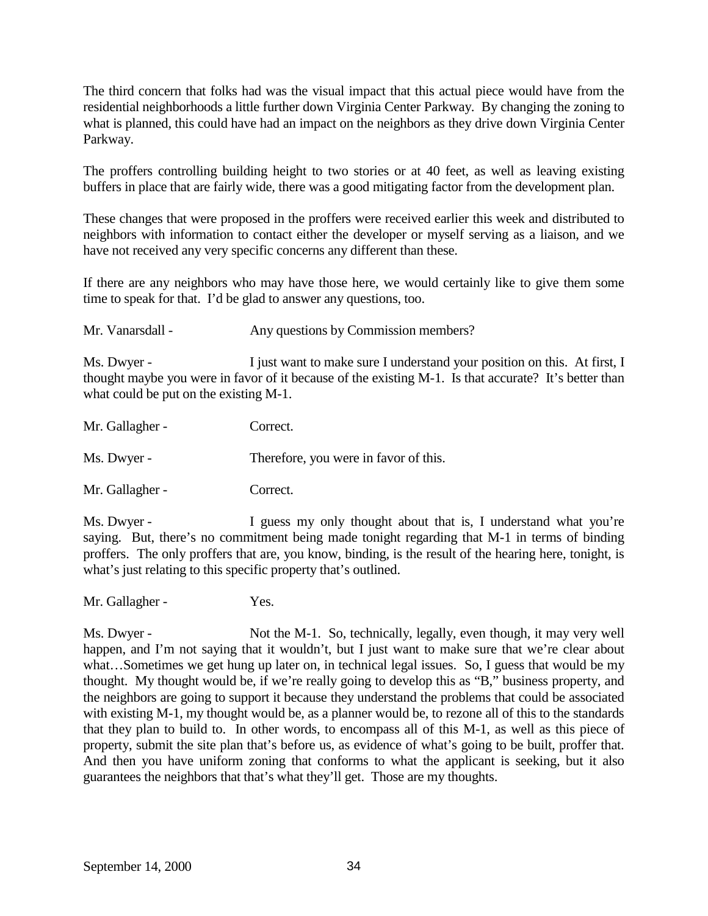The third concern that folks had was the visual impact that this actual piece would have from the residential neighborhoods a little further down Virginia Center Parkway. By changing the zoning to what is planned, this could have had an impact on the neighbors as they drive down Virginia Center Parkway.

The proffers controlling building height to two stories or at 40 feet, as well as leaving existing buffers in place that are fairly wide, there was a good mitigating factor from the development plan.

These changes that were proposed in the proffers were received earlier this week and distributed to neighbors with information to contact either the developer or myself serving as a liaison, and we have not received any very specific concerns any different than these.

If there are any neighbors who may have those here, we would certainly like to give them some time to speak for that. I'd be glad to answer any questions, too.

Mr. Vanarsdall - Any questions by Commission members?

Ms. Dwyer - I just want to make sure I understand your position on this. At first, I thought maybe you were in favor of it because of the existing M-1. Is that accurate? It's better than what could be put on the existing M-1.

Mr. Gallagher - Correct.

Ms. Dwyer - Therefore, you were in favor of this.

Mr. Gallagher - Correct.

Ms. Dwyer - I guess my only thought about that is, I understand what you're saying. But, there's no commitment being made tonight regarding that M-1 in terms of binding proffers. The only proffers that are, you know, binding, is the result of the hearing here, tonight, is what's just relating to this specific property that's outlined.

Mr. Gallagher - Yes.

Ms. Dwyer - Not the M-1. So, technically, legally, even though, it may very well happen, and I'm not saying that it wouldn't, but I just want to make sure that we're clear about what…Sometimes we get hung up later on, in technical legal issues. So, I guess that would be my thought. My thought would be, if we're really going to develop this as "B," business property, and the neighbors are going to support it because they understand the problems that could be associated with existing M-1, my thought would be, as a planner would be, to rezone all of this to the standards that they plan to build to. In other words, to encompass all of this M-1, as well as this piece of property, submit the site plan that's before us, as evidence of what's going to be built, proffer that. And then you have uniform zoning that conforms to what the applicant is seeking, but it also guarantees the neighbors that that's what they'll get. Those are my thoughts.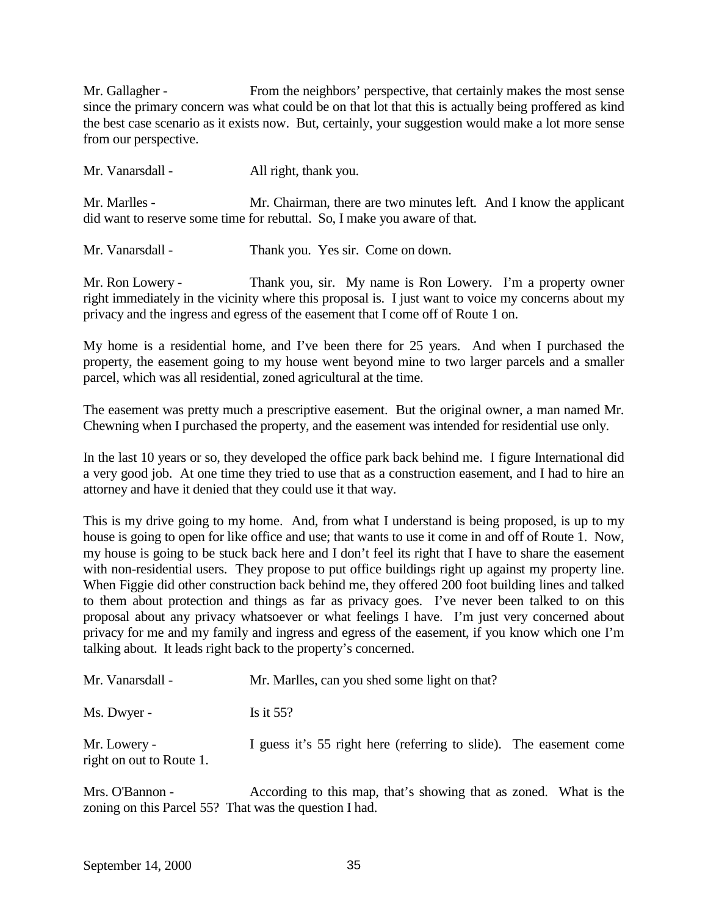Mr. Gallagher - From the neighbors' perspective, that certainly makes the most sense since the primary concern was what could be on that lot that this is actually being proffered as kind the best case scenario as it exists now. But, certainly, your suggestion would make a lot more sense from our perspective.

Mr. Vanarsdall - All right, thank you.

Mr. Marlles - Mr. Chairman, there are two minutes left. And I know the applicant did want to reserve some time for rebuttal. So, I make you aware of that.

Mr. Vanarsdall - Thank you. Yes sir. Come on down.

Mr. Ron Lowery - Thank you, sir. My name is Ron Lowery. I'm a property owner right immediately in the vicinity where this proposal is. I just want to voice my concerns about my privacy and the ingress and egress of the easement that I come off of Route 1 on.

My home is a residential home, and I've been there for 25 years. And when I purchased the property, the easement going to my house went beyond mine to two larger parcels and a smaller parcel, which was all residential, zoned agricultural at the time.

The easement was pretty much a prescriptive easement. But the original owner, a man named Mr. Chewning when I purchased the property, and the easement was intended for residential use only.

In the last 10 years or so, they developed the office park back behind me. I figure International did a very good job. At one time they tried to use that as a construction easement, and I had to hire an attorney and have it denied that they could use it that way.

This is my drive going to my home. And, from what I understand is being proposed, is up to my house is going to open for like office and use; that wants to use it come in and off of Route 1. Now, my house is going to be stuck back here and I don't feel its right that I have to share the easement with non-residential users. They propose to put office buildings right up against my property line. When Figgie did other construction back behind me, they offered 200 foot building lines and talked to them about protection and things as far as privacy goes. I've never been talked to on this proposal about any privacy whatsoever or what feelings I have. I'm just very concerned about privacy for me and my family and ingress and egress of the easement, if you know which one I'm talking about. It leads right back to the property's concerned.

Mr. Vanarsdall - Mr. Marlles, can you shed some light on that?

Ms. Dwyer - Is it 55?

Mr. Lowery - I guess it's 55 right here (referring to slide). The easement come right on out to Route 1.

Mrs. O'Bannon - According to this map, that's showing that as zoned. What is the zoning on this Parcel 55? That was the question I had.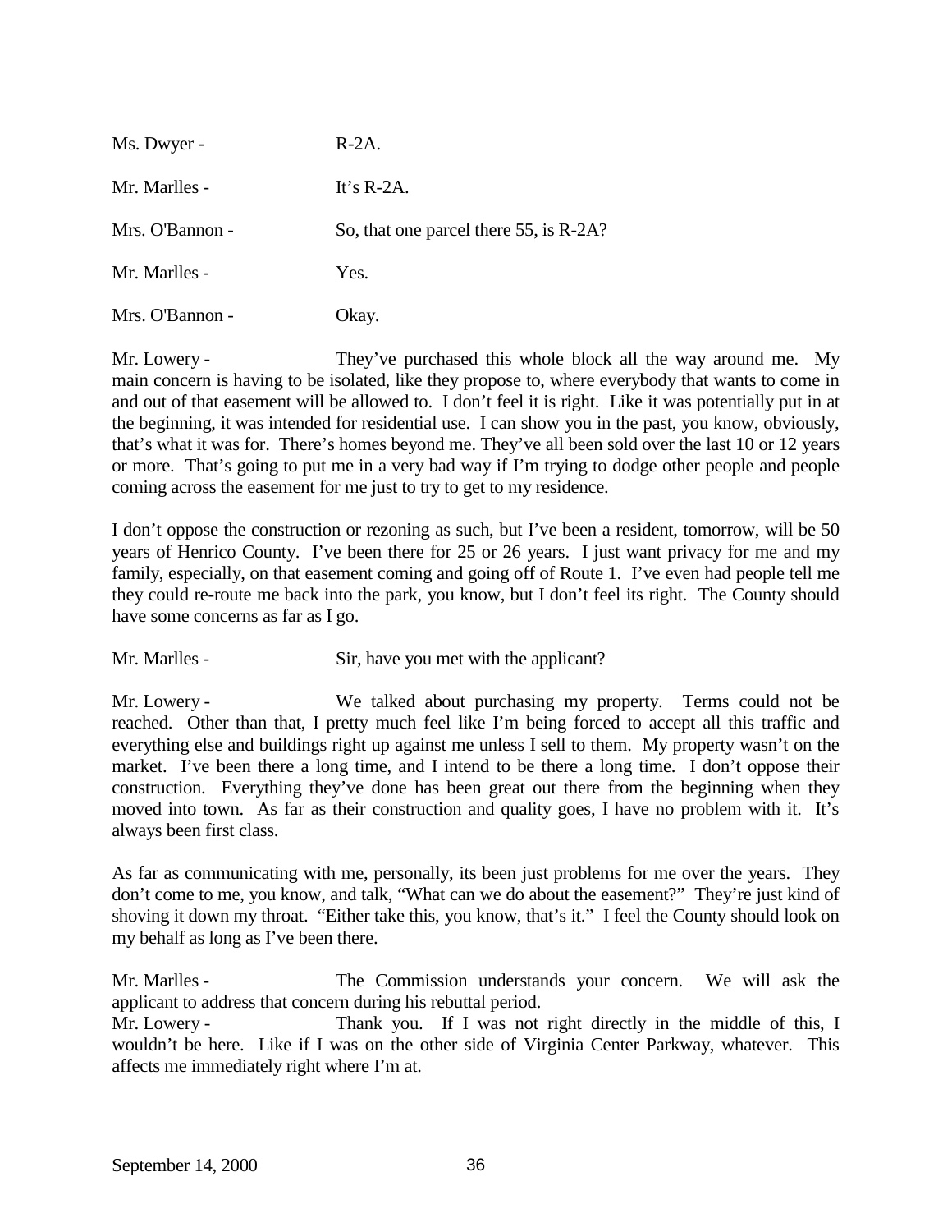Ms. Dwyer - R-2A.

Mr. Marlles - It's R-2A.

Mrs. O'Bannon - So, that one parcel there 55, is R-2A?

Mr. Marlles - Yes.

Mrs. O'Bannon - Okay.

Mr. Lowery - They've purchased this whole block all the way around me. My main concern is having to be isolated, like they propose to, where everybody that wants to come in and out of that easement will be allowed to. I don't feel it is right. Like it was potentially put in at the beginning, it was intended for residential use. I can show you in the past, you know, obviously, that's what it was for. There's homes beyond me. They've all been sold over the last 10 or 12 years or more. That's going to put me in a very bad way if I'm trying to dodge other people and people coming across the easement for me just to try to get to my residence.

I don't oppose the construction or rezoning as such, but I've been a resident, tomorrow, will be 50 years of Henrico County. I've been there for 25 or 26 years. I just want privacy for me and my family, especially, on that easement coming and going off of Route 1. I've even had people tell me they could re-route me back into the park, you know, but I don't feel its right. The County should have some concerns as far as I go.

Mr. Marlles - Sir, have you met with the applicant?

Mr. Lowery - We talked about purchasing my property. Terms could not be reached. Other than that, I pretty much feel like I'm being forced to accept all this traffic and everything else and buildings right up against me unless I sell to them. My property wasn't on the market. I've been there a long time, and I intend to be there a long time. I don't oppose their construction. Everything they've done has been great out there from the beginning when they moved into town. As far as their construction and quality goes, I have no problem with it. It's always been first class.

As far as communicating with me, personally, its been just problems for me over the years. They don't come to me, you know, and talk, "What can we do about the easement?" They're just kind of shoving it down my throat. "Either take this, you know, that's it." I feel the County should look on my behalf as long as I've been there.

Mr. Marlles - The Commission understands your concern. We will ask the applicant to address that concern during his rebuttal period.

Mr. Lowery - Thank you. If I was not right directly in the middle of this, I wouldn't be here. Like if I was on the other side of Virginia Center Parkway, whatever. This affects me immediately right where I'm at.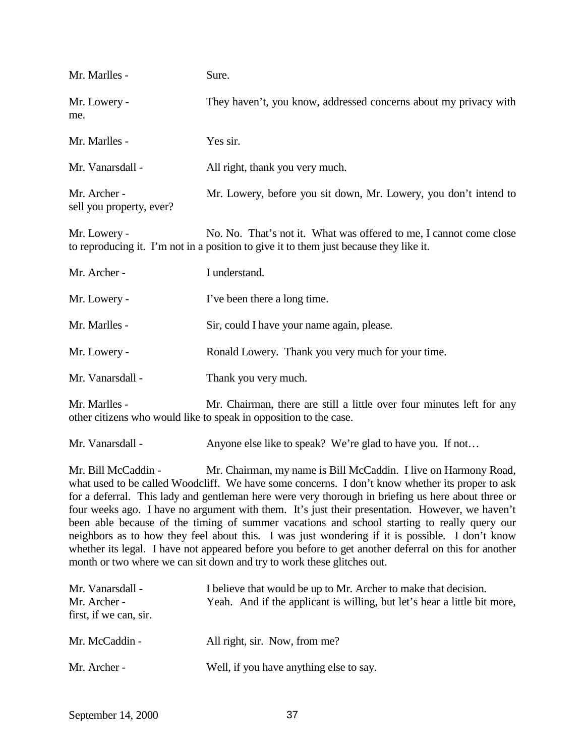Mr. Marlles - Sure.

Mr. Lowery - They haven't, you know, addressed concerns about my privacy with me.

Mr. Marlles - Yes sir.

Mr. Vanarsdall - All right, thank you very much.

Mr. Archer - Mr. Lowery, before you sit down, Mr. Lowery, you don't intend to sell you property, ever?

Mr. Lowery - No. No. That's not it. What was offered to me, I cannot come close to reproducing it. I'm not in a position to give it to them just because they like it.

Mr. Archer - I understand.

Mr. Lowery - I've been there a long time.

Mr. Marlles - Sir, could I have your name again, please.

Mr. Lowery - Ronald Lowery. Thank you very much for your time.

Mr. Vanarsdall - Thank you very much.

Mr. Marlles - Mr. Chairman, there are still a little over four minutes left for any other citizens who would like to speak in opposition to the case.

Mr. Vanarsdall - Anyone else like to speak? We're glad to have you. If not…

Mr. Bill McCaddin - Mr. Chairman, my name is Bill McCaddin. I live on Harmony Road, what used to be called Woodcliff. We have some concerns. I don't know whether its proper to ask for a deferral. This lady and gentleman here were very thorough in briefing us here about three or four weeks ago. I have no argument with them. It's just their presentation. However, we haven't been able because of the timing of summer vacations and school starting to really query our neighbors as to how they feel about this. I was just wondering if it is possible. I don't know whether its legal. I have not appeared before you before to get another deferral on this for another month or two where we can sit down and try to work these glitches out.

Mr. Vanarsdall - I believe that would be up to Mr. Archer to make that decision.

Mr. Archer - Yeah. And if the applicant is willing, but let's hear a little bit more, first, if we can, sir.

Mr. McCaddin - All right, sir. Now, from me?

Mr. Archer - Well, if you have anything else to say.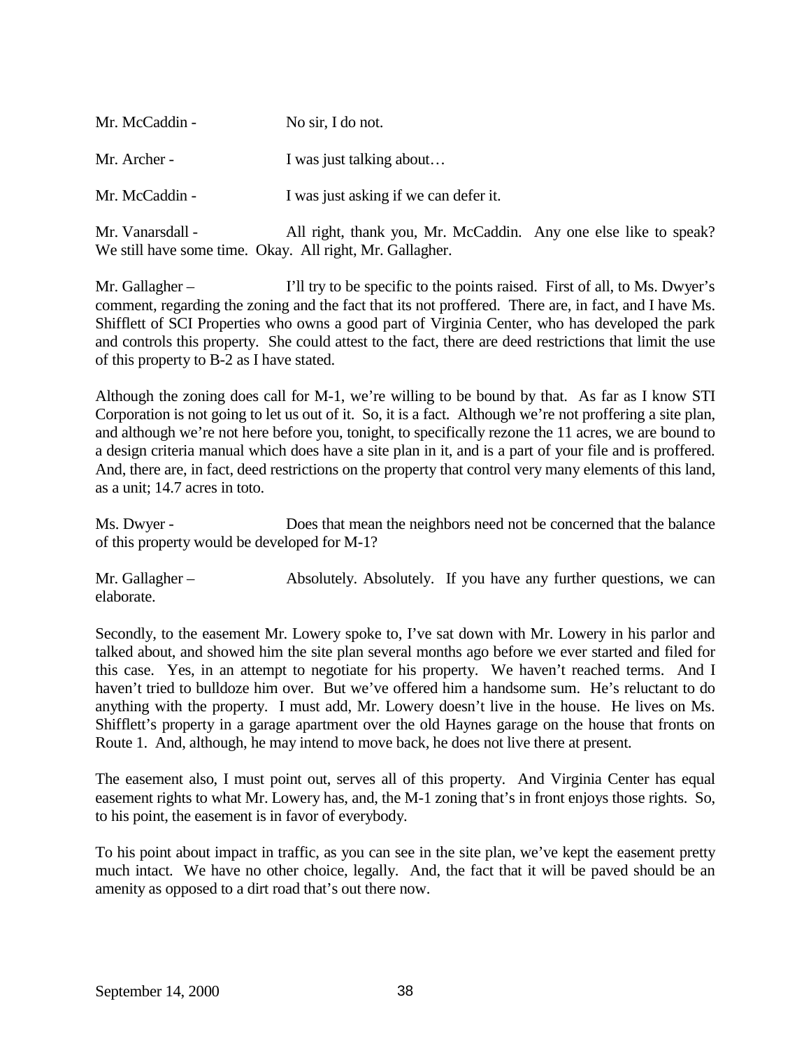Mr. McCaddin - No sir, I do not.

Mr. Archer - I was just talking about…

Mr. McCaddin - I was just asking if we can defer it.

Mr. Vanarsdall - All right, thank you, Mr. McCaddin. Any one else like to speak? We still have some time. Okay. All right, Mr. Gallagher.

Mr. Gallagher – I'll try to be specific to the points raised. First of all, to Ms. Dwyer's comment, regarding the zoning and the fact that its not proffered. There are, in fact, and I have Ms. Shifflett of SCI Properties who owns a good part of Virginia Center, who has developed the park and controls this property. She could attest to the fact, there are deed restrictions that limit the use of this property to B-2 as I have stated.

Although the zoning does call for M-1, we're willing to be bound by that. As far as I know STI Corporation is not going to let us out of it. So, it is a fact. Although we're not proffering a site plan, and although we're not here before you, tonight, to specifically rezone the 11 acres, we are bound to a design criteria manual which does have a site plan in it, and is a part of your file and is proffered. And, there are, in fact, deed restrictions on the property that control very many elements of this land, as a unit; 14.7 acres in toto.

Ms. Dwyer - Does that mean the neighbors need not be concerned that the balance of this property would be developed for M-1?

Mr. Gallagher – Absolutely. Absolutely. If you have any further questions, we can elaborate.

Secondly, to the easement Mr. Lowery spoke to, I've sat down with Mr. Lowery in his parlor and talked about, and showed him the site plan several months ago before we ever started and filed for this case. Yes, in an attempt to negotiate for his property. We haven't reached terms. And I haven't tried to bulldoze him over. But we've offered him a handsome sum. He's reluctant to do anything with the property. I must add, Mr. Lowery doesn't live in the house. He lives on Ms. Shifflett's property in a garage apartment over the old Haynes garage on the house that fronts on Route 1. And, although, he may intend to move back, he does not live there at present.

The easement also, I must point out, serves all of this property. And Virginia Center has equal easement rights to what Mr. Lowery has, and, the M-1 zoning that's in front enjoys those rights. So, to his point, the easement is in favor of everybody.

To his point about impact in traffic, as you can see in the site plan, we've kept the easement pretty much intact. We have no other choice, legally. And, the fact that it will be paved should be an amenity as opposed to a dirt road that's out there now.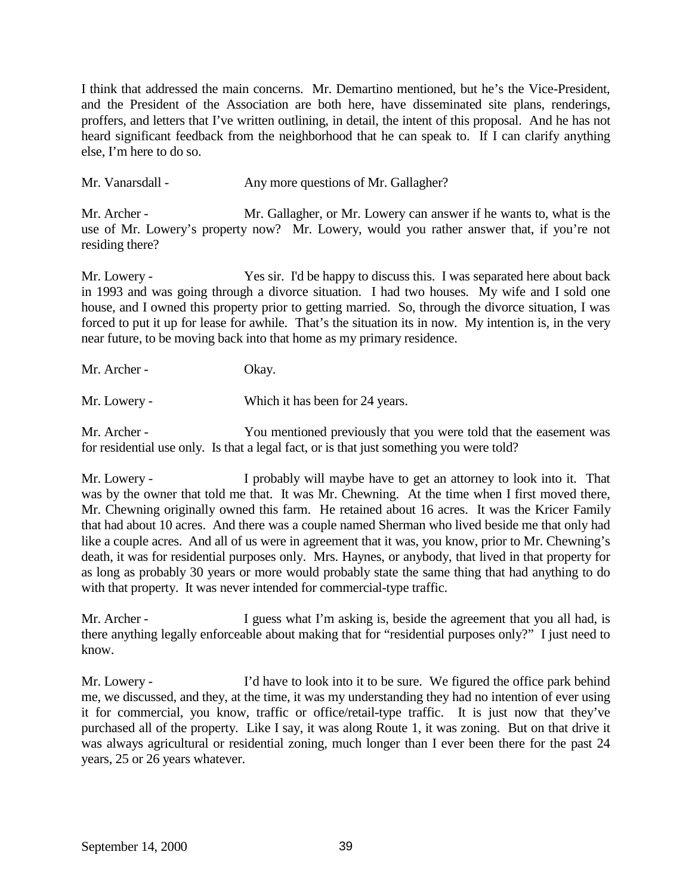I think that addressed the main concerns. Mr. Demartino mentioned, but he's the Vice-President, and the President of the Association are both here, have disseminated site plans, renderings, proffers, and letters that I've written outlining, in detail, the intent of this proposal. And he has not heard significant feedback from the neighborhood that he can speak to. If I can clarify anything else, I'm here to do so.

Mr. Vanarsdall - Any more questions of Mr. Gallagher?

Mr. Archer - Mr. Gallagher, or Mr. Lowery can answer if he wants to, what is the use of Mr. Lowery's property now? Mr. Lowery, would you rather answer that, if you're not residing there?

Mr. Lowery - Yes sir. I'd be happy to discuss this. I was separated here about back in 1993 and was going through a divorce situation. I had two houses. My wife and I sold one house, and I owned this property prior to getting married. So, through the divorce situation, I was forced to put it up for lease for awhile. That's the situation its in now. My intention is, in the very near future, to be moving back into that home as my primary residence.

Mr. Archer - Okay.

Mr. Lowery - Which it has been for 24 years.

Mr. Archer - You mentioned previously that you were told that the easement was for residential use only. Is that a legal fact, or is that just something you were told?

Mr. Lowery - I probably will maybe have to get an attorney to look into it. That was by the owner that told me that. It was Mr. Chewning. At the time when I first moved there, Mr. Chewning originally owned this farm. He retained about 16 acres. It was the Kricer Family that had about 10 acres. And there was a couple named Sherman who lived beside me that only had like a couple acres. And all of us were in agreement that it was, you know, prior to Mr. Chewning's death, it was for residential purposes only. Mrs. Haynes, or anybody, that lived in that property for as long as probably 30 years or more would probably state the same thing that had anything to do with that property. It was never intended for commercial-type traffic.

Mr. Archer - I guess what I'm asking is, beside the agreement that you all had, is there anything legally enforceable about making that for "residential purposes only?" I just need to know.

Mr. Lowery - I'd have to look into it to be sure. We figured the office park behind me, we discussed, and they, at the time, it was my understanding they had no intention of ever using it for commercial, you know, traffic or office/retail-type traffic. It is just now that they've purchased all of the property. Like I say, it was along Route 1, it was zoning. But on that drive it was always agricultural or residential zoning, much longer than I ever been there for the past 24 years, 25 or 26 years whatever.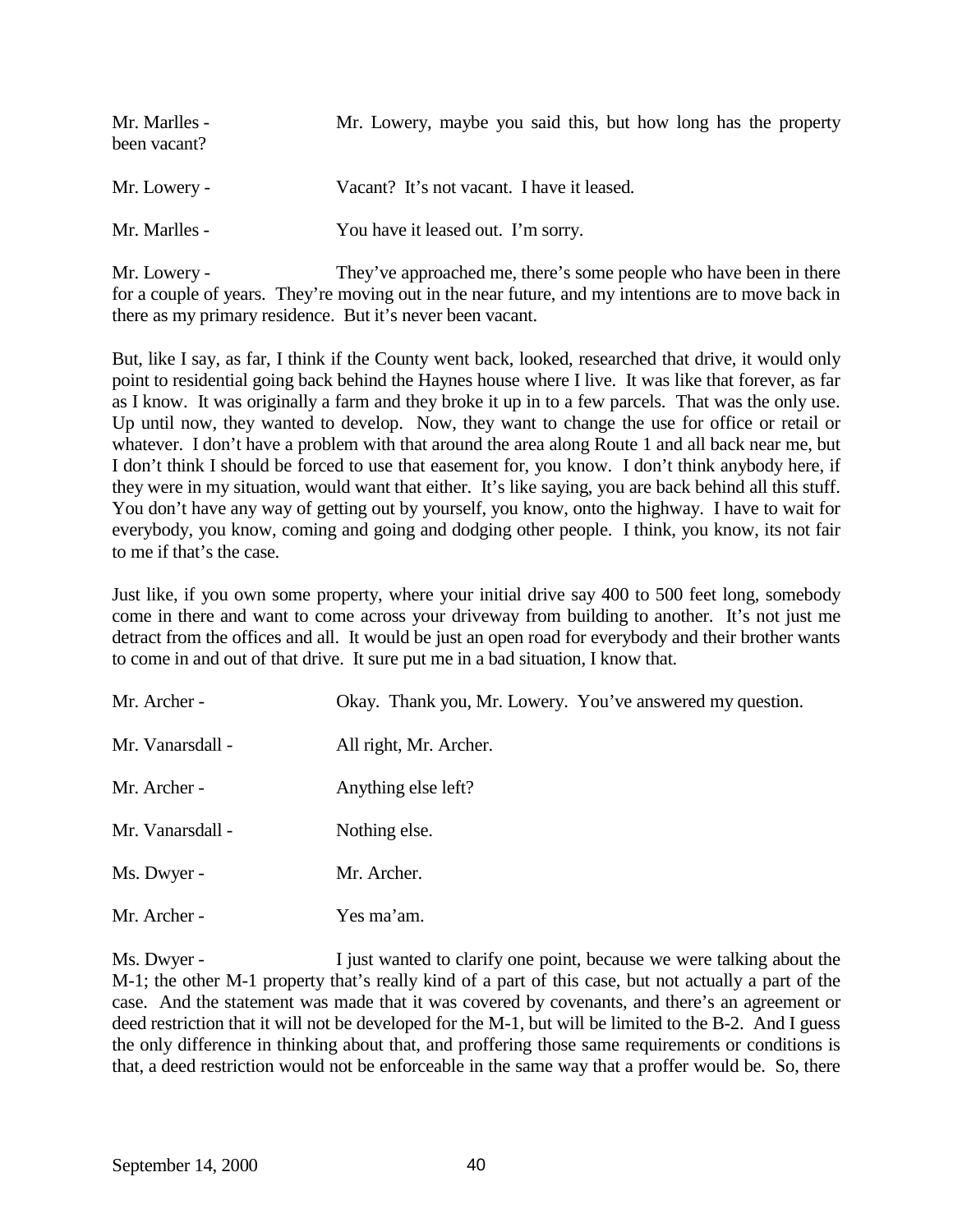Mr. Marlles - Mr. Lowery, maybe you said this, but how long has the property been vacant?

Mr. Lowery - Vacant? It's not vacant. I have it leased.

Mr. Marlles - You have it leased out. I'm sorry.

Mr. Lowery - They've approached me, there's some people who have been in there for a couple of years. They're moving out in the near future, and my intentions are to move back in there as my primary residence. But it's never been vacant.

But, like I say, as far, I think if the County went back, looked, researched that drive, it would only point to residential going back behind the Haynes house where I live. It was like that forever, as far as I know. It was originally a farm and they broke it up in to a few parcels. That was the only use. Up until now, they wanted to develop. Now, they want to change the use for office or retail or whatever. I don't have a problem with that around the area along Route 1 and all back near me, but I don't think I should be forced to use that easement for, you know. I don't think anybody here, if they were in my situation, would want that either. It's like saying, you are back behind all this stuff. You don't have any way of getting out by yourself, you know, onto the highway. I have to wait for everybody, you know, coming and going and dodging other people. I think, you know, its not fair to me if that's the case.

Just like, if you own some property, where your initial drive say 400 to 500 feet long, somebody come in there and want to come across your driveway from building to another. It's not just me detract from the offices and all. It would be just an open road for everybody and their brother wants to come in and out of that drive. It sure put me in a bad situation, I know that.

Mr. Archer - Okay. Thank you, Mr. Lowery. You've answered my question.

Mr. Vanarsdall - All right, Mr. Archer.

Mr. Archer - Anything else left?

Mr. Vanarsdall - Nothing else.

Ms. Dwyer - Mr. Archer.

Mr. Archer - Yes ma'am.

Ms. Dwyer - I just wanted to clarify one point, because we were talking about the M-1; the other M-1 property that's really kind of a part of this case, but not actually a part of the case. And the statement was made that it was covered by covenants, and there's an agreement or deed restriction that it will not be developed for the M-1, but will be limited to the B-2. And I guess the only difference in thinking about that, and proffering those same requirements or conditions is that, a deed restriction would not be enforceable in the same way that a proffer would be. So, there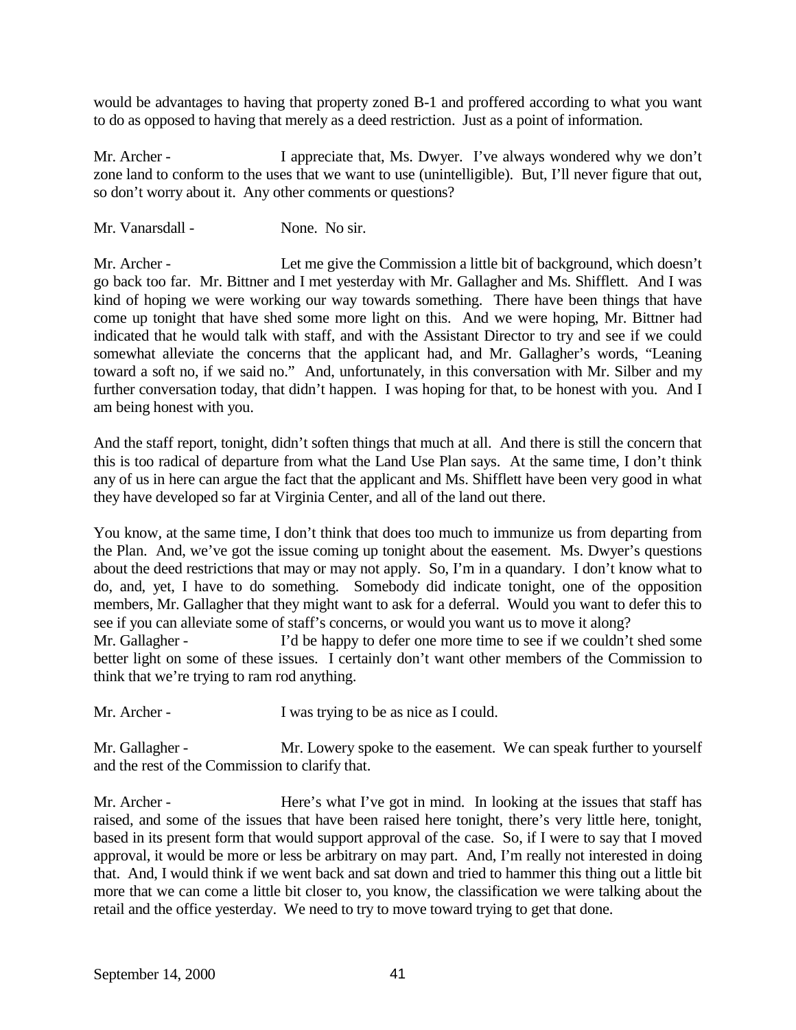would be advantages to having that property zoned B-1 and proffered according to what you want to do as opposed to having that merely as a deed restriction. Just as a point of information.

Mr. Archer - I appreciate that, Ms. Dwyer. I've always wondered why we don't zone land to conform to the uses that we want to use (unintelligible). But, I'll never figure that out, so don't worry about it. Any other comments or questions?

Mr. Vanarsdall - None. No sir.

Mr. Archer - Let me give the Commission a little bit of background, which doesn't go back too far. Mr. Bittner and I met yesterday with Mr. Gallagher and Ms. Shifflett. And I was kind of hoping we were working our way towards something. There have been things that have come up tonight that have shed some more light on this. And we were hoping, Mr. Bittner had indicated that he would talk with staff, and with the Assistant Director to try and see if we could somewhat alleviate the concerns that the applicant had, and Mr. Gallagher's words, "Leaning toward a soft no, if we said no." And, unfortunately, in this conversation with Mr. Silber and my further conversation today, that didn't happen. I was hoping for that, to be honest with you. And I am being honest with you.

And the staff report, tonight, didn't soften things that much at all. And there is still the concern that this is too radical of departure from what the Land Use Plan says. At the same time, I don't think any of us in here can argue the fact that the applicant and Ms. Shifflett have been very good in what they have developed so far at Virginia Center, and all of the land out there.

You know, at the same time, I don't think that does too much to immunize us from departing from the Plan. And, we've got the issue coming up tonight about the easement. Ms. Dwyer's questions about the deed restrictions that may or may not apply. So, I'm in a quandary. I don't know what to do, and, yet, I have to do something. Somebody did indicate tonight, one of the opposition members, Mr. Gallagher that they might want to ask for a deferral. Would you want to defer this to see if you can alleviate some of staff's concerns, or would you want us to move it along?

Mr. Gallagher - I'd be happy to defer one more time to see if we couldn't shed some better light on some of these issues. I certainly don't want other members of the Commission to think that we're trying to ram rod anything.

Mr. Archer - I was trying to be as nice as I could.

Mr. Gallagher - Mr. Lowery spoke to the easement. We can speak further to yourself and the rest of the Commission to clarify that.

Mr. Archer - Here's what I've got in mind. In looking at the issues that staff has raised, and some of the issues that have been raised here tonight, there's very little here, tonight, based in its present form that would support approval of the case. So, if I were to say that I moved approval, it would be more or less be arbitrary on may part. And, I'm really not interested in doing that. And, I would think if we went back and sat down and tried to hammer this thing out a little bit more that we can come a little bit closer to, you know, the classification we were talking about the retail and the office yesterday. We need to try to move toward trying to get that done.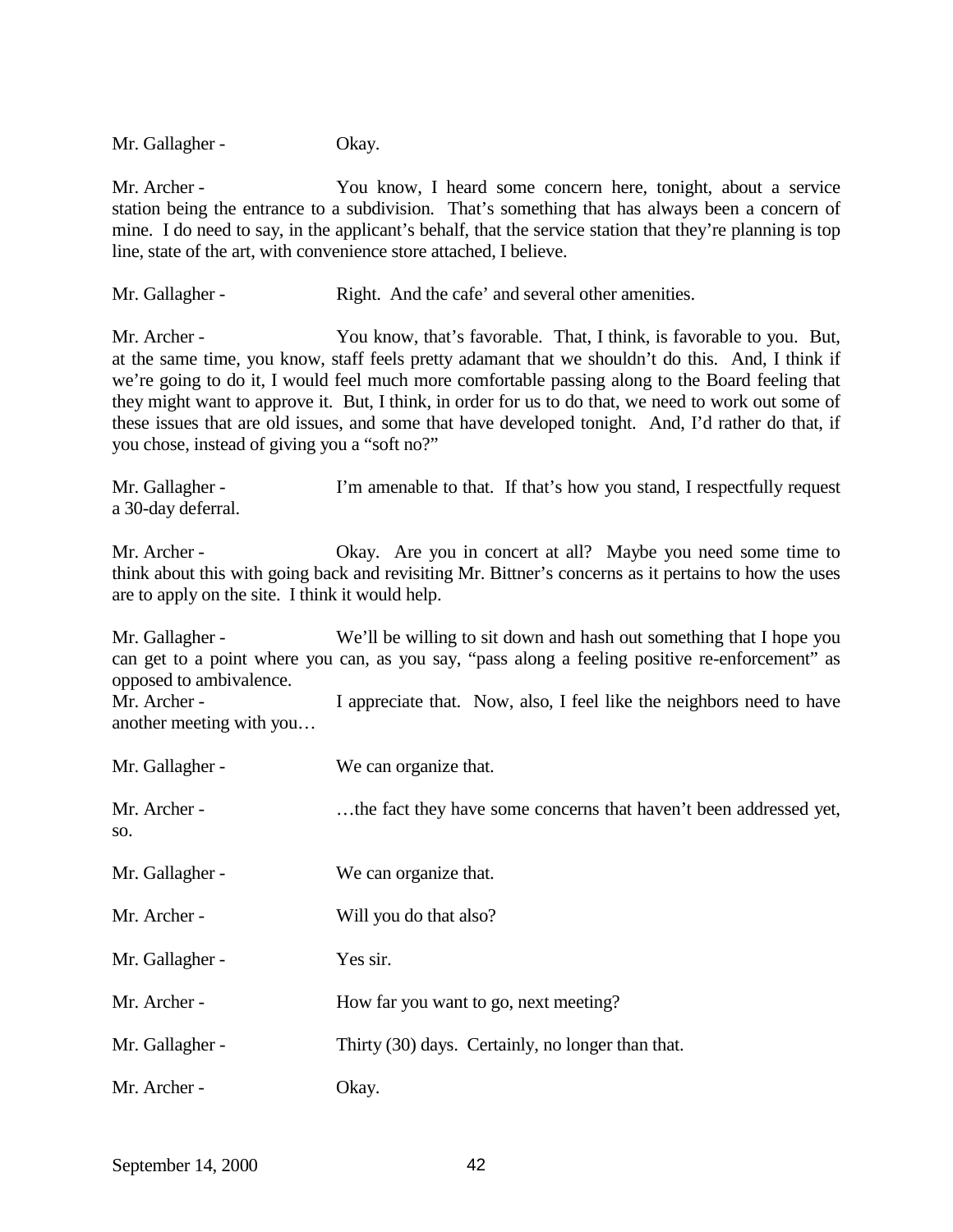Mr. Gallagher - Okay.

Mr. Archer - You know, I heard some concern here, tonight, about a service station being the entrance to a subdivision. That's something that has always been a concern of mine. I do need to say, in the applicant's behalf, that the service station that they're planning is top line, state of the art, with convenience store attached, I believe.

Mr. Gallagher - Right. And the cafe' and several other amenities.

Mr. Archer - You know, that's favorable. That, I think, is favorable to you. But, at the same time, you know, staff feels pretty adamant that we shouldn't do this. And, I think if we're going to do it, I would feel much more comfortable passing along to the Board feeling that they might want to approve it. But, I think, in order for us to do that, we need to work out some of these issues that are old issues, and some that have developed tonight. And, I'd rather do that, if you chose, instead of giving you a "soft no?"

Mr. Gallagher - I'm amenable to that. If that's how you stand, I respectfully request a 30-day deferral.

Mr. Archer - Okay. Are you in concert at all? Maybe you need some time to think about this with going back and revisiting Mr. Bittner's concerns as it pertains to how the uses are to apply on the site. I think it would help.

Mr. Gallagher - We'll be willing to sit down and hash out something that I hope you can get to a point where you can, as you say, "pass along a feeling positive re-enforcement" as opposed to ambivalence.

Mr. Archer - I appreciate that. Now, also, I feel like the neighbors need to have another meeting with you…

Mr. Gallagher - We can organize that.

Mr. Archer - …the fact they have some concerns that haven't been addressed yet, so.

Mr. Gallagher - We can organize that.

Mr. Archer - Will you do that also?

Mr. Gallagher - Yes sir.

Mr. Archer - How far you want to go, next meeting?

Mr. Gallagher - Thirty (30) days. Certainly, no longer than that.

Mr. Archer - Okay.

September 14, 2000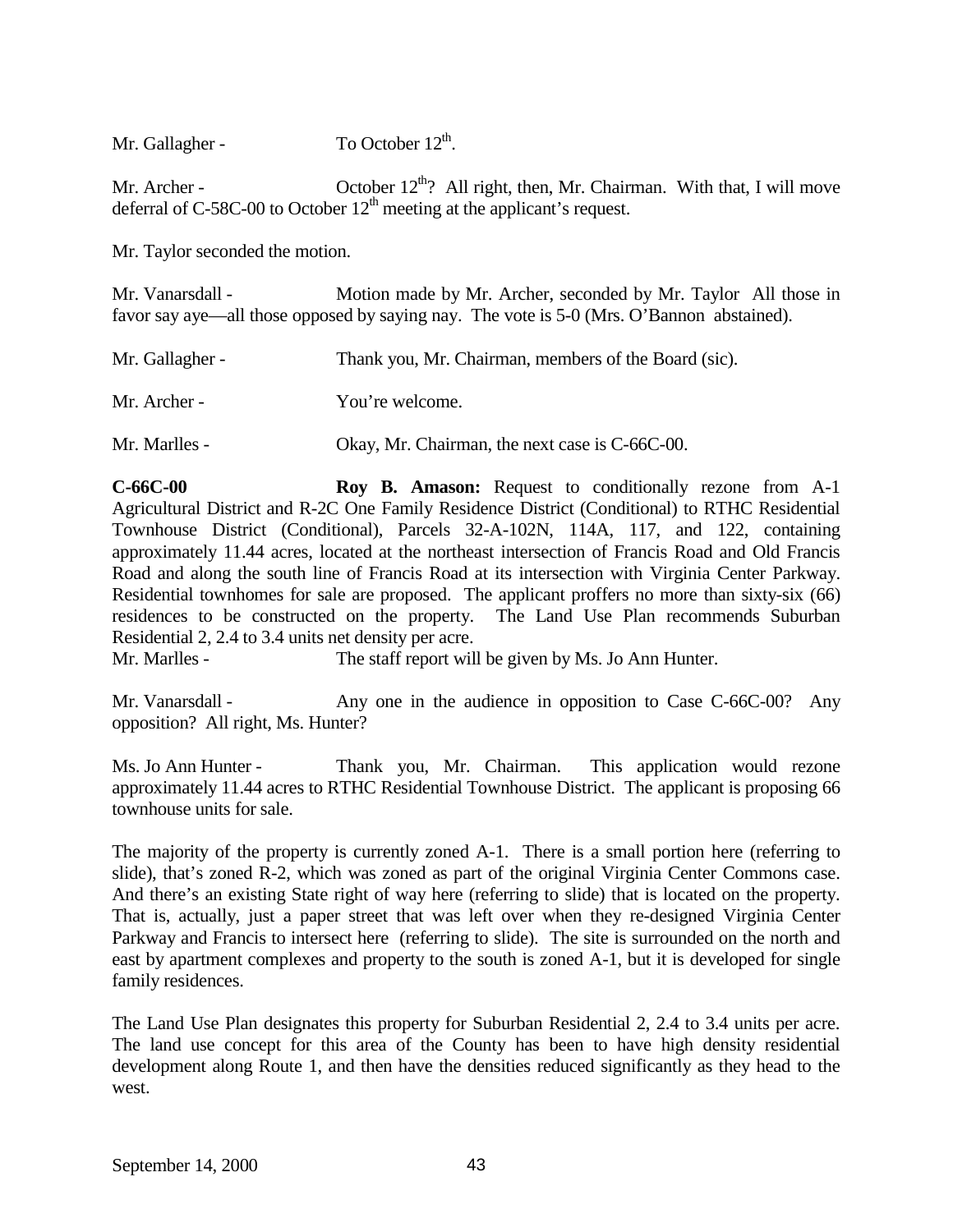Mr. Gallagher - To October 12th.

Mr. Archer - October 12th? All right, then, Mr. Chairman. With that, I will move deferral of C-58C-00 to October 12th meeting at the applicant's request.

Mr. Taylor seconded the motion.

Mr. Vanarsdall - Motion made by Mr. Archer, seconded by Mr. Taylor All those in favor say aye—all those opposed by saying nay. The vote is 5-0 (Mrs. O'Bannon abstained).

Mr. Gallagher - Thank you, Mr. Chairman, members of the Board (sic).

Mr. Archer - You're welcome.

Mr. Marlles - Okay, Mr. Chairman, the next case is C-66C-00.

**C-66C-00** **Roy B. Amason:** Request to conditionally rezone from A-1 Agricultural District and R-2C One Family Residence District (Conditional) to RTHC Residential Townhouse District (Conditional), Parcels 32-A-102N, 114A, 117, and 122, containing approximately 11.44 acres, located at the northeast intersection of Francis Road and Old Francis Road and along the south line of Francis Road at its intersection with Virginia Center Parkway. Residential townhomes for sale are proposed. The applicant proffers no more than sixty-six (66) residences to be constructed on the property. The Land Use Plan recommends Suburban Residential 2, 2.4 to 3.4 units net density per acre.

Mr. Marlles - The staff report will be given by Ms. Jo Ann Hunter.

Mr. Vanarsdall - Any one in the audience in opposition to Case C-66C-00? Any opposition? All right, Ms. Hunter?

Ms. Jo Ann Hunter - Thank you, Mr. Chairman. This application would rezone approximately 11.44 acres to RTHC Residential Townhouse District. The applicant is proposing 66 townhouse units for sale.

The majority of the property is currently zoned A-1. There is a small portion here (referring to slide), that's zoned R-2, which was zoned as part of the original Virginia Center Commons case. And there's an existing State right of way here (referring to slide) that is located on the property. That is, actually, just a paper street that was left over when they re-designed Virginia Center Parkway and Francis to intersect here (referring to slide). The site is surrounded on the north and east by apartment complexes and property to the south is zoned A-1, but it is developed for single family residences.

The Land Use Plan designates this property for Suburban Residential 2, 2.4 to 3.4 units per acre. The land use concept for this area of the County has been to have high density residential development along Route 1, and then have the densities reduced significantly as they head to the west.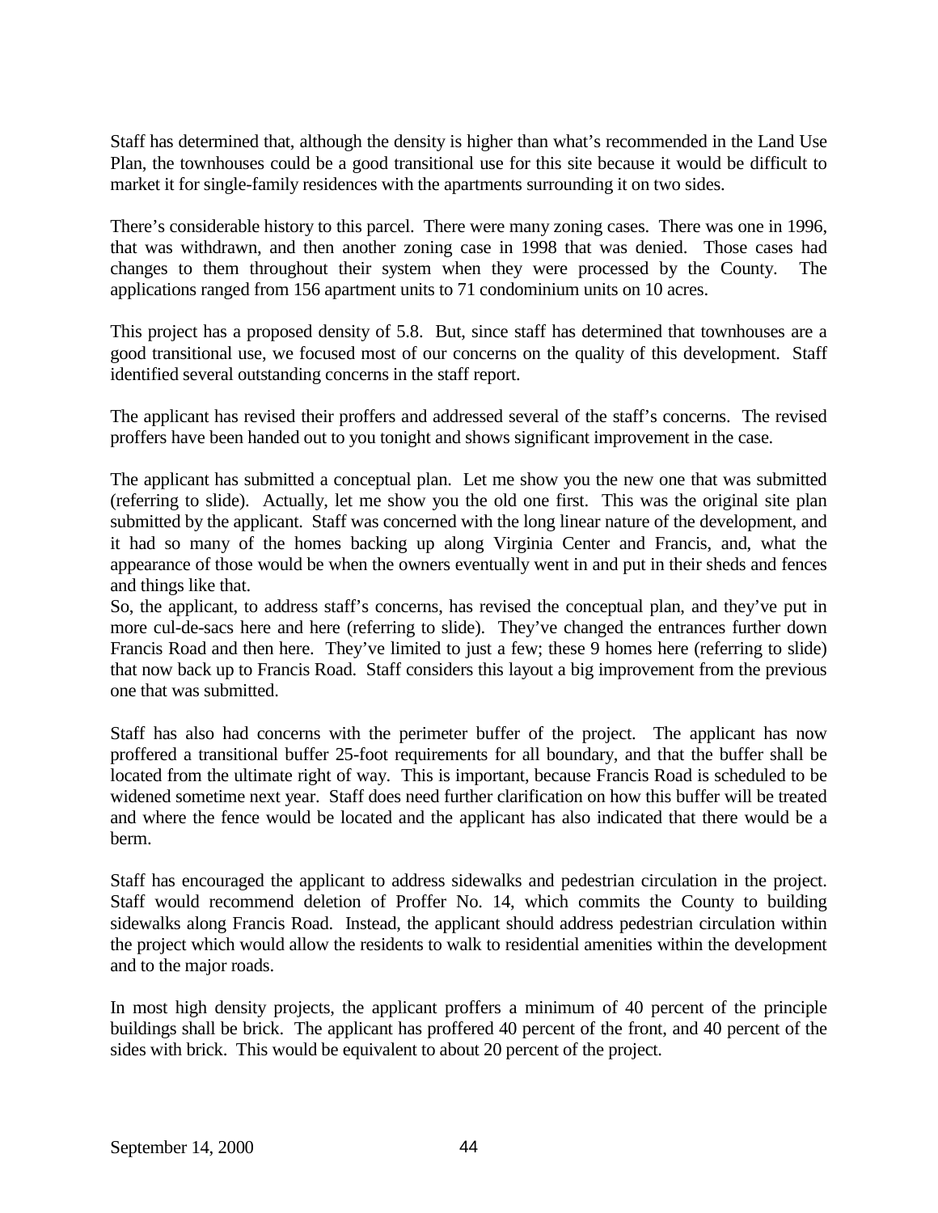Staff has determined that, although the density is higher than what's recommended in the Land Use Plan, the townhouses could be a good transitional use for this site because it would be difficult to market it for single-family residences with the apartments surrounding it on two sides.

There's considerable history to this parcel. There were many zoning cases. There was one in 1996, that was withdrawn, and then another zoning case in 1998 that was denied. Those cases had changes to them throughout their system when they were processed by the County. The applications ranged from 156 apartment units to 71 condominium units on 10 acres.

This project has a proposed density of 5.8. But, since staff has determined that townhouses are a good transitional use, we focused most of our concerns on the quality of this development. Staff identified several outstanding concerns in the staff report.

The applicant has revised their proffers and addressed several of the staff's concerns. The revised proffers have been handed out to you tonight and shows significant improvement in the case.

The applicant has submitted a conceptual plan. Let me show you the new one that was submitted (referring to slide). Actually, let me show you the old one first. This was the original site plan submitted by the applicant. Staff was concerned with the long linear nature of the development, and it had so many of the homes backing up along Virginia Center and Francis, and, what the appearance of those would be when the owners eventually went in and put in their sheds and fences and things like that.

So, the applicant, to address staff's concerns, has revised the conceptual plan, and they've put in more cul-de-sacs here and here (referring to slide). They've changed the entrances further down Francis Road and then here. They've limited to just a few; these 9 homes here (referring to slide) that now back up to Francis Road. Staff considers this layout a big improvement from the previous one that was submitted.

Staff has also had concerns with the perimeter buffer of the project. The applicant has now proffered a transitional buffer 25-foot requirements for all boundary, and that the buffer shall be located from the ultimate right of way. This is important, because Francis Road is scheduled to be widened sometime next year. Staff does need further clarification on how this buffer will be treated and where the fence would be located and the applicant has also indicated that there would be a berm.

Staff has encouraged the applicant to address sidewalks and pedestrian circulation in the project. Staff would recommend deletion of Proffer No. 14, which commits the County to building sidewalks along Francis Road. Instead, the applicant should address pedestrian circulation within the project which would allow the residents to walk to residential amenities within the development and to the major roads.

In most high density projects, the applicant proffers a minimum of 40 percent of the principle buildings shall be brick. The applicant has proffered 40 percent of the front, and 40 percent of the sides with brick. This would be equivalent to about 20 percent of the project.

September 14, 2000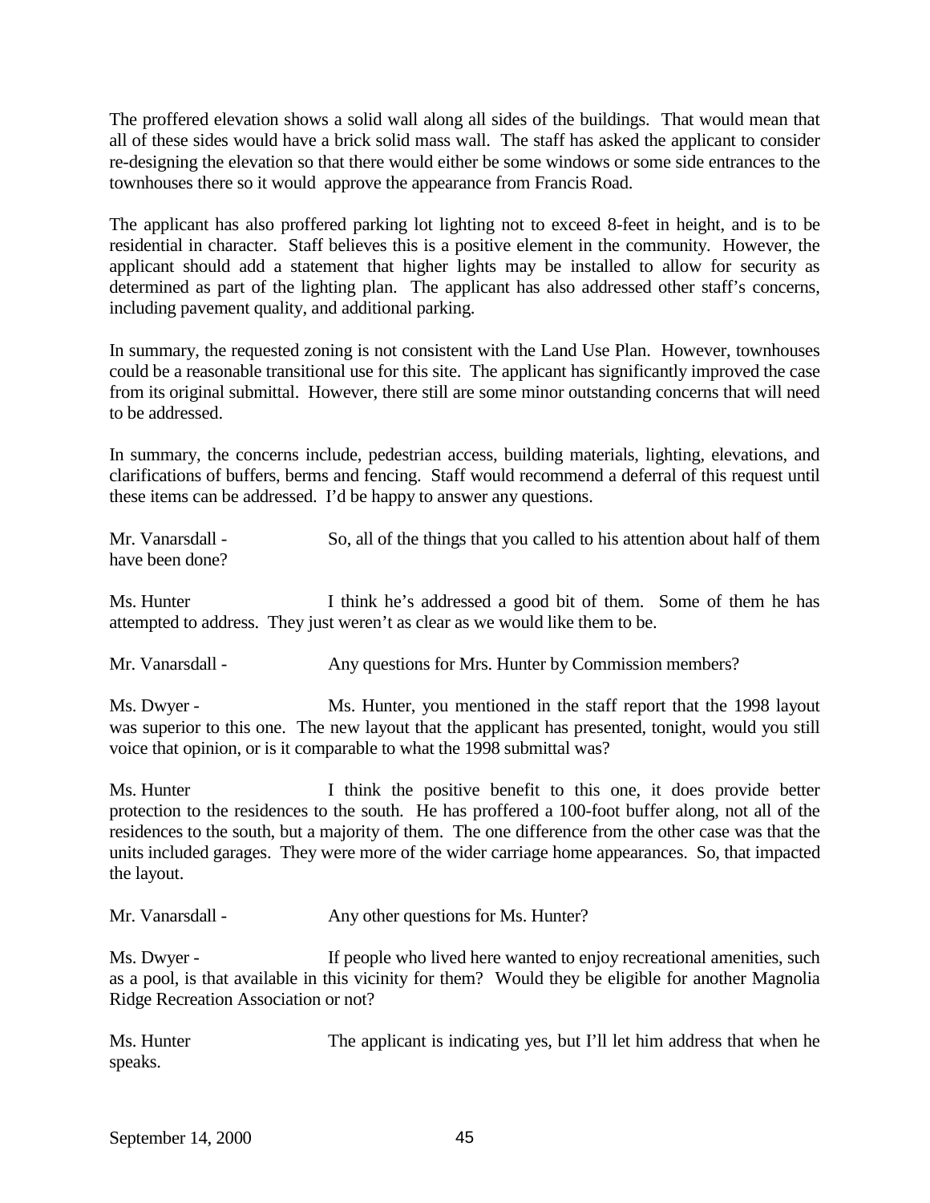The proffered elevation shows a solid wall along all sides of the buildings. That would mean that all of these sides would have a brick solid mass wall. The staff has asked the applicant to consider re-designing the elevation so that there would either be some windows or some side entrances to the townhouses there so it would approve the appearance from Francis Road.

The applicant has also proffered parking lot lighting not to exceed 8-feet in height, and is to be residential in character. Staff believes this is a positive element in the community. However, the applicant should add a statement that higher lights may be installed to allow for security as determined as part of the lighting plan. The applicant has also addressed other staff's concerns, including pavement quality, and additional parking.

In summary, the requested zoning is not consistent with the Land Use Plan. However, townhouses could be a reasonable transitional use for this site. The applicant has significantly improved the case from its original submittal. However, there still are some minor outstanding concerns that will need to be addressed.

In summary, the concerns include, pedestrian access, building materials, lighting, elevations, and clarifications of buffers, berms and fencing. Staff would recommend a deferral of this request until these items can be addressed. I'd be happy to answer any questions.

Mr. Vanarsdall - So, all of the things that you called to his attention about half of them have been done?

Ms. Hunter I think he's addressed a good bit of them. Some of them he has attempted to address. They just weren't as clear as we would like them to be.

Mr. Vanarsdall - Any questions for Mrs. Hunter by Commission members?

Ms. Dwyer - Ms. Hunter, you mentioned in the staff report that the 1998 layout was superior to this one. The new layout that the applicant has presented, tonight, would you still voice that opinion, or is it comparable to what the 1998 submittal was?

Ms. Hunter I think the positive benefit to this one, it does provide better protection to the residences to the south. He has proffered a 100-foot buffer along, not all of the residences to the south, but a majority of them. The one difference from the other case was that the units included garages. They were more of the wider carriage home appearances. So, that impacted the layout.

Mr. Vanarsdall - Any other questions for Ms. Hunter?

Ms. Dwyer - If people who lived here wanted to enjoy recreational amenities, such as a pool, is that available in this vicinity for them? Would they be eligible for another Magnolia Ridge Recreation Association or not?

Ms. Hunter The applicant is indicating yes, but I'll let him address that when he speaks.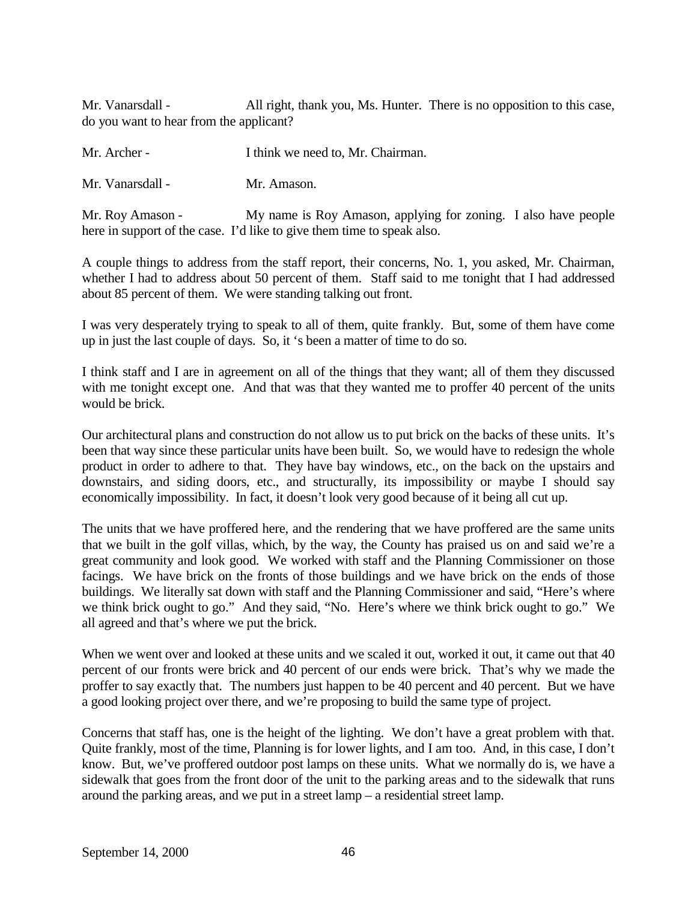Mr. Vanarsdall - All right, thank you, Ms. Hunter. There is no opposition to this case, do you want to hear from the applicant?

Mr. Archer - I think we need to, Mr. Chairman.

Mr. Vanarsdall - Mr. Amason.

Mr. Roy Amason - My name is Roy Amason, applying for zoning. I also have people here in support of the case. I'd like to give them time to speak also.

A couple things to address from the staff report, their concerns, No. 1, you asked, Mr. Chairman, whether I had to address about 50 percent of them. Staff said to me tonight that I had addressed about 85 percent of them. We were standing talking out front.

I was very desperately trying to speak to all of them, quite frankly. But, some of them have come up in just the last couple of days. So, it 's been a matter of time to do so.

I think staff and I are in agreement on all of the things that they want; all of them they discussed with me tonight except one. And that was that they wanted me to proffer 40 percent of the units would be brick.

Our architectural plans and construction do not allow us to put brick on the backs of these units. It's been that way since these particular units have been built. So, we would have to redesign the whole product in order to adhere to that. They have bay windows, etc., on the back on the upstairs and downstairs, and siding doors, etc., and structurally, its impossibility or maybe I should say economically impossibility. In fact, it doesn't look very good because of it being all cut up.

The units that we have proffered here, and the rendering that we have proffered are the same units that we built in the golf villas, which, by the way, the County has praised us on and said we're a great community and look good. We worked with staff and the Planning Commissioner on those facings. We have brick on the fronts of those buildings and we have brick on the ends of those buildings. We literally sat down with staff and the Planning Commissioner and said, "Here's where we think brick ought to go." And they said, "No. Here's where we think brick ought to go." We all agreed and that's where we put the brick.

When we went over and looked at these units and we scaled it out, worked it out, it came out that 40 percent of our fronts were brick and 40 percent of our ends were brick. That's why we made the proffer to say exactly that. The numbers just happen to be 40 percent and 40 percent. But we have a good looking project over there, and we're proposing to build the same type of project.

Concerns that staff has, one is the height of the lighting. We don't have a great problem with that. Quite frankly, most of the time, Planning is for lower lights, and I am too. And, in this case, I don't know. But, we've proffered outdoor post lamps on these units. What we normally do is, we have a sidewalk that goes from the front door of the unit to the parking areas and to the sidewalk that runs around the parking areas, and we put in a street lamp – a residential street lamp.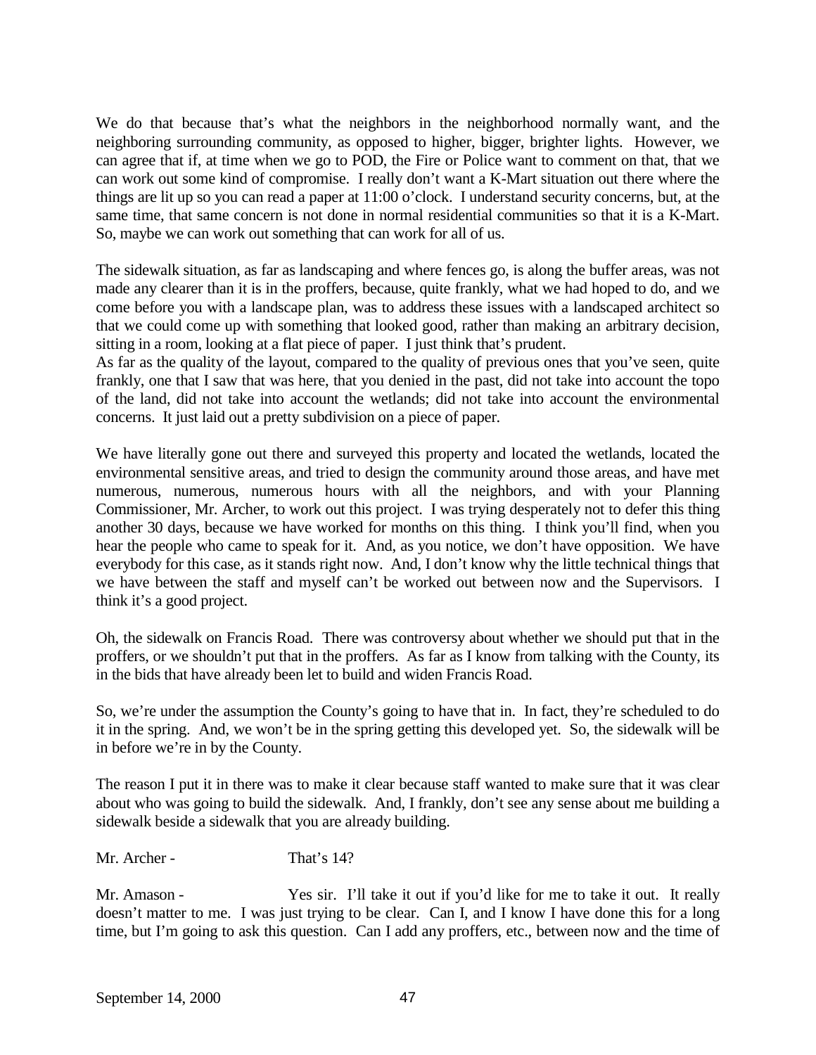We do that because that's what the neighbors in the neighborhood normally want, and the neighboring surrounding community, as opposed to higher, bigger, brighter lights. However, we can agree that if, at time when we go to POD, the Fire or Police want to comment on that, that we can work out some kind of compromise. I really don't want a K-Mart situation out there where the things are lit up so you can read a paper at 11:00 o'clock. I understand security concerns, but, at the same time, that same concern is not done in normal residential communities so that it is a K-Mart. So, maybe we can work out something that can work for all of us.

The sidewalk situation, as far as landscaping and where fences go, is along the buffer areas, was not made any clearer than it is in the proffers, because, quite frankly, what we had hoped to do, and we come before you with a landscape plan, was to address these issues with a landscaped architect so that we could come up with something that looked good, rather than making an arbitrary decision, sitting in a room, looking at a flat piece of paper. I just think that's prudent.

As far as the quality of the layout, compared to the quality of previous ones that you've seen, quite frankly, one that I saw that was here, that you denied in the past, did not take into account the topo of the land, did not take into account the wetlands; did not take into account the environmental concerns. It just laid out a pretty subdivision on a piece of paper.

We have literally gone out there and surveyed this property and located the wetlands, located the environmental sensitive areas, and tried to design the community around those areas, and have met numerous, numerous, numerous hours with all the neighbors, and with your Planning Commissioner, Mr. Archer, to work out this project. I was trying desperately not to defer this thing another 30 days, because we have worked for months on this thing. I think you'll find, when you hear the people who came to speak for it. And, as you notice, we don't have opposition. We have everybody for this case, as it stands right now. And, I don't know why the little technical things that we have between the staff and myself can't be worked out between now and the Supervisors. I think it's a good project.

Oh, the sidewalk on Francis Road. There was controversy about whether we should put that in the proffers, or we shouldn't put that in the proffers. As far as I know from talking with the County, its in the bids that have already been let to build and widen Francis Road.

So, we're under the assumption the County's going to have that in. In fact, they're scheduled to do it in the spring. And, we won't be in the spring getting this developed yet. So, the sidewalk will be in before we're in by the County.

The reason I put it in there was to make it clear because staff wanted to make sure that it was clear about who was going to build the sidewalk. And, I frankly, don't see any sense about me building a sidewalk beside a sidewalk that you are already building.

Mr. Archer - That's 14?

Mr. Amason - Yes sir. I'll take it out if you'd like for me to take it out. It really doesn't matter to me. I was just trying to be clear. Can I, and I know I have done this for a long time, but I'm going to ask this question. Can I add any proffers, etc., between now and the time of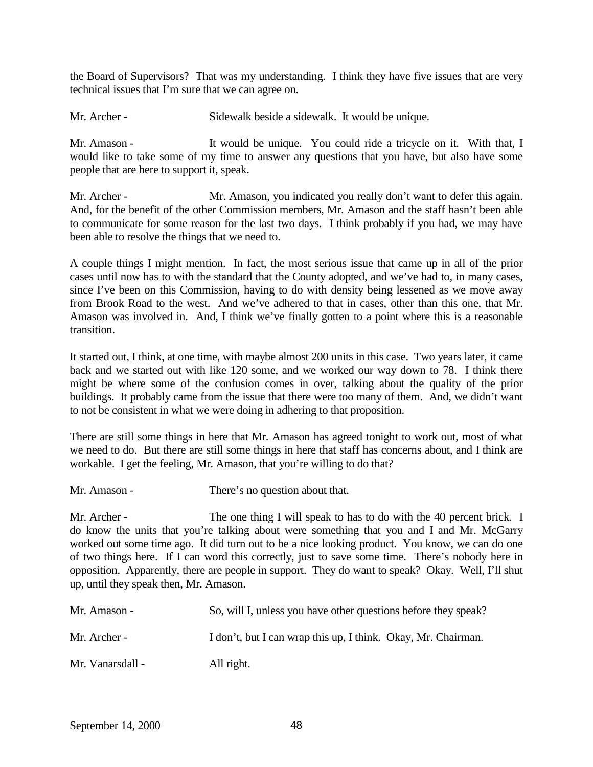the Board of Supervisors? That was my understanding. I think they have five issues that are very technical issues that I'm sure that we can agree on.

Mr. Archer - Sidewalk beside a sidewalk. It would be unique.

Mr. Amason - It would be unique. You could ride a tricycle on it. With that, I would like to take some of my time to answer any questions that you have, but also have some people that are here to support it, speak.

Mr. Archer - Mr. Amason, you indicated you really don't want to defer this again. And, for the benefit of the other Commission members, Mr. Amason and the staff hasn't been able to communicate for some reason for the last two days. I think probably if you had, we may have been able to resolve the things that we need to.

A couple things I might mention. In fact, the most serious issue that came up in all of the prior cases until now has to with the standard that the County adopted, and we've had to, in many cases, since I've been on this Commission, having to do with density being lessened as we move away from Brook Road to the west. And we've adhered to that in cases, other than this one, that Mr. Amason was involved in. And, I think we've finally gotten to a point where this is a reasonable transition.

It started out, I think, at one time, with maybe almost 200 units in this case. Two years later, it came back and we started out with like 120 some, and we worked our way down to 78. I think there might be where some of the confusion comes in over, talking about the quality of the prior buildings. It probably came from the issue that there were too many of them. And, we didn't want to not be consistent in what we were doing in adhering to that proposition.

There are still some things in here that Mr. Amason has agreed tonight to work out, most of what we need to do. But there are still some things in here that staff has concerns about, and I think are workable. I get the feeling, Mr. Amason, that you're willing to do that?

Mr. Amason - There's no question about that.

Mr. Archer - The one thing I will speak to has to do with the 40 percent brick. I do know the units that you're talking about were something that you and I and Mr. McGarry worked out some time ago. It did turn out to be a nice looking product. You know, we can do one of two things here. If I can word this correctly, just to save some time. There's nobody here in opposition. Apparently, there are people in support. They do want to speak? Okay. Well, I'll shut up, until they speak then, Mr. Amason.

Mr. Amason - So, will I, unless you have other questions before they speak?

Mr. Archer - I don't, but I can wrap this up, I think. Okay, Mr. Chairman.

Mr. Vanarsdall - All right.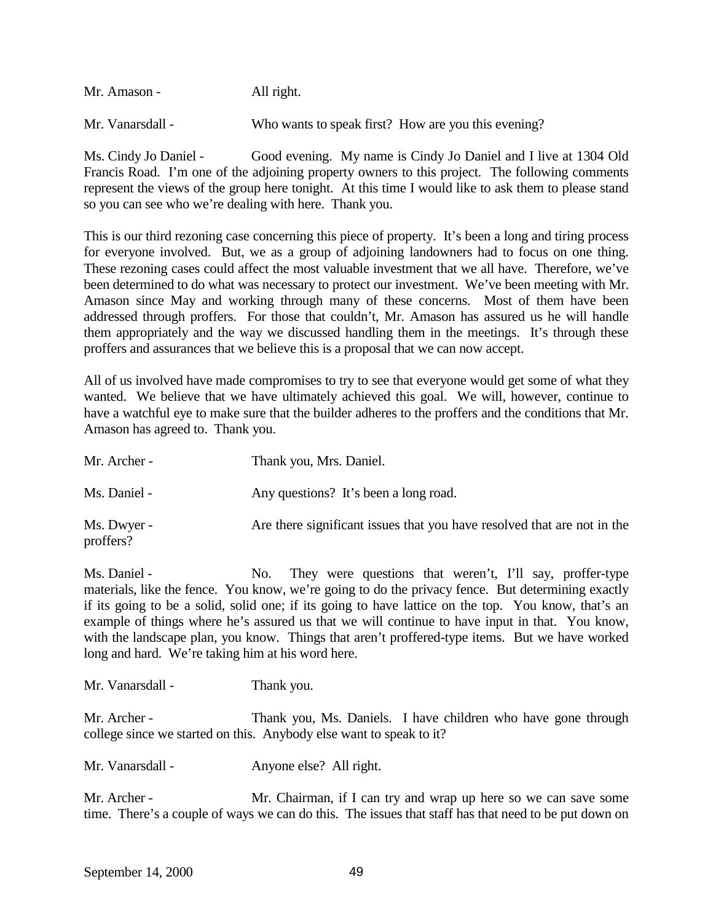Mr. Amason - All right.

Mr. Vanarsdall - Who wants to speak first? How are you this evening?

Ms. Cindy Jo Daniel - Good evening. My name is Cindy Jo Daniel and I live at 1304 Old Francis Road. I'm one of the adjoining property owners to this project. The following comments represent the views of the group here tonight. At this time I would like to ask them to please stand so you can see who we're dealing with here. Thank you.

This is our third rezoning case concerning this piece of property. It's been a long and tiring process for everyone involved. But, we as a group of adjoining landowners had to focus on one thing. These rezoning cases could affect the most valuable investment that we all have. Therefore, we've been determined to do what was necessary to protect our investment. We've been meeting with Mr. Amason since May and working through many of these concerns. Most of them have been addressed through proffers. For those that couldn't, Mr. Amason has assured us he will handle them appropriately and the way we discussed handling them in the meetings. It's through these proffers and assurances that we believe this is a proposal that we can now accept.

All of us involved have made compromises to try to see that everyone would get some of what they wanted. We believe that we have ultimately achieved this goal. We will, however, continue to have a watchful eye to make sure that the builder adheres to the proffers and the conditions that Mr. Amason has agreed to. Thank you.

Mr. Archer - Thank you, Mrs. Daniel.

Ms. Daniel - Any questions? It's been a long road.

Ms. Dwyer - Are there significant issues that you have resolved that are not in the proffers?

Ms. Daniel - No. They were questions that weren't, I'll say, proffer-type materials, like the fence. You know, we're going to do the privacy fence. But determining exactly if its going to be a solid, solid one; if its going to have lattice on the top. You know, that's an example of things where he's assured us that we will continue to have input in that. You know, with the landscape plan, you know. Things that aren't proffered-type items. But we have worked long and hard. We're taking him at his word here.

Mr. Vanarsdall - Thank you.

Mr. Archer - Thank you, Ms. Daniels. I have children who have gone through college since we started on this. Anybody else want to speak to it?

Mr. Vanarsdall - Anyone else? All right.

Mr. Archer - Mr. Chairman, if I can try and wrap up here so we can save some time. There's a couple of ways we can do this. The issues that staff has that need to be put down on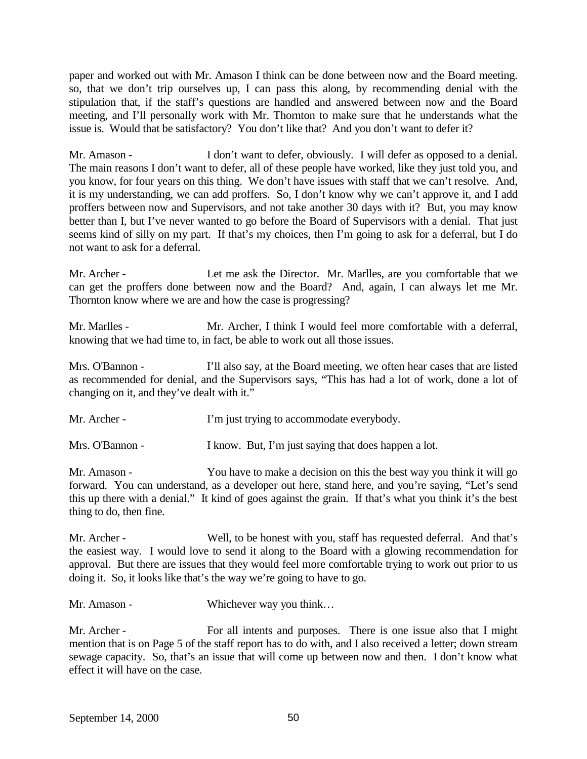paper and worked out with Mr. Amason I think can be done between now and the Board meeting. so, that we don't trip ourselves up, I can pass this along, by recommending denial with the stipulation that, if the staff's questions are handled and answered between now and the Board meeting, and I'll personally work with Mr. Thornton to make sure that he understands what the issue is. Would that be satisfactory? You don't like that? And you don't want to defer it?

Mr. Amason - I don't want to defer, obviously. I will defer as opposed to a denial. The main reasons I don't want to defer, all of these people have worked, like they just told you, and you know, for four years on this thing. We don't have issues with staff that we can't resolve. And, it is my understanding, we can add proffers. So, I don't know why we can't approve it, and I add proffers between now and Supervisors, and not take another 30 days with it? But, you may know better than I, but I've never wanted to go before the Board of Supervisors with a denial. That just seems kind of silly on my part. If that's my choices, then I'm going to ask for a deferral, but I do not want to ask for a deferral.

Mr. Archer - Let me ask the Director. Mr. Marlles, are you comfortable that we can get the proffers done between now and the Board? And, again, I can always let me Mr. Thornton know where we are and how the case is progressing?

Mr. Marlles - Mr. Archer, I think I would feel more comfortable with a deferral, knowing that we had time to, in fact, be able to work out all those issues.

Mrs. O'Bannon - I'll also say, at the Board meeting, we often hear cases that are listed as recommended for denial, and the Supervisors says, "This has had a lot of work, done a lot of changing on it, and they've dealt with it."

Mr. Archer - I'm just trying to accommodate everybody.

Mrs. O'Bannon - I know. But, I'm just saying that does happen a lot.

Mr. Amason - You have to make a decision on this the best way you think it will go forward. You can understand, as a developer out here, stand here, and you're saying, "Let's send this up there with a denial." It kind of goes against the grain. If that's what you think it's the best thing to do, then fine.

Mr. Archer - Well, to be honest with you, staff has requested deferral. And that's the easiest way. I would love to send it along to the Board with a glowing recommendation for approval. But there are issues that they would feel more comfortable trying to work out prior to us doing it. So, it looks like that's the way we're going to have to go.

Mr. Amason - Whichever way you think…

Mr. Archer - For all intents and purposes. There is one issue also that I might mention that is on Page 5 of the staff report has to do with, and I also received a letter; down stream sewage capacity. So, that's an issue that will come up between now and then. I don't know what effect it will have on the case.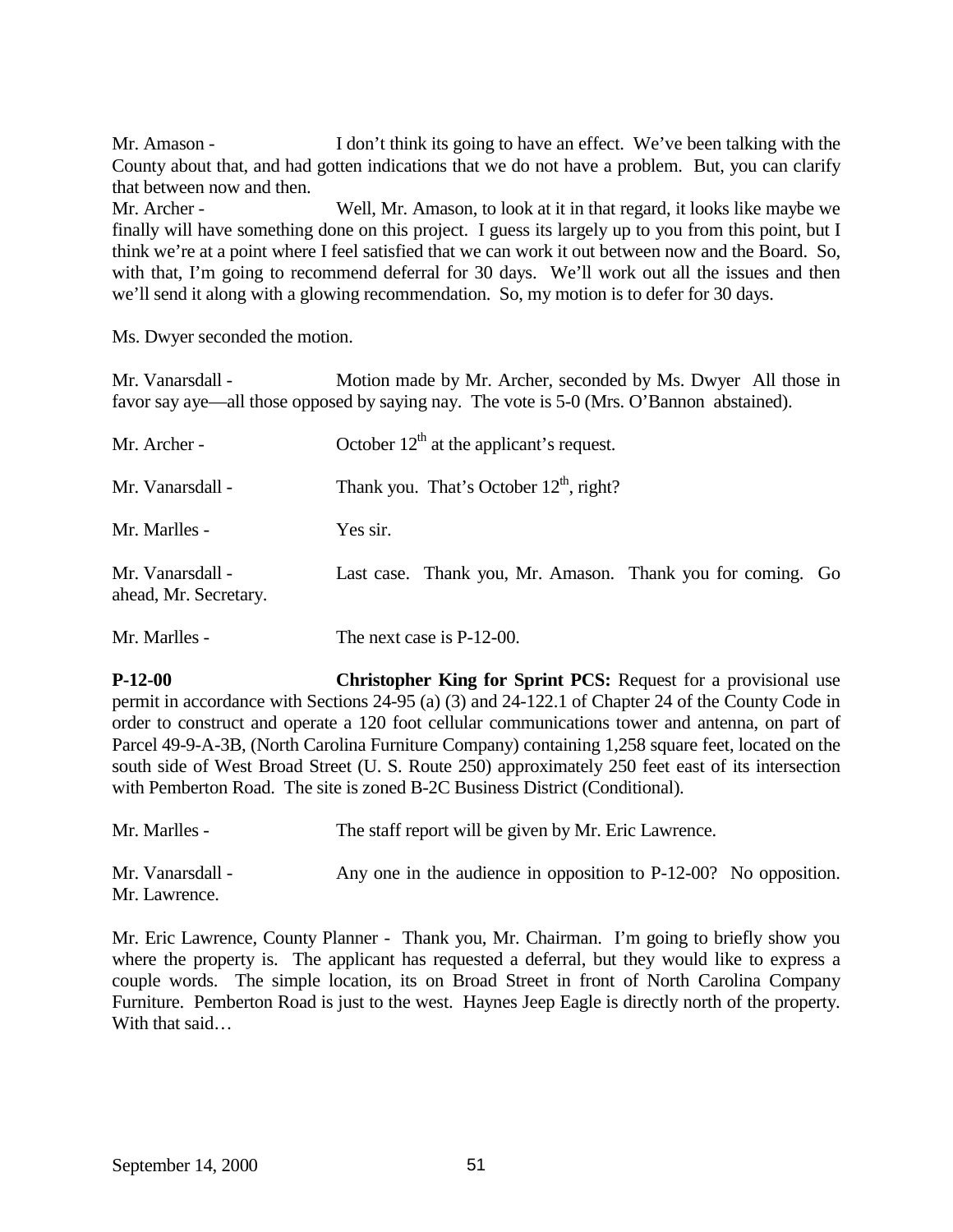Mr. Amason - I don't think its going to have an effect. We've been talking with the County about that, and had gotten indications that we do not have a problem. But, you can clarify that between now and then.

Mr. Archer - Well, Mr. Amason, to look at it in that regard, it looks like maybe we finally will have something done on this project. I guess its largely up to you from this point, but I think we're at a point where I feel satisfied that we can work it out between now and the Board. So, with that, I'm going to recommend deferral for 30 days. We'll work out all the issues and then we'll send it along with a glowing recommendation. So, my motion is to defer for 30 days.

Ms. Dwyer seconded the motion.

Mr. Vanarsdall - Motion made by Mr. Archer, seconded by Ms. Dwyer All those in favor say aye—all those opposed by saying nay. The vote is 5-0 (Mrs. O'Bannon abstained).

Mr. Archer - October 12th at the applicant's request.

Mr. Vanarsdall - Thank you. That's October 12th, right?

Mr. Marlles - Yes sir.

Mr. Vanarsdall - Last case. Thank you, Mr. Amason. Thank you for coming. Go ahead, Mr. Secretary.

Mr. Marlles - The next case is P-12-00.

**P-12-00** **Christopher King for Sprint PCS:** Request for a provisional use permit in accordance with Sections 24-95 (a) (3) and 24-122.1 of Chapter 24 of the County Code in order to construct and operate a 120 foot cellular communications tower and antenna, on part of Parcel 49-9-A-3B, (North Carolina Furniture Company) containing 1,258 square feet, located on the south side of West Broad Street (U. S. Route 250) approximately 250 feet east of its intersection with Pemberton Road. The site is zoned B-2C Business District (Conditional).

Mr. Marlles - The staff report will be given by Mr. Eric Lawrence.

Mr. Vanarsdall - Any one in the audience in opposition to P-12-00? No opposition. Mr. Lawrence.

Mr. Eric Lawrence, County Planner - Thank you, Mr. Chairman. I'm going to briefly show you where the property is. The applicant has requested a deferral, but they would like to express a couple words. The simple location, its on Broad Street in front of North Carolina Company Furniture. Pemberton Road is just to the west. Haynes Jeep Eagle is directly north of the property. With that said…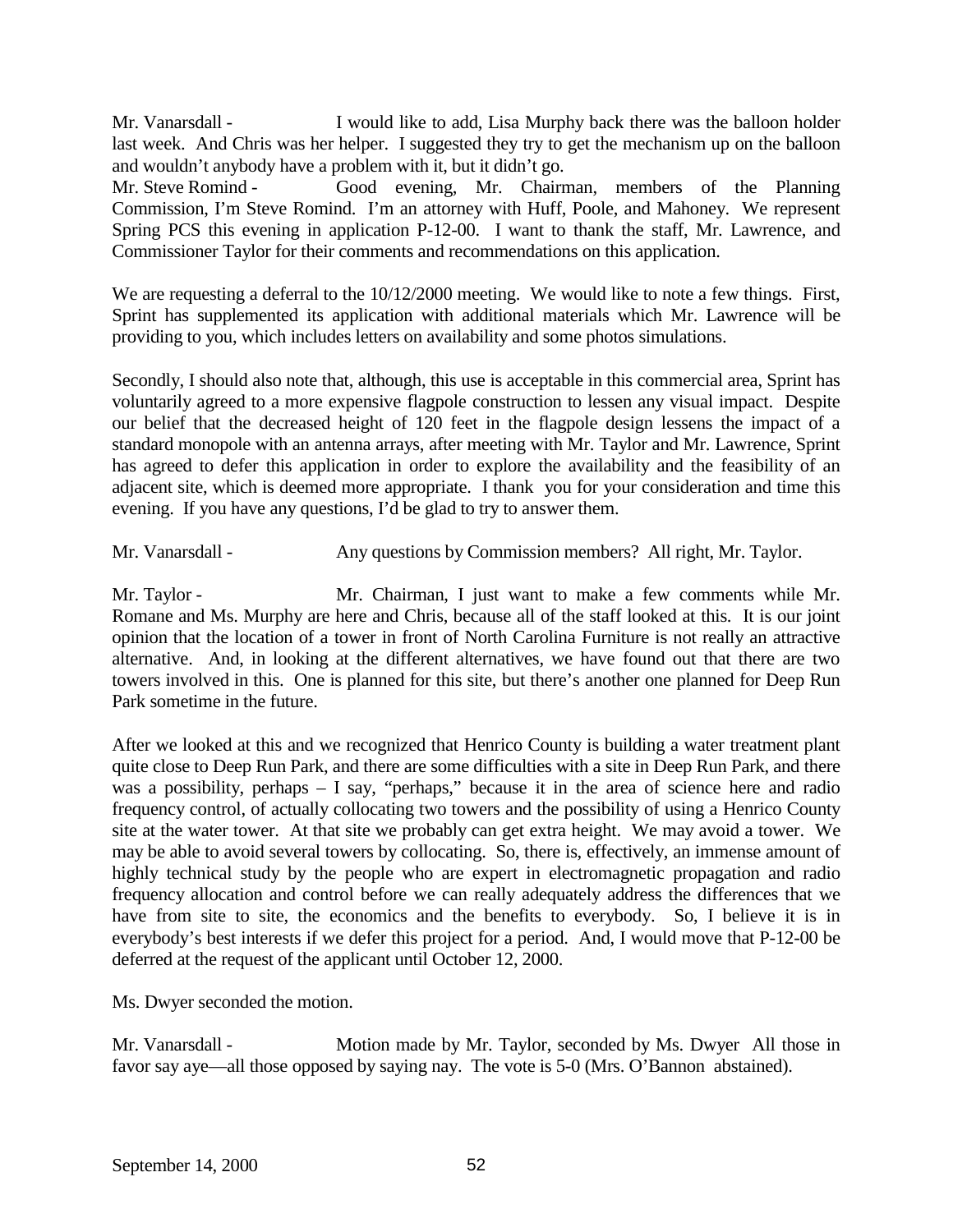Mr. Vanarsdall - I would like to add, Lisa Murphy back there was the balloon holder last week. And Chris was her helper. I suggested they try to get the mechanism up on the balloon and wouldn't anybody have a problem with it, but it didn't go.

Mr. Steve Romind - Good evening, Mr. Chairman, members of the Planning Commission, I'm Steve Romind. I'm an attorney with Huff, Poole, and Mahoney. We represent Spring PCS this evening in application P-12-00. I want to thank the staff, Mr. Lawrence, and Commissioner Taylor for their comments and recommendations on this application.

We are requesting a deferral to the 10/12/2000 meeting. We would like to note a few things. First, Sprint has supplemented its application with additional materials which Mr. Lawrence will be providing to you, which includes letters on availability and some photos simulations.

Secondly, I should also note that, although, this use is acceptable in this commercial area, Sprint has voluntarily agreed to a more expensive flagpole construction to lessen any visual impact. Despite our belief that the decreased height of 120 feet in the flagpole design lessens the impact of a standard monopole with an antenna arrays, after meeting with Mr. Taylor and Mr. Lawrence, Sprint has agreed to defer this application in order to explore the availability and the feasibility of an adjacent site, which is deemed more appropriate. I thank you for your consideration and time this evening. If you have any questions, I'd be glad to try to answer them.

Mr. Vanarsdall - Any questions by Commission members? All right, Mr. Taylor.

Mr. Taylor - Mr. Chairman, I just want to make a few comments while Mr. Romane and Ms. Murphy are here and Chris, because all of the staff looked at this. It is our joint opinion that the location of a tower in front of North Carolina Furniture is not really an attractive alternative. And, in looking at the different alternatives, we have found out that there are two towers involved in this. One is planned for this site, but there's another one planned for Deep Run Park sometime in the future.

After we looked at this and we recognized that Henrico County is building a water treatment plant quite close to Deep Run Park, and there are some difficulties with a site in Deep Run Park, and there was a possibility, perhaps – I say, "perhaps," because it in the area of science here and radio frequency control, of actually collocating two towers and the possibility of using a Henrico County site at the water tower. At that site we probably can get extra height. We may avoid a tower. We may be able to avoid several towers by collocating. So, there is, effectively, an immense amount of highly technical study by the people who are expert in electromagnetic propagation and radio frequency allocation and control before we can really adequately address the differences that we have from site to site, the economics and the benefits to everybody. So, I believe it is in everybody's best interests if we defer this project for a period. And, I would move that P-12-00 be deferred at the request of the applicant until October 12, 2000.

Ms. Dwyer seconded the motion.

Mr. Vanarsdall - Motion made by Mr. Taylor, seconded by Ms. Dwyer All those in favor say aye—all those opposed by saying nay. The vote is 5-0 (Mrs. O'Bannon abstained).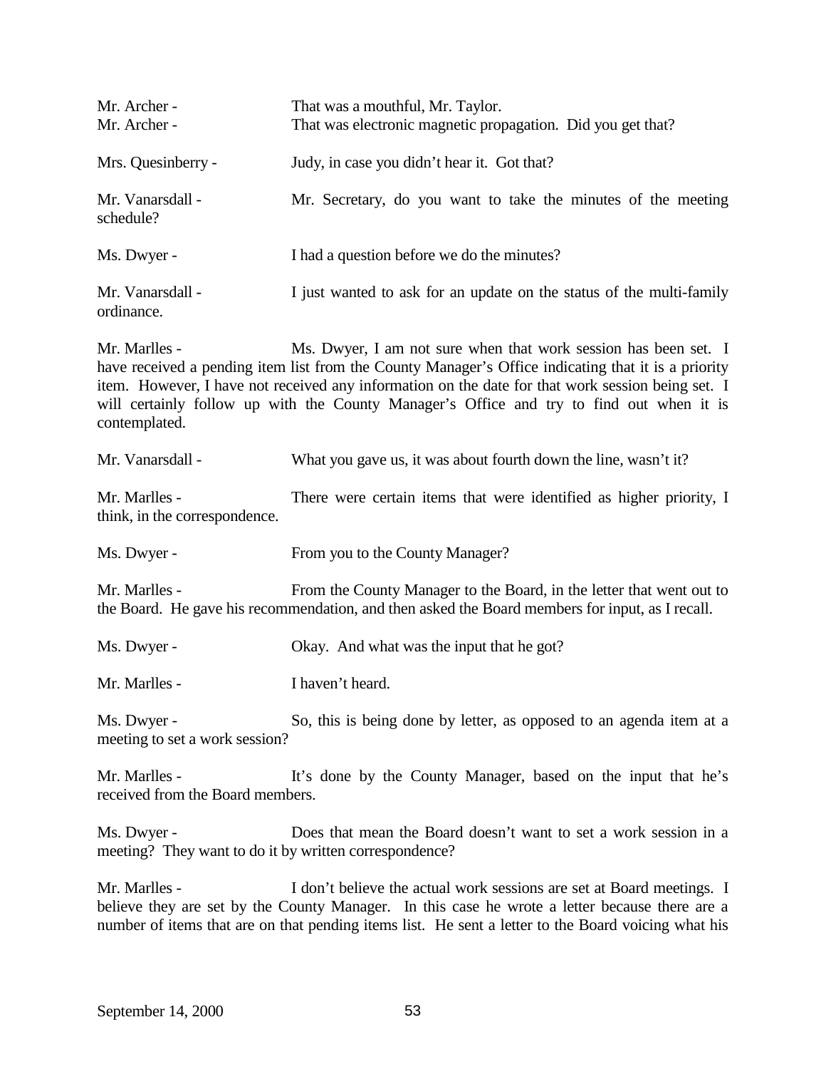Mr. Archer - That was a mouthful, Mr. Taylor.
Mr. Archer - That was electronic magnetic propagation. Did you get that?

Mrs. Quesinberry - Judy, in case you didn't hear it. Got that?

Mr. Vanarsdall - Mr. Secretary, do you want to take the minutes of the meeting schedule?

Ms. Dwyer - I had a question before we do the minutes?

Mr. Vanarsdall - I just wanted to ask for an update on the status of the multi-family ordinance.

Mr. Marlles - Ms. Dwyer, I am not sure when that work session has been set. I have received a pending item list from the County Manager's Office indicating that it is a priority item. However, I have not received any information on the date for that work session being set. I will certainly follow up with the County Manager's Office and try to find out when it is contemplated.

Mr. Vanarsdall - What you gave us, it was about fourth down the line, wasn't it?

Mr. Marlles - There were certain items that were identified as higher priority, I think, in the correspondence.

Ms. Dwyer - From you to the County Manager?

Mr. Marlles - From the County Manager to the Board, in the letter that went out to the Board. He gave his recommendation, and then asked the Board members for input, as I recall.

Ms. Dwyer - Okay. And what was the input that he got?

Mr. Marlles - I haven't heard.

Ms. Dwyer - So, this is being done by letter, as opposed to an agenda item at a meeting to set a work session?

Mr. Marlles - It's done by the County Manager, based on the input that he's received from the Board members.

Ms. Dwyer - Does that mean the Board doesn't want to set a work session in a meeting? They want to do it by written correspondence?

Mr. Marlles - I don't believe the actual work sessions are set at Board meetings. I believe they are set by the County Manager. In this case he wrote a letter because there are a number of items that are on that pending items list. He sent a letter to the Board voicing what his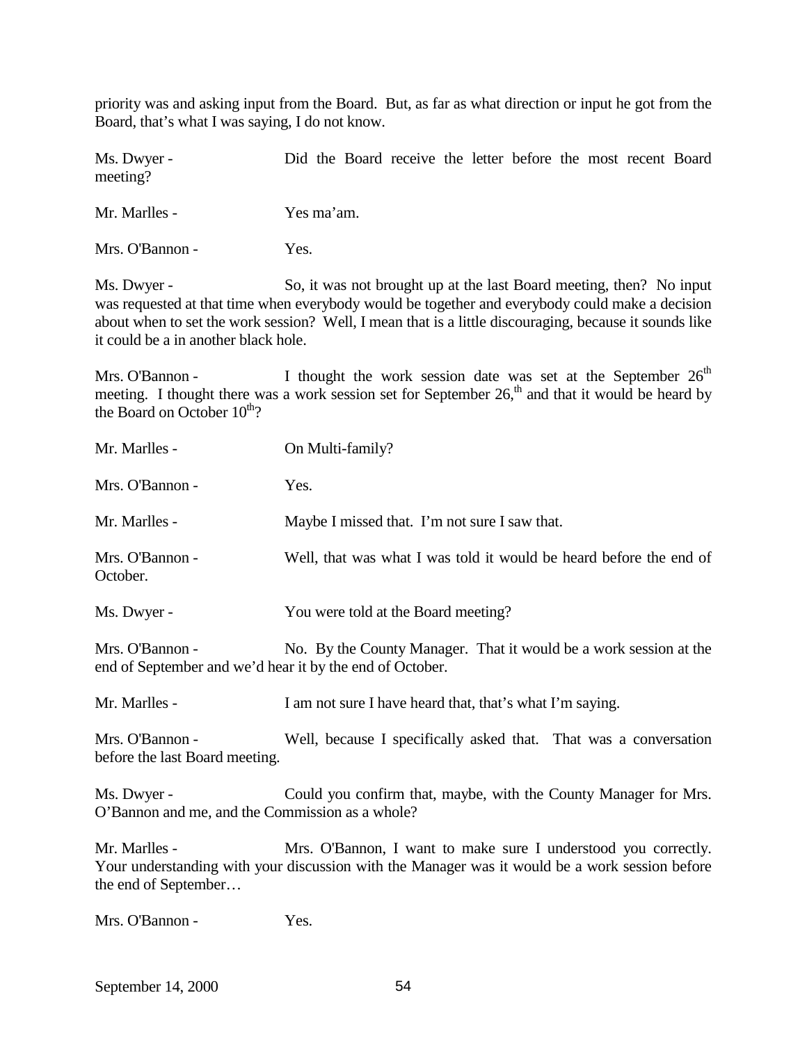priority was and asking input from the Board. But, as far as what direction or input he got from the Board, that's what I was saying, I do not know.

Ms. Dwyer - Did the Board receive the letter before the most recent Board meeting?

Mr. Marlles - Yes ma'am.

Mrs. O'Bannon - Yes.

Ms. Dwyer - So, it was not brought up at the last Board meeting, then? No input was requested at that time when everybody would be together and everybody could make a decision about when to set the work session? Well, I mean that is a little discouraging, because it sounds like it could be a in another black hole.

Mrs. O'Bannon - I thought the work session date was set at the September 26th meeting. I thought there was a work session set for September 26,th and that it would be heard by the Board on October 10th?

Mr. Marlles - On Multi-family?

Mrs. O'Bannon - Yes.

Mr. Marlles - Maybe I missed that. I'm not sure I saw that.

Mrs. O'Bannon - Well, that was what I was told it would be heard before the end of October.

Ms. Dwyer - You were told at the Board meeting?

Mrs. O'Bannon - No. By the County Manager. That it would be a work session at the end of September and we'd hear it by the end of October.

Mr. Marlles - I am not sure I have heard that, that's what I'm saying.

Mrs. O'Bannon - Well, because I specifically asked that. That was a conversation before the last Board meeting.

Ms. Dwyer - Could you confirm that, maybe, with the County Manager for Mrs. O'Bannon and me, and the Commission as a whole?

Mr. Marlles - Mrs. O'Bannon, I want to make sure I understood you correctly. Your understanding with your discussion with the Manager was it would be a work session before the end of September…

Mrs. O'Bannon - Yes.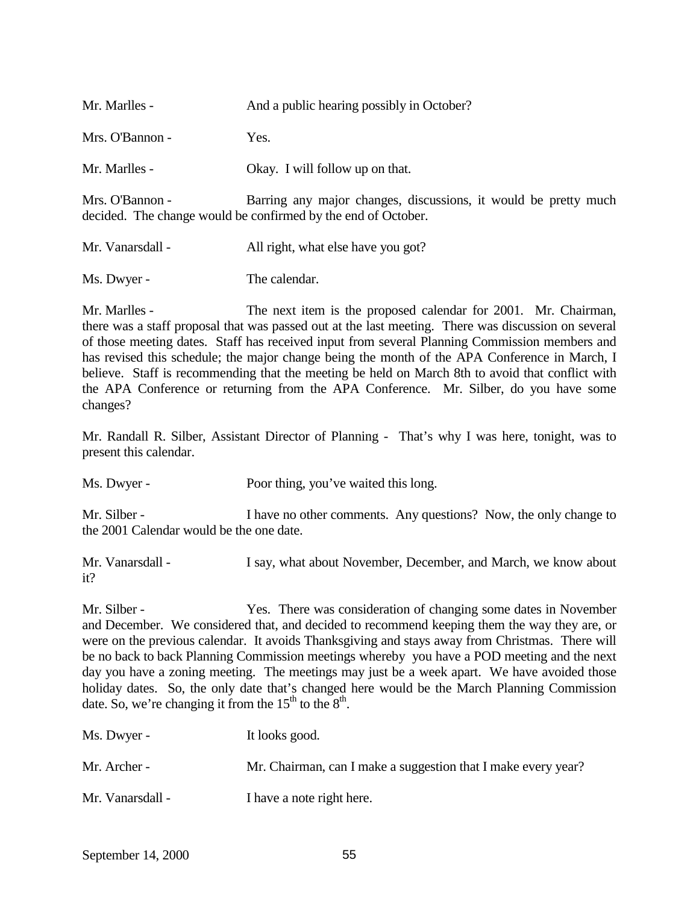Mr. Marlles - And a public hearing possibly in October?

Mrs. O'Bannon - Yes.

Mr. Marlles - Okay. I will follow up on that.

Mrs. O'Bannon - Barring any major changes, discussions, it would be pretty much decided. The change would be confirmed by the end of October.

Mr. Vanarsdall - All right, what else have you got?

Ms. Dwyer - The calendar.

Mr. Marlles - The next item is the proposed calendar for 2001. Mr. Chairman, there was a staff proposal that was passed out at the last meeting. There was discussion on several of those meeting dates. Staff has received input from several Planning Commission members and has revised this schedule; the major change being the month of the APA Conference in March, I believe. Staff is recommending that the meeting be held on March 8th to avoid that conflict with the APA Conference or returning from the APA Conference. Mr. Silber, do you have some changes?

Mr. Randall R. Silber, Assistant Director of Planning - That's why I was here, tonight, was to present this calendar.

Ms. Dwyer - Poor thing, you've waited this long.

Mr. Silber - I have no other comments. Any questions? Now, the only change to the 2001 Calendar would be the one date.

Mr. Vanarsdall - I say, what about November, December, and March, we know about it?

Mr. Silber - Yes. There was consideration of changing some dates in November and December. We considered that, and decided to recommend keeping them the way they are, or were on the previous calendar. It avoids Thanksgiving and stays away from Christmas. There will be no back to back Planning Commission meetings whereby you have a POD meeting and the next day you have a zoning meeting. The meetings may just be a week apart. We have avoided those holiday dates. So, the only date that's changed here would be the March Planning Commission date. So, we're changing it from the 15th to the 8th.

Ms. Dwyer - It looks good.

Mr. Archer - Mr. Chairman, can I make a suggestion that I make every year?

Mr. Vanarsdall - I have a note right here.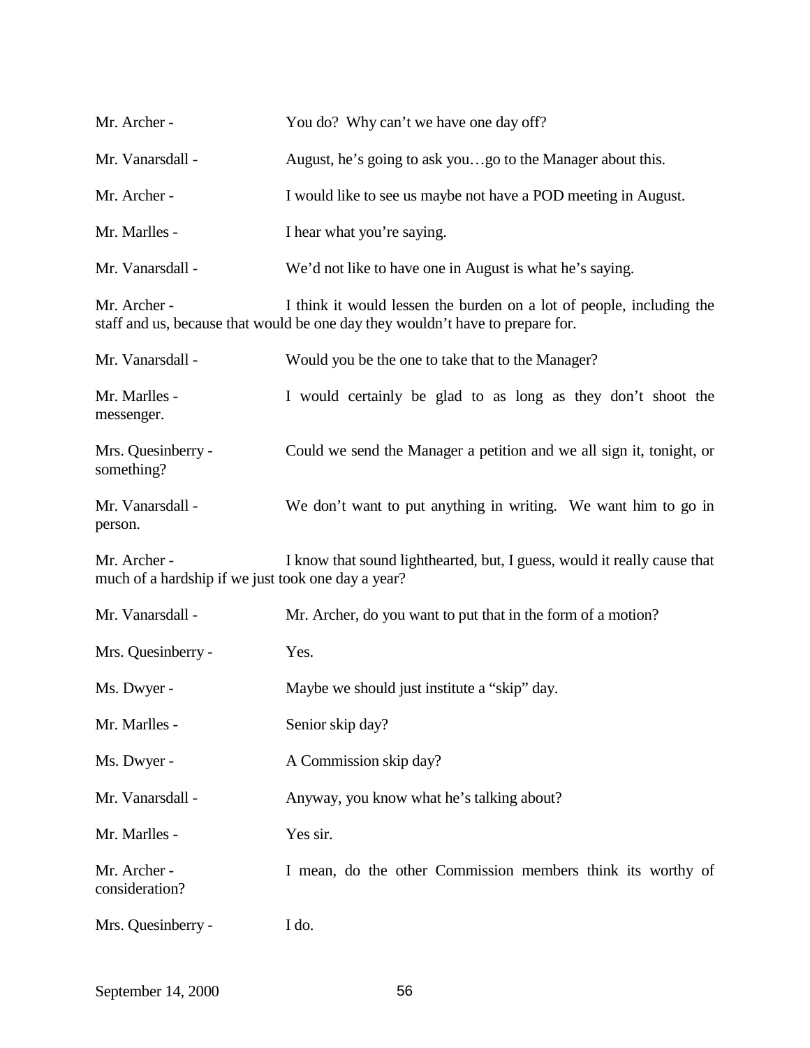Mr. Archer - You do? Why can't we have one day off?

Mr. Vanarsdall - August, he's going to ask you…go to the Manager about this.

Mr. Archer - I would like to see us maybe not have a POD meeting in August.

Mr. Marlles - I hear what you're saying.

Mr. Vanarsdall - We'd not like to have one in August is what he's saying.

Mr. Archer - I think it would lessen the burden on a lot of people, including the staff and us, because that would be one day they wouldn't have to prepare for.

Mr. Vanarsdall - Would you be the one to take that to the Manager?

Mr. Marlles - I would certainly be glad to as long as they don't shoot the messenger.

Mrs. Quesinberry - Could we send the Manager a petition and we all sign it, tonight, or something?

Mr. Vanarsdall - We don't want to put anything in writing. We want him to go in person.

Mr. Archer - I know that sound lighthearted, but, I guess, would it really cause that much of a hardship if we just took one day a year?

Mr. Vanarsdall - Mr. Archer, do you want to put that in the form of a motion?

Mrs. Quesinberry - Yes.

Ms. Dwyer - Maybe we should just institute a "skip" day.

Mr. Marlles - Senior skip day?

Ms. Dwyer - A Commission skip day?

Mr. Vanarsdall - Anyway, you know what he's talking about?

Mr. Marlles - Yes sir.

Mr. Archer - I mean, do the other Commission members think its worthy of consideration?

Mrs. Quesinberry - I do.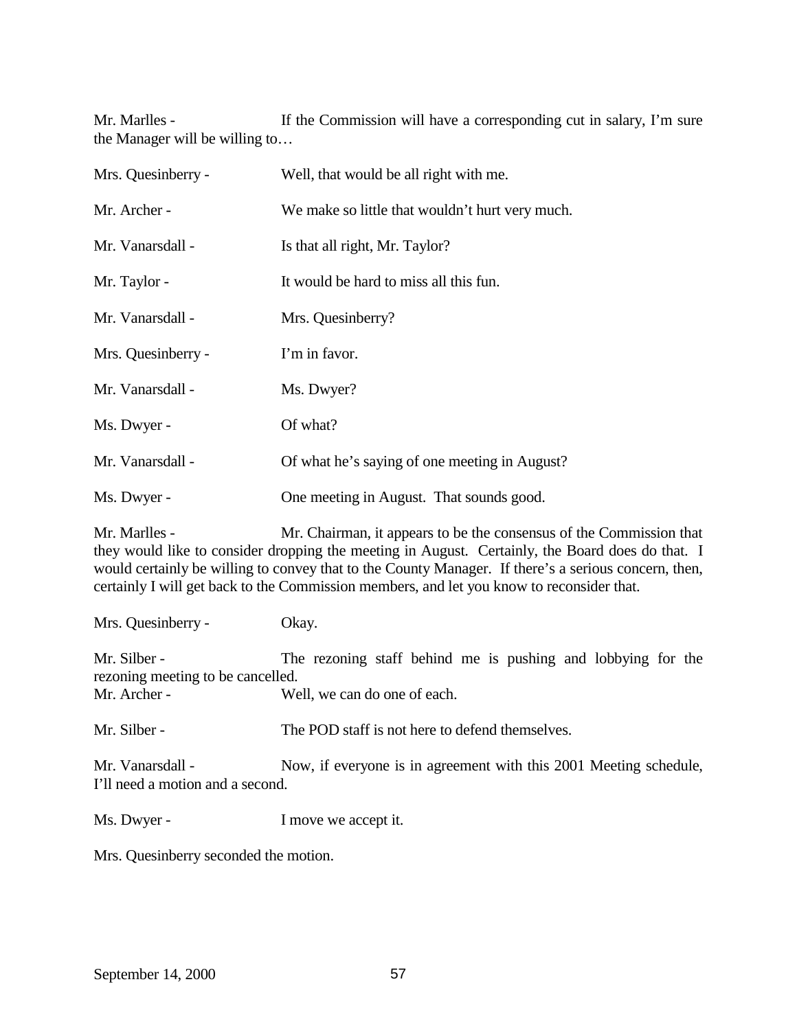Mr. Marlles - If the Commission will have a corresponding cut in salary, I'm sure the Manager will be willing to…

Mrs. Quesinberry - Well, that would be all right with me.

Mr. Archer - We make so little that wouldn't hurt very much.

Mr. Vanarsdall - Is that all right, Mr. Taylor?

Mr. Taylor - It would be hard to miss all this fun.

Mr. Vanarsdall - Mrs. Quesinberry?

Mrs. Quesinberry - I'm in favor.

Mr. Vanarsdall - Ms. Dwyer?

Ms. Dwyer - Of what?

Mr. Vanarsdall - Of what he's saying of one meeting in August?

Ms. Dwyer - One meeting in August. That sounds good.

Mr. Marlles - Mr. Chairman, it appears to be the consensus of the Commission that they would like to consider dropping the meeting in August. Certainly, the Board does do that. I would certainly be willing to convey that to the County Manager. If there's a serious concern, then, certainly I will get back to the Commission members, and let you know to reconsider that.

Mrs. Quesinberry - Okay.

Mr. Silber - The rezoning staff behind me is pushing and lobbying for the rezoning meeting to be cancelled.

Mr. Archer - Well, we can do one of each.

Mr. Silber - The POD staff is not here to defend themselves.

Mr. Vanarsdall - Now, if everyone is in agreement with this 2001 Meeting schedule, I'll need a motion and a second.

Ms. Dwyer - I move we accept it.

Mrs. Quesinberry seconded the motion.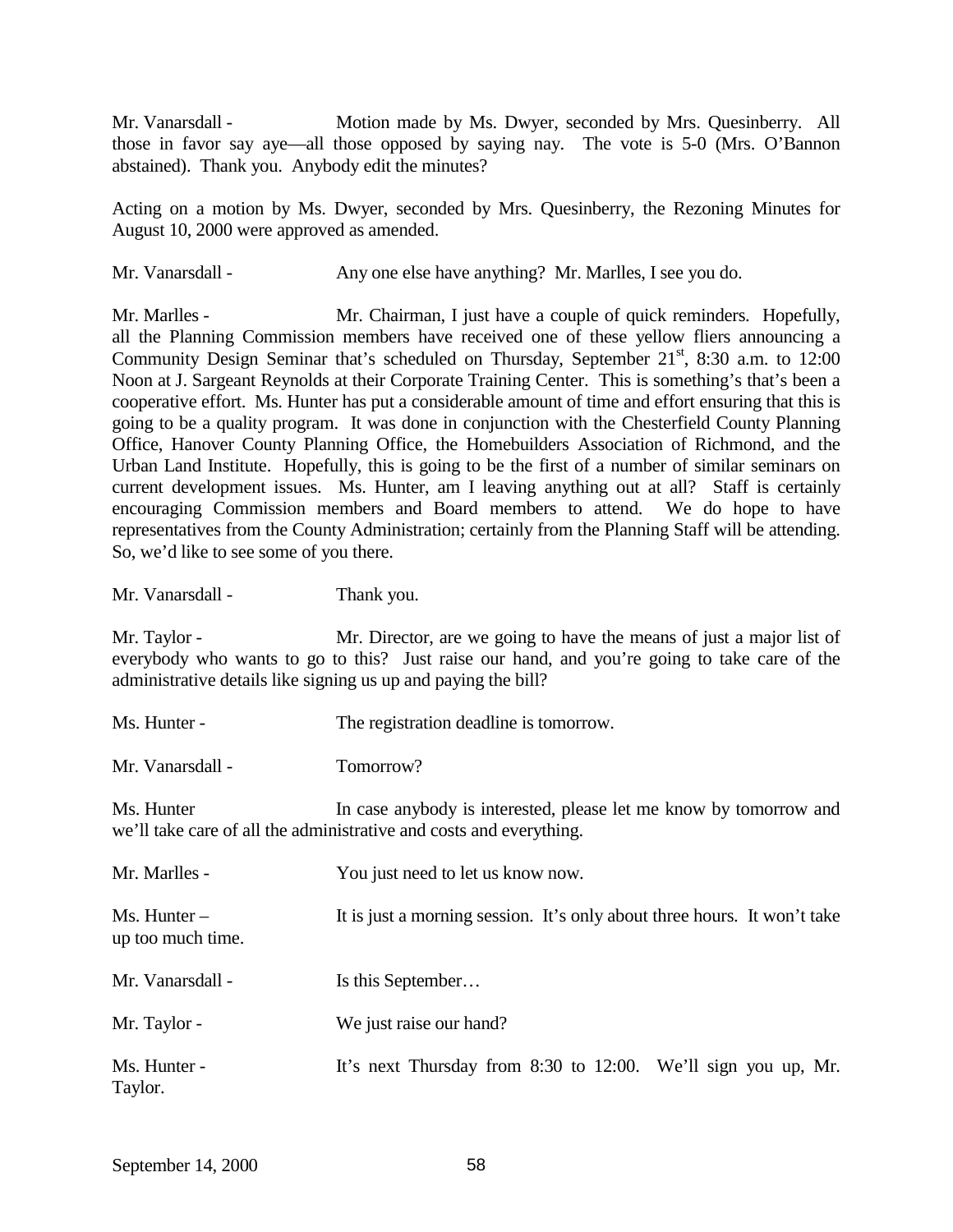Mr. Vanarsdall - Motion made by Ms. Dwyer, seconded by Mrs. Quesinberry. All those in favor say aye—all those opposed by saying nay. The vote is 5-0 (Mrs. O'Bannon abstained). Thank you. Anybody edit the minutes?

Acting on a motion by Ms. Dwyer, seconded by Mrs. Quesinberry, the Rezoning Minutes for August 10, 2000 were approved as amended.

Mr. Vanarsdall - Any one else have anything? Mr. Marlles, I see you do.

Mr. Marlles - Mr. Chairman, I just have a couple of quick reminders. Hopefully, all the Planning Commission members have received one of these yellow fliers announcing a Community Design Seminar that's scheduled on Thursday, September 21st, 8:30 a.m. to 12:00 Noon at J. Sargeant Reynolds at their Corporate Training Center. This is something's that's been a cooperative effort. Ms. Hunter has put a considerable amount of time and effort ensuring that this is going to be a quality program. It was done in conjunction with the Chesterfield County Planning Office, Hanover County Planning Office, the Homebuilders Association of Richmond, and the Urban Land Institute. Hopefully, this is going to be the first of a number of similar seminars on current development issues. Ms. Hunter, am I leaving anything out at all? Staff is certainly encouraging Commission members and Board members to attend. We do hope to have representatives from the County Administration; certainly from the Planning Staff will be attending. So, we'd like to see some of you there.

Mr. Vanarsdall - Thank you.

Mr. Taylor - Mr. Director, are we going to have the means of just a major list of everybody who wants to go to this? Just raise our hand, and you're going to take care of the administrative details like signing us up and paying the bill?

Ms. Hunter - The registration deadline is tomorrow.

Mr. Vanarsdall - Tomorrow?

Ms. Hunter In case anybody is interested, please let me know by tomorrow and we'll take care of all the administrative and costs and everything.

Mr. Marlles - You just need to let us know now.

Ms. Hunter – It is just a morning session. It's only about three hours. It won't take up too much time.

Mr. Vanarsdall - Is this September…

Mr. Taylor - We just raise our hand?

Ms. Hunter - It's next Thursday from 8:30 to 12:00. We'll sign you up, Mr. Taylor.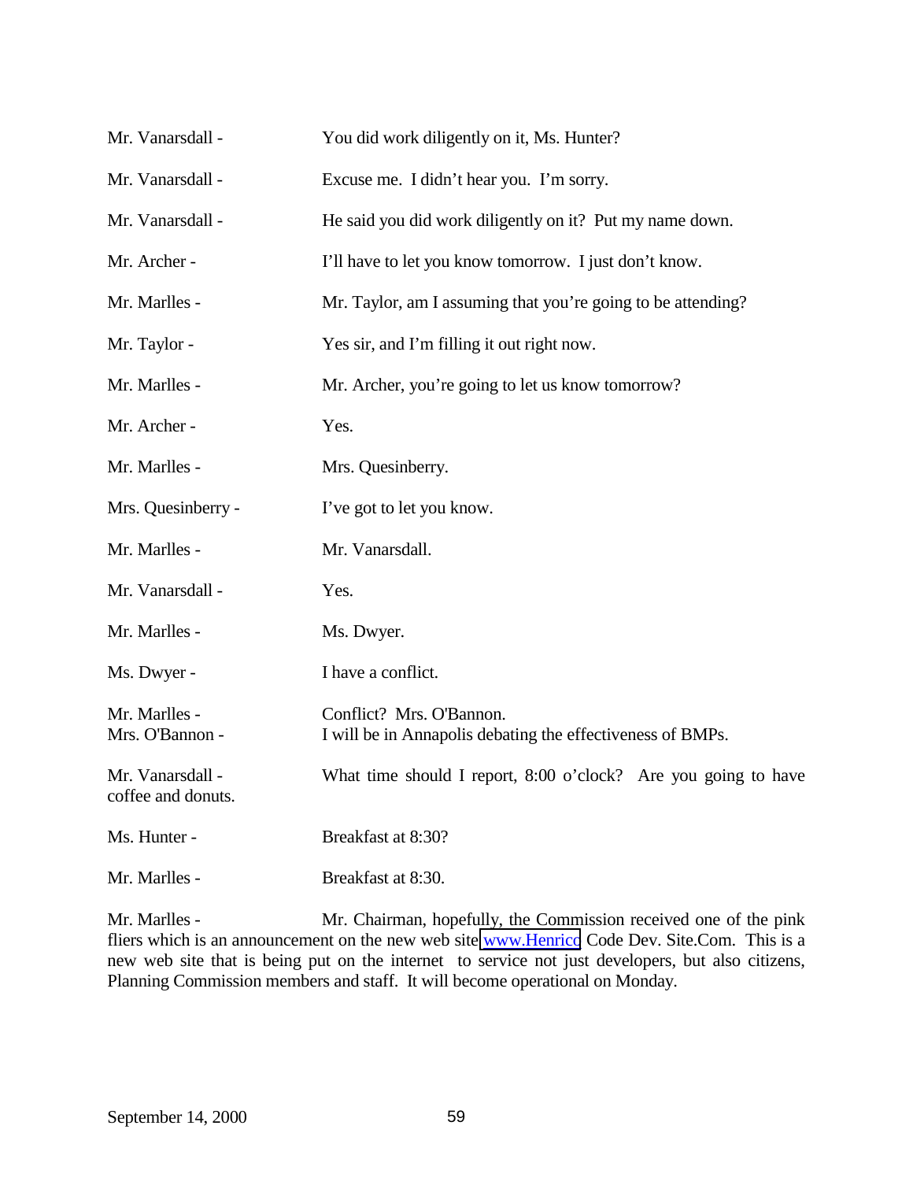Mr. Vanarsdall - You did work diligently on it, Ms. Hunter?

Mr. Vanarsdall - Excuse me. I didn't hear you. I'm sorry.

Mr. Vanarsdall - He said you did work diligently on it? Put my name down.

Mr. Archer - I'll have to let you know tomorrow. I just don't know.

Mr. Marlles - Mr. Taylor, am I assuming that you're going to be attending?

Mr. Taylor - Yes sir, and I'm filling it out right now.

Mr. Marlles - Mr. Archer, you're going to let us know tomorrow?

Mr. Archer - Yes.

Mr. Marlles - Mrs. Quesinberry.

Mrs. Quesinberry - I've got to let you know.

Mr. Marlles - Mr. Vanarsdall.

Mr. Vanarsdall - Yes.

Mr. Marlles - Ms. Dwyer.

Ms. Dwyer - I have a conflict.

Mr. Marlles - Conflict? Mrs. O'Bannon.
Mrs. O'Bannon - I will be in Annapolis debating the effectiveness of BMPs.

Mr. Vanarsdall - What time should I report, 8:00 o'clock? Are you going to have coffee and donuts.

Ms. Hunter - Breakfast at 8:30?

Mr. Marlles - Breakfast at 8:30.

Mr. Marlles - Mr. Chairman, hopefully, the Commission received one of the pink fliers which is an announcement on the new web site www.Henrico Code Dev. Site.Com. This is a new web site that is being put on the internet to service not just developers, but also citizens, Planning Commission members and staff. It will become operational on Monday.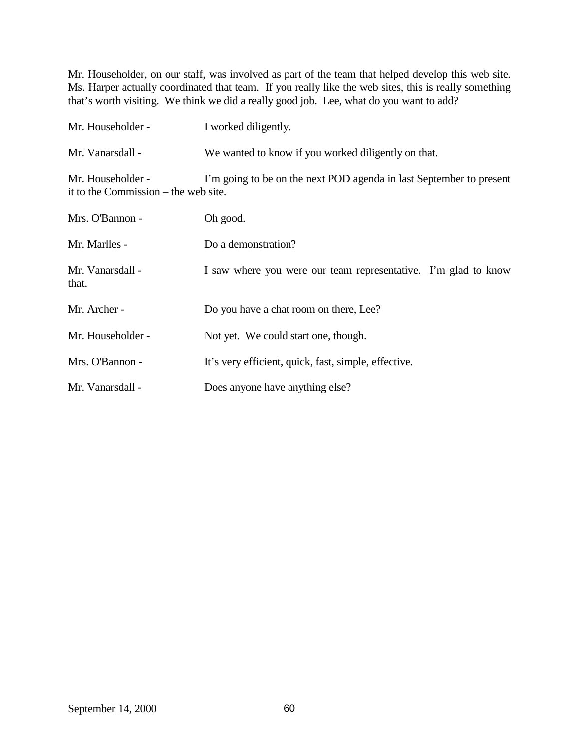Mr. Householder, on our staff, was involved as part of the team that helped develop this web site. Ms. Harper actually coordinated that team. If you really like the web sites, this is really something that's worth visiting. We think we did a really good job. Lee, what do you want to add?

Mr. Householder - I worked diligently.

Mr. Vanarsdall - We wanted to know if you worked diligently on that.

Mr. Householder - I'm going to be on the next POD agenda in last September to present it to the Commission – the web site.

Mrs. O'Bannon - Oh good.

Mr. Marlles - Do a demonstration?

Mr. Vanarsdall - I saw where you were our team representative. I'm glad to know that.

Mr. Archer - Do you have a chat room on there, Lee?

Mr. Householder - Not yet. We could start one, though.

Mrs. O'Bannon - It's very efficient, quick, fast, simple, effective.

Mr. Vanarsdall - Does anyone have anything else?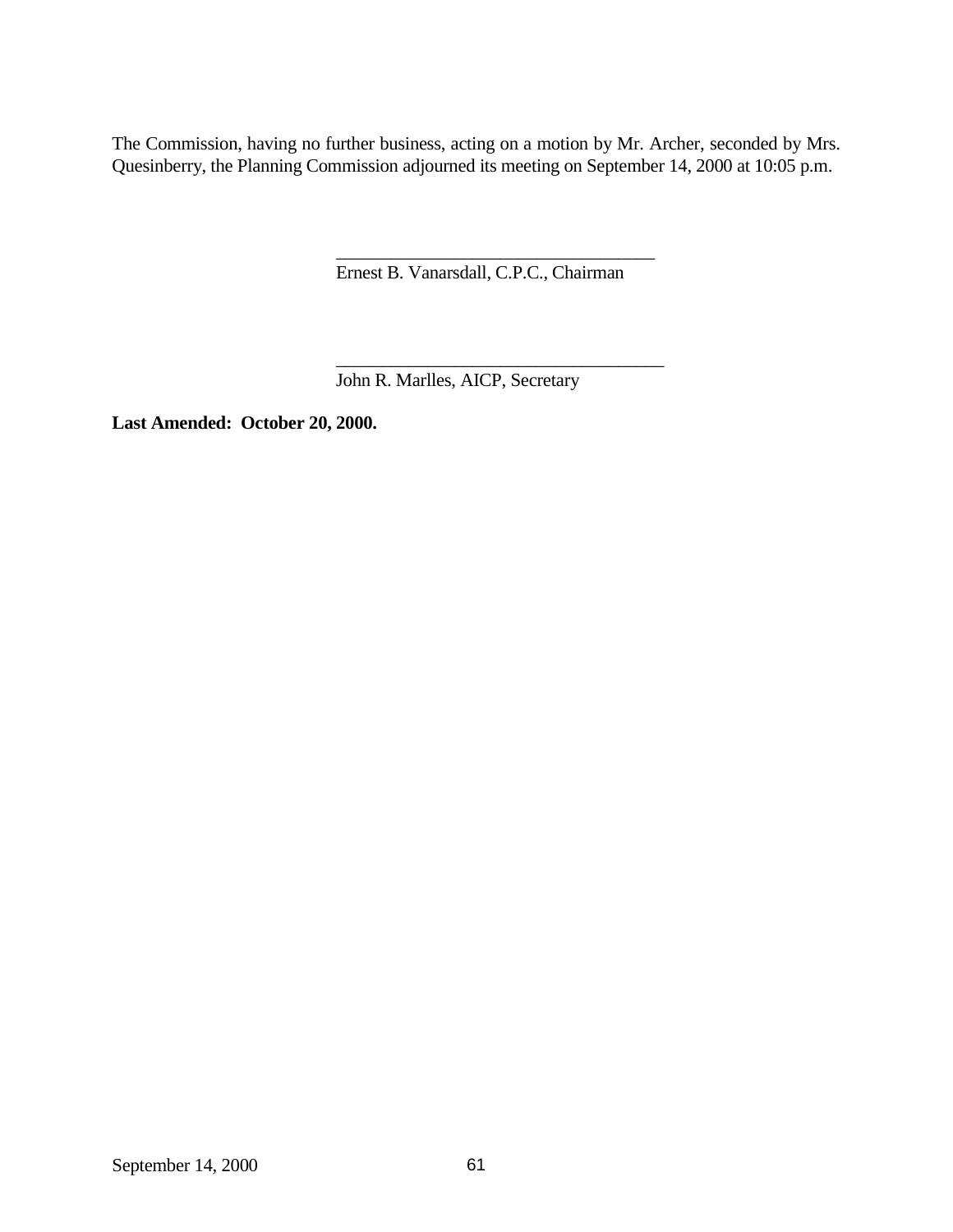The Commission, having no further business, acting on a motion by Mr. Archer, seconded by Mrs. Quesinberry, the Planning Commission adjourned its meeting on September 14, 2000 at 10:05 p.m.

\_\_\_\_\_\_\_\_\_\_\_\_\_\_\_\_\_\_\_\_\_\_\_\_\_\_\_\_\_\_\_\_\_\_\_\_
Ernest B. Vanarsdall, C.P.C., Chairman

\_\_\_\_\_\_\_\_\_\_\_\_\_\_\_\_\_\_\_\_\_\_\_\_\_\_\_\_\_\_\_\_\_\_\_\_\_
John R. Marlles, AICP, Secretary

**Last Amended: October 20, 2000.**